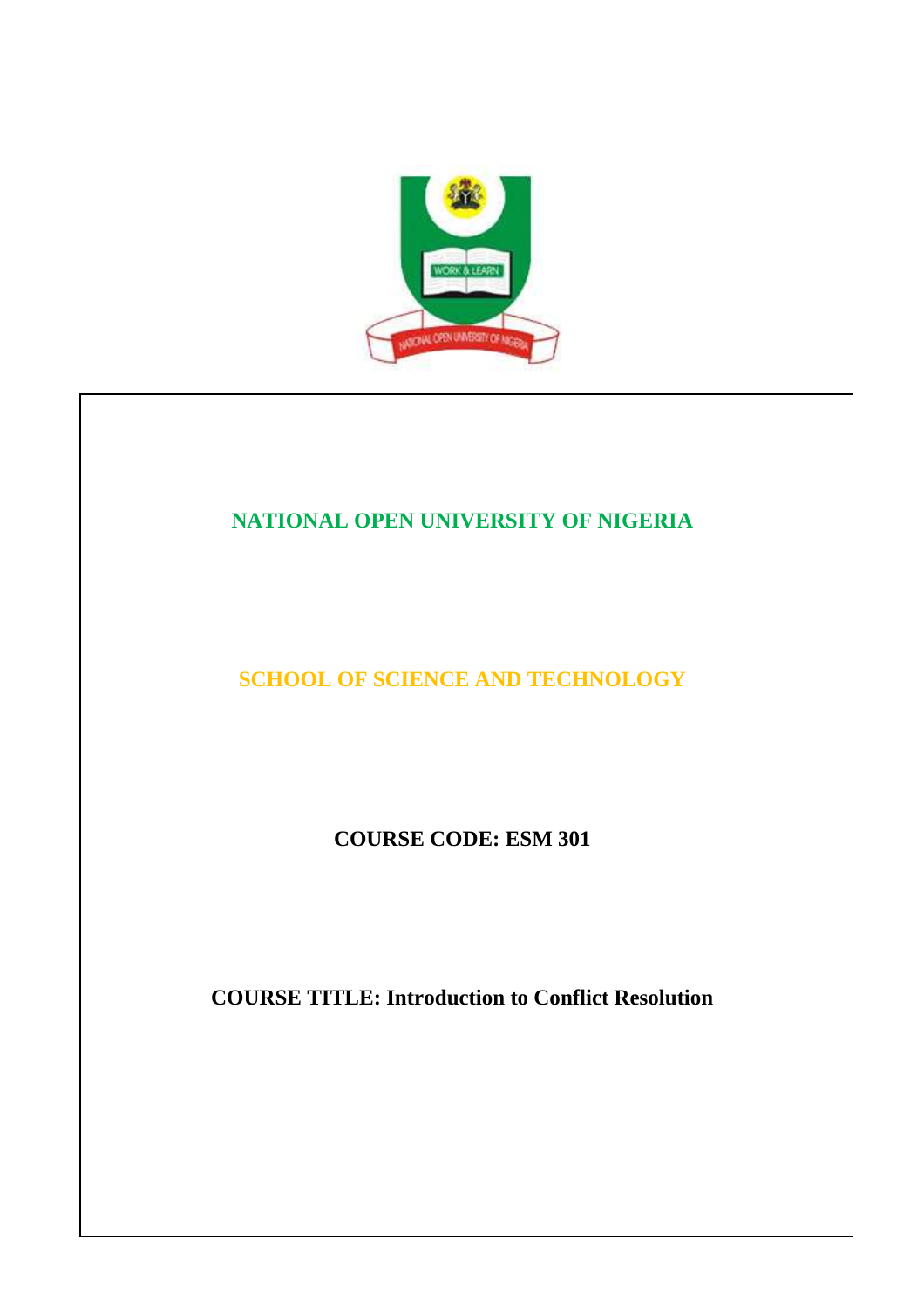**NATIONAL OPEN UNIVERSITY OF NIGERIA**

**SCHOOL OF SCIENCE AND TECHNOLOGY**

**COURSE CODE: ESM 301**

**COURSE TITLE: Introduction to Conflict Resolution**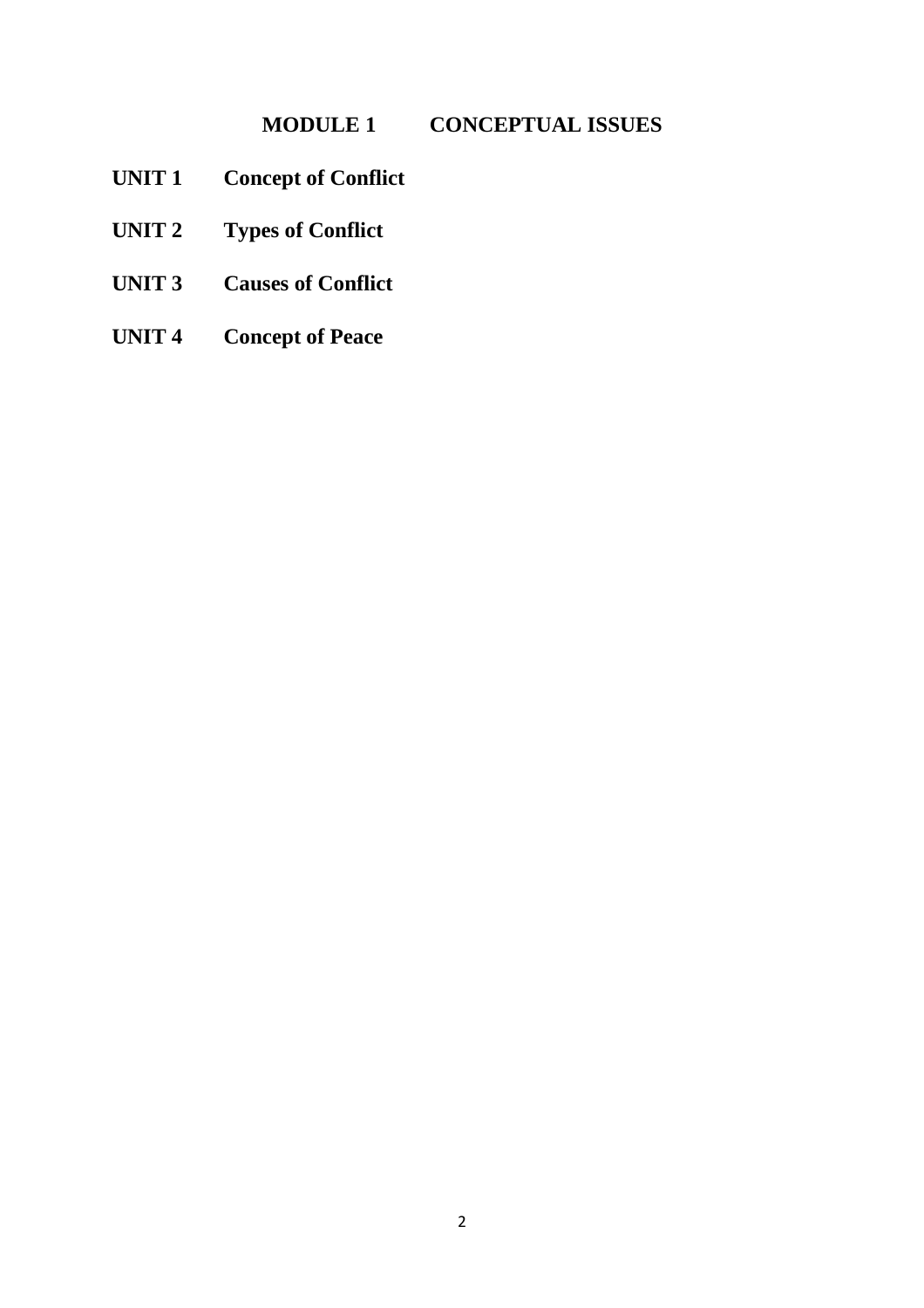# MODULE 1 CONCEPTUAL ISSUES

**UNIT 1 Concept of Conflict**

**UNIT 2 Types of Conflict**

**UNIT 3 Causes of Conflict**

**UNIT 4 Concept of Peace**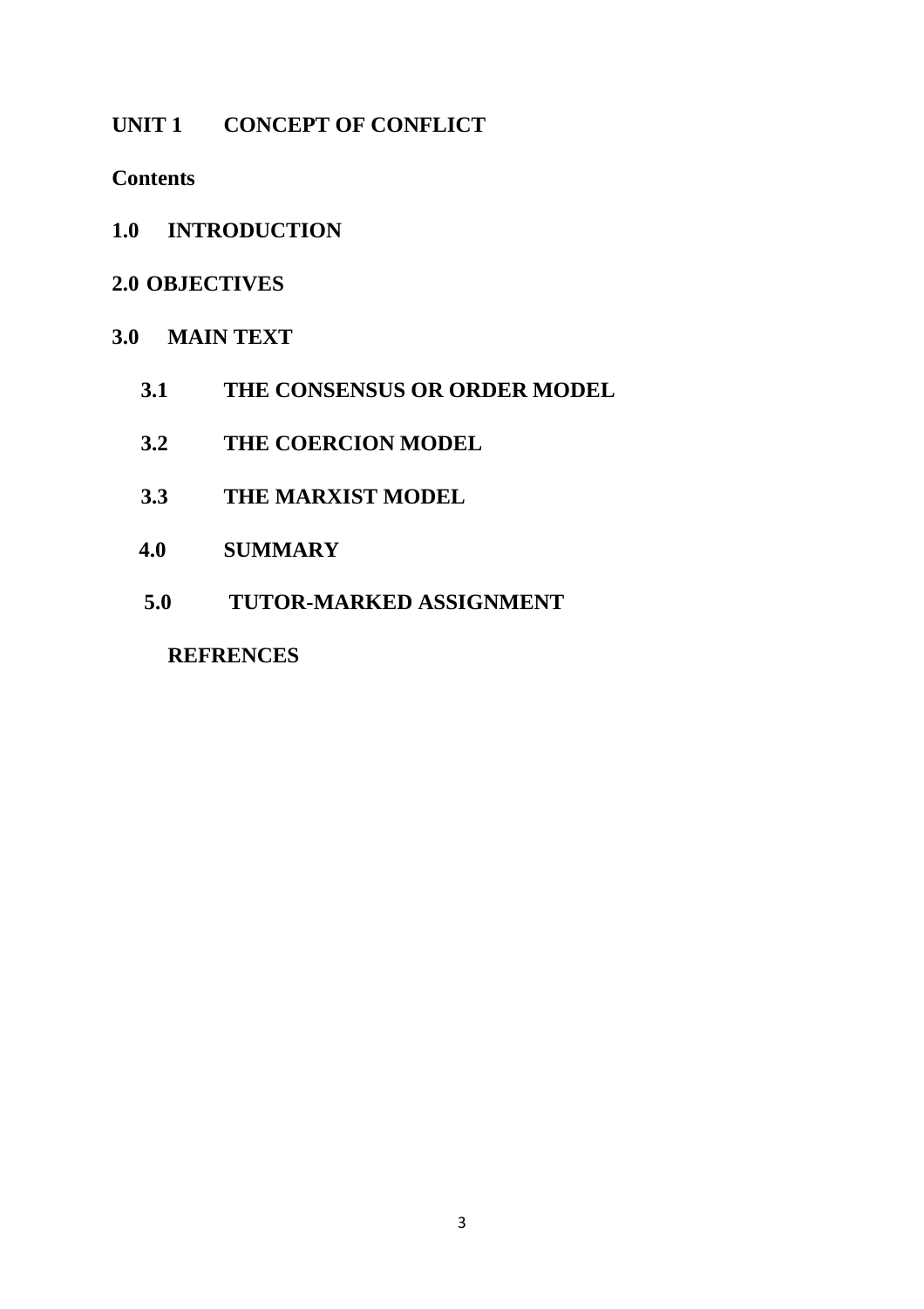# UNIT 1 CONCEPT OF CONFLICT

**Contents**

**1.0 INTRODUCTION**

**2.0 OBJECTIVES**

**3.0 MAIN TEXT**

- **3.1 THE CONSENSUS OR ORDER MODEL**
- **3.2 THE COERCION MODEL**
- **3.3 THE MARXIST MODEL**
- **4.0 SUMMARY**
- **5.0 TUTOR-MARKED ASSIGNMENT**

**REFRENCES**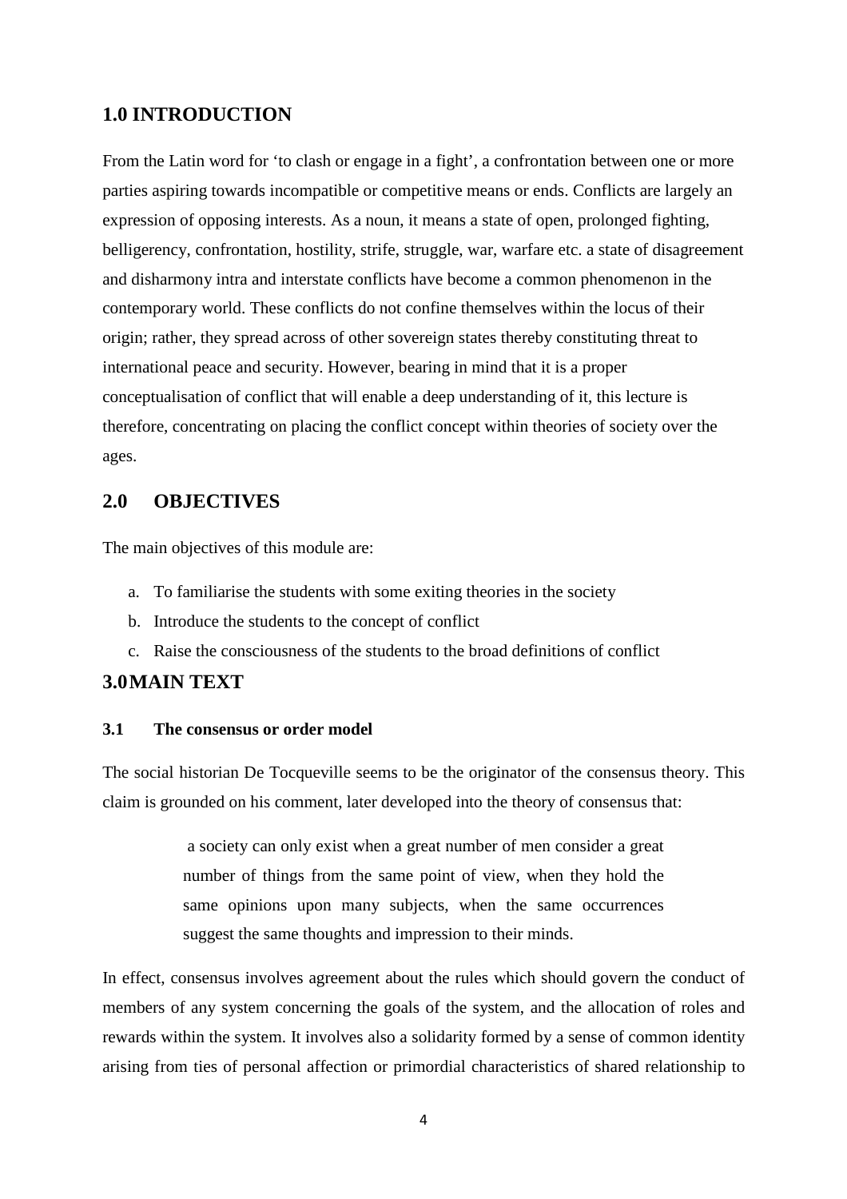## 1.0 INTRODUCTION

From the Latin word for 'to clash or engage in a fight', a confrontation between one or more parties aspiring towards incompatible or competitive means or ends. Conflicts are largely an expression of opposing interests. As a noun, it means a state of open, prolonged fighting, belligerency, confrontation, hostility, strife, struggle, war, warfare etc. a state of disagreement and disharmony intra and interstate conflicts have become a common phenomenon in the contemporary world. These conflicts do not confine themselves within the locus of their origin; rather, they spread across of other sovereign states thereby constituting threat to international peace and security. However, bearing in mind that it is a proper conceptualisation of conflict that will enable a deep understanding of it, this lecture is therefore, concentrating on placing the conflict concept within theories of society over the ages.

## 2.0 OBJECTIVES

The main objectives of this module are:

a. To familiarise the students with some exiting theories in the society
b. Introduce the students to the concept of conflict
c. Raise the consciousness of the students to the broad definitions of conflict

## 3.0 MAIN TEXT

### 3.1 The consensus or order model

The social historian De Tocqueville seems to be the originator of the consensus theory. This claim is grounded on his comment, later developed into the theory of consensus that:

> a society can only exist when a great number of men consider a great number of things from the same point of view, when they hold the same opinions upon many subjects, when the same occurrences suggest the same thoughts and impression to their minds.

In effect, consensus involves agreement about the rules which should govern the conduct of members of any system concerning the goals of the system, and the allocation of roles and rewards within the system. It involves also a solidarity formed by a sense of common identity arising from ties of personal affection or primordial characteristics of shared relationship to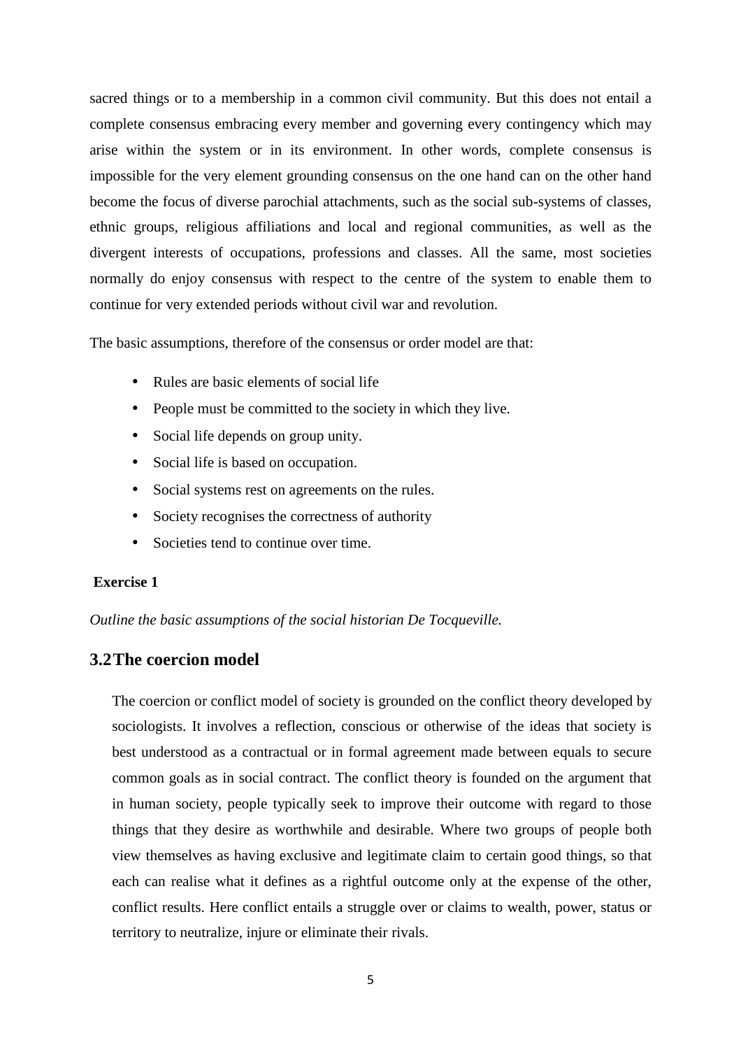sacred things or to a membership in a common civil community. But this does not entail a complete consensus embracing every member and governing every contingency which may arise within the system or in its environment. In other words, complete consensus is impossible for the very element grounding consensus on the one hand can on the other hand become the focus of diverse parochial attachments, such as the social sub-systems of classes, ethnic groups, religious affiliations and local and regional communities, as well as the divergent interests of occupations, professions and classes. All the same, most societies normally do enjoy consensus with respect to the centre of the system to enable them to continue for very extended periods without civil war and revolution.

The basic assumptions, therefore of the consensus or order model are that:

- Rules are basic elements of social life
- People must be committed to the society in which they live.
- Social life depends on group unity.
- Social life is based on occupation.
- Social systems rest on agreements on the rules.
- Society recognises the correctness of authority
- Societies tend to continue over time.

**Exercise 1**

*Outline the basic assumptions of the social historian De Tocqueville.*

## 3.2 The coercion model

The coercion or conflict model of society is grounded on the conflict theory developed by sociologists. It involves a reflection, conscious or otherwise of the ideas that society is best understood as a contractual or in formal agreement made between equals to secure common goals as in social contract. The conflict theory is founded on the argument that in human society, people typically seek to improve their outcome with regard to those things that they desire as worthwhile and desirable. Where two groups of people both view themselves as having exclusive and legitimate claim to certain good things, so that each can realise what it defines as a rightful outcome only at the expense of the other, conflict results. Here conflict entails a struggle over or claims to wealth, power, status or territory to neutralize, injure or eliminate their rivals.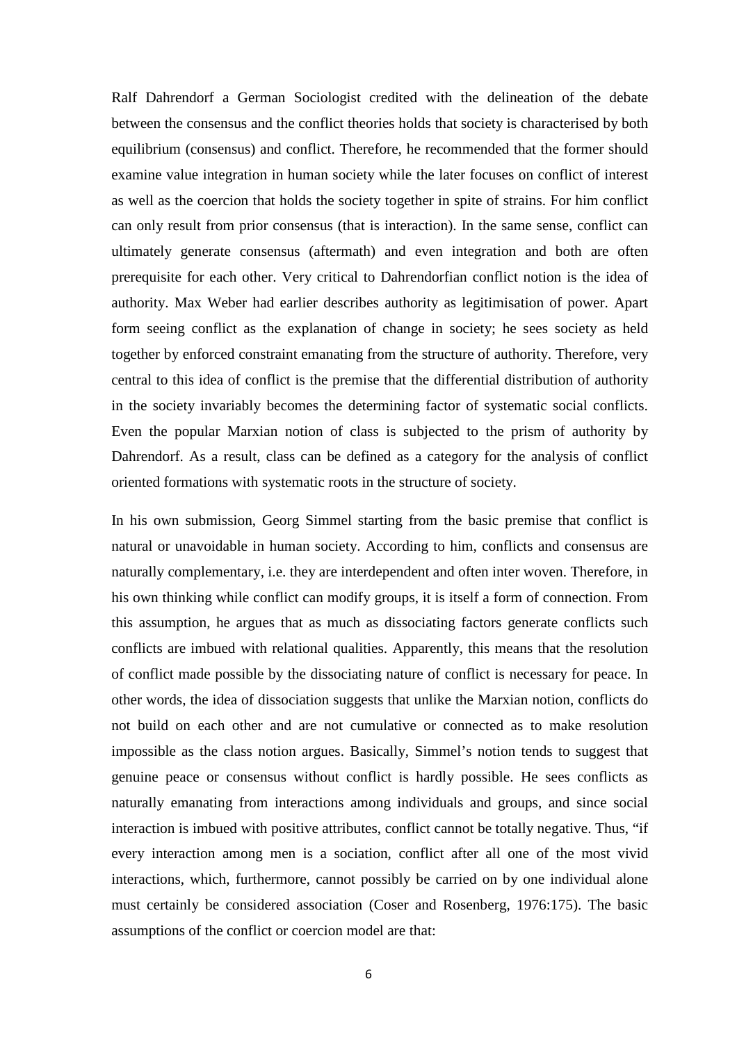Ralf Dahrendorf a German Sociologist credited with the delineation of the debate between the consensus and the conflict theories holds that society is characterised by both equilibrium (consensus) and conflict. Therefore, he recommended that the former should examine value integration in human society while the later focuses on conflict of interest as well as the coercion that holds the society together in spite of strains. For him conflict can only result from prior consensus (that is interaction). In the same sense, conflict can ultimately generate consensus (aftermath) and even integration and both are often prerequisite for each other. Very critical to Dahrendorfian conflict notion is the idea of authority. Max Weber had earlier describes authority as legitimisation of power. Apart form seeing conflict as the explanation of change in society; he sees society as held together by enforced constraint emanating from the structure of authority. Therefore, very central to this idea of conflict is the premise that the differential distribution of authority in the society invariably becomes the determining factor of systematic social conflicts. Even the popular Marxian notion of class is subjected to the prism of authority by Dahrendorf. As a result, class can be defined as a category for the analysis of conflict oriented formations with systematic roots in the structure of society.

In his own submission, Georg Simmel starting from the basic premise that conflict is natural or unavoidable in human society. According to him, conflicts and consensus are naturally complementary, i.e. they are interdependent and often inter woven. Therefore, in his own thinking while conflict can modify groups, it is itself a form of connection. From this assumption, he argues that as much as dissociating factors generate conflicts such conflicts are imbued with relational qualities. Apparently, this means that the resolution of conflict made possible by the dissociating nature of conflict is necessary for peace. In other words, the idea of dissociation suggests that unlike the Marxian notion, conflicts do not build on each other and are not cumulative or connected as to make resolution impossible as the class notion argues. Basically, Simmel's notion tends to suggest that genuine peace or consensus without conflict is hardly possible. He sees conflicts as naturally emanating from interactions among individuals and groups, and since social interaction is imbued with positive attributes, conflict cannot be totally negative. Thus, "if every interaction among men is a sociation, conflict after all one of the most vivid interactions, which, furthermore, cannot possibly be carried on by one individual alone must certainly be considered association (Coser and Rosenberg, 1976:175). The basic assumptions of the conflict or coercion model are that: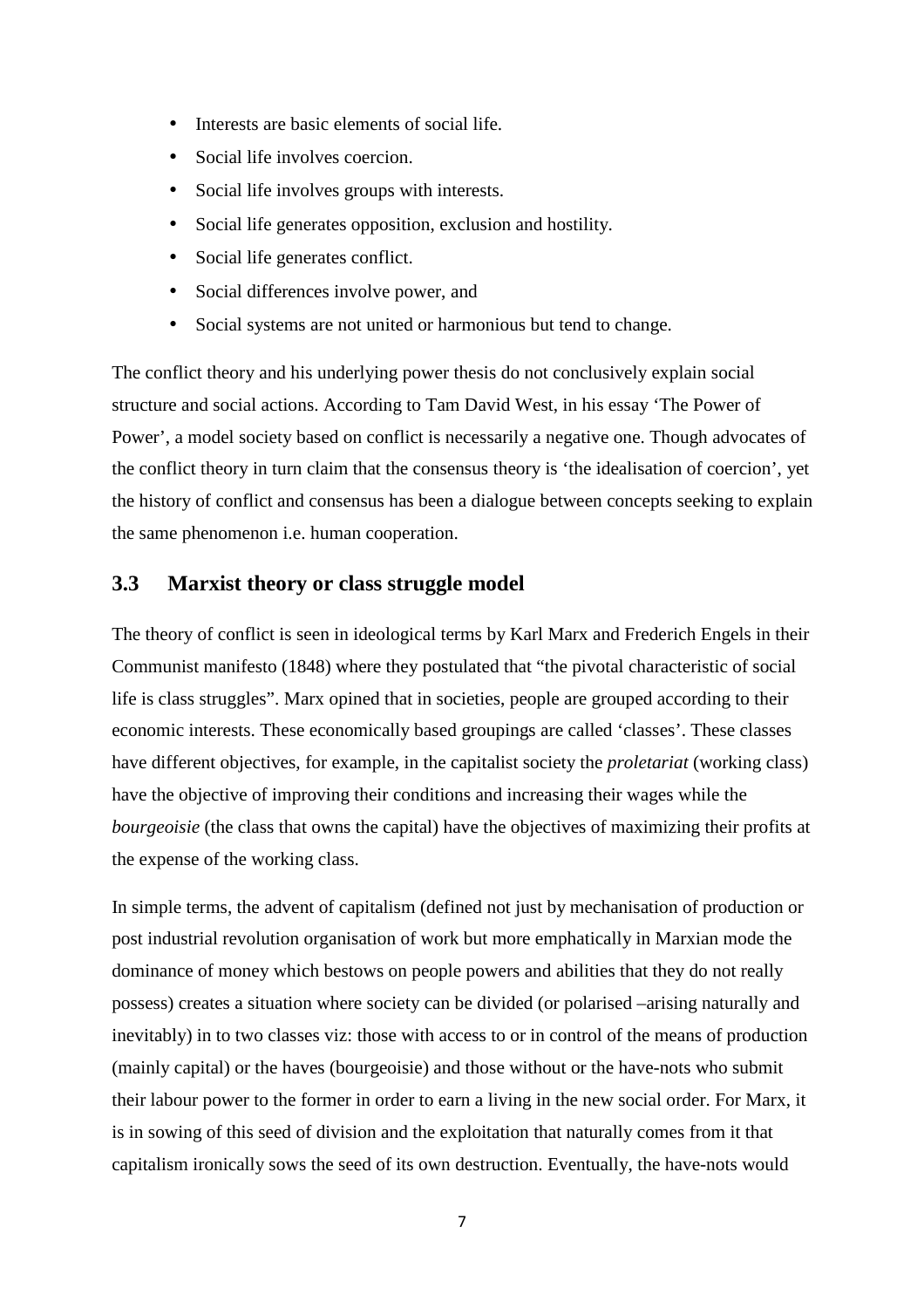- Interests are basic elements of social life.
- Social life involves coercion.
- Social life involves groups with interests.
- Social life generates opposition, exclusion and hostility.
- Social life generates conflict.
- Social differences involve power, and
- Social systems are not united or harmonious but tend to change.

The conflict theory and his underlying power thesis do not conclusively explain social structure and social actions. According to Tam David West, in his essay 'The Power of Power', a model society based on conflict is necessarily a negative one. Though advocates of the conflict theory in turn claim that the consensus theory is 'the idealisation of coercion', yet the history of conflict and consensus has been a dialogue between concepts seeking to explain the same phenomenon i.e. human cooperation.

### 3.3 Marxist theory or class struggle model

The theory of conflict is seen in ideological terms by Karl Marx and Frederich Engels in their Communist manifesto (1848) where they postulated that "the pivotal characteristic of social life is class struggles". Marx opined that in societies, people are grouped according to their economic interests. These economically based groupings are called 'classes'. These classes have different objectives, for example, in the capitalist society the *proletariat* (working class) have the objective of improving their conditions and increasing their wages while the *bourgeoisie* (the class that owns the capital) have the objectives of maximizing their profits at the expense of the working class.

In simple terms, the advent of capitalism (defined not just by mechanisation of production or post industrial revolution organisation of work but more emphatically in Marxian mode the dominance of money which bestows on people powers and abilities that they do not really possess) creates a situation where society can be divided (or polarised –arising naturally and inevitably) in to two classes viz: those with access to or in control of the means of production (mainly capital) or the haves (bourgeoisie) and those without or the have-nots who submit their labour power to the former in order to earn a living in the new social order. For Marx, it is in sowing of this seed of division and the exploitation that naturally comes from it that capitalism ironically sows the seed of its own destruction. Eventually, the have-nots would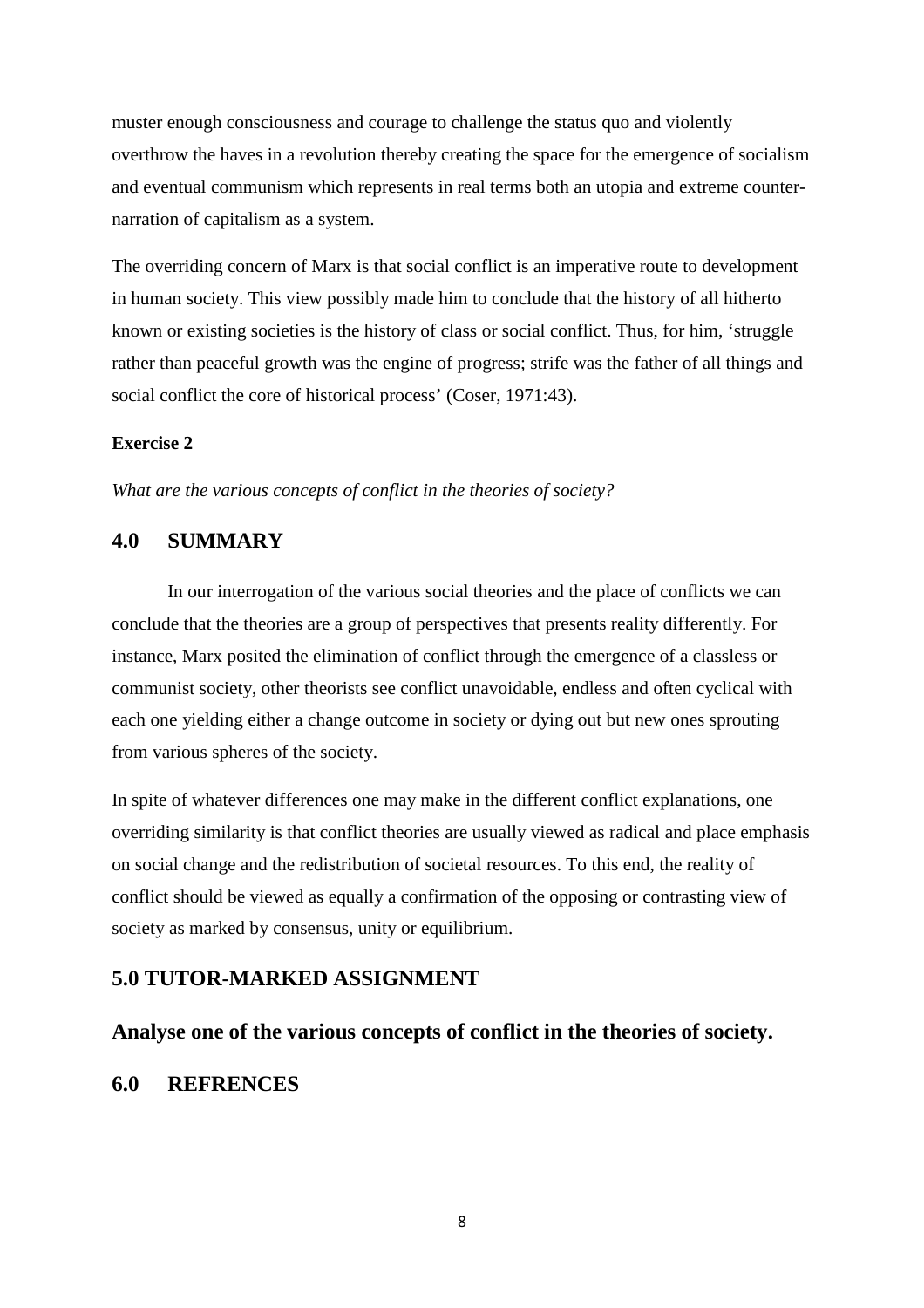muster enough consciousness and courage to challenge the status quo and violently overthrow the haves in a revolution thereby creating the space for the emergence of socialism and eventual communism which represents in real terms both an utopia and extreme counter-narration of capitalism as a system.

The overriding concern of Marx is that social conflict is an imperative route to development in human society. This view possibly made him to conclude that the history of all hitherto known or existing societies is the history of class or social conflict. Thus, for him, 'struggle rather than peaceful growth was the engine of progress; strife was the father of all things and social conflict the core of historical process' (Coser, 1971:43).

**Exercise 2**

*What are the various concepts of conflict in the theories of society?*

## 4.0 SUMMARY

In our interrogation of the various social theories and the place of conflicts we can conclude that the theories are a group of perspectives that presents reality differently. For instance, Marx posited the elimination of conflict through the emergence of a classless or communist society, other theorists see conflict unavoidable, endless and often cyclical with each one yielding either a change outcome in society or dying out but new ones sprouting from various spheres of the society.

In spite of whatever differences one may make in the different conflict explanations, one overriding similarity is that conflict theories are usually viewed as radical and place emphasis on social change and the redistribution of societal resources. To this end, the reality of conflict should be viewed as equally a confirmation of the opposing or contrasting view of society as marked by consensus, unity or equilibrium.

## 5.0 TUTOR-MARKED ASSIGNMENT

## Analyse one of the various concepts of conflict in the theories of society.

## 6.0 REFRENCES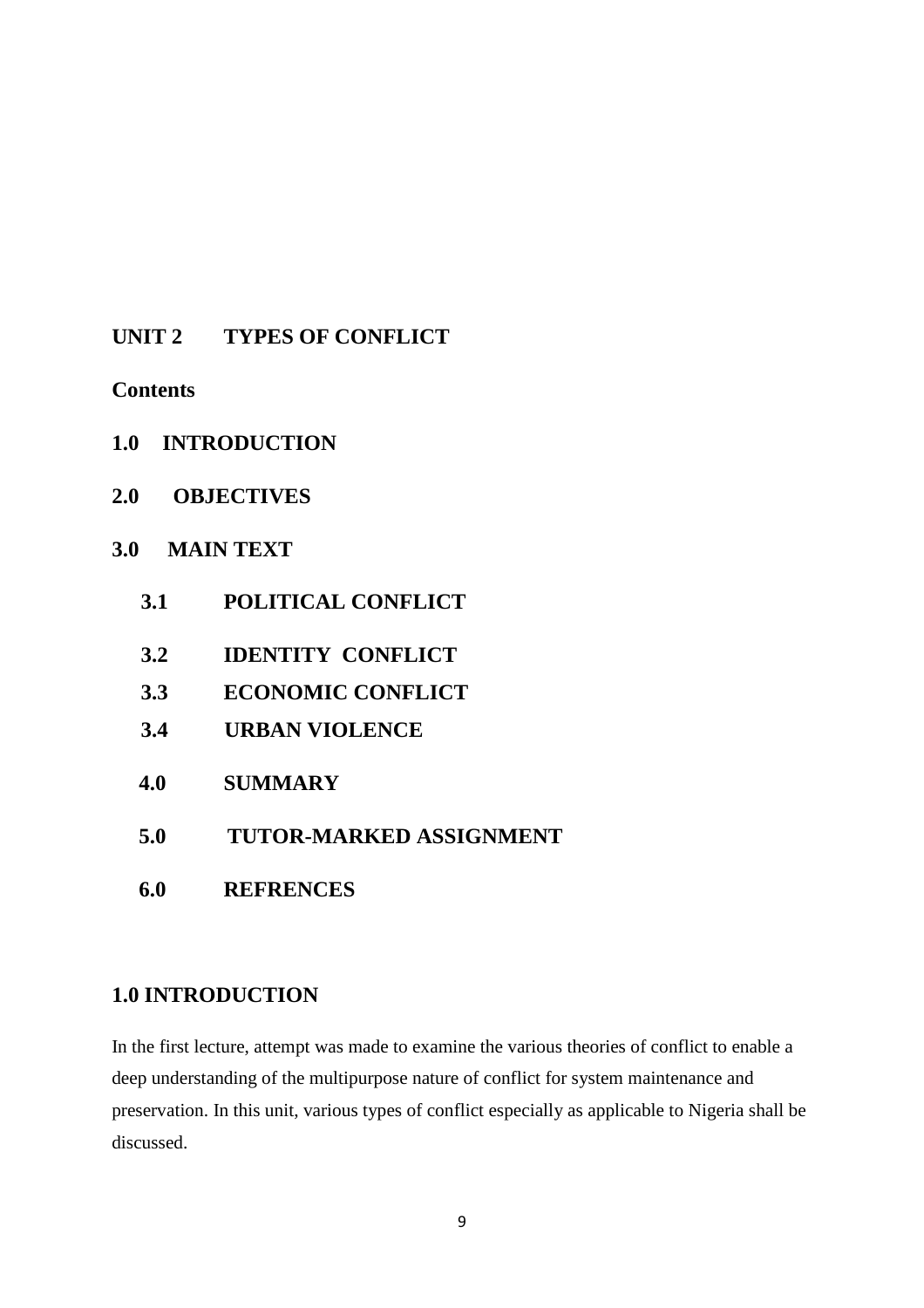## UNIT 2 TYPES OF CONFLICT

**Contents**

**1.0 INTRODUCTION**

**2.0 OBJECTIVES**

**3.0 MAIN TEXT**

- **3.1 POLITICAL CONFLICT**
- **3.2 IDENTITY CONFLICT**
- **3.3 ECONOMIC CONFLICT**
- **3.4 URBAN VIOLENCE**

**4.0 SUMMARY**

**5.0 TUTOR-MARKED ASSIGNMENT**

**6.0 REFRENCES**

### 1.0 INTRODUCTION

In the first lecture, attempt was made to examine the various theories of conflict to enable a deep understanding of the multipurpose nature of conflict for system maintenance and preservation. In this unit, various types of conflict especially as applicable to Nigeria shall be discussed.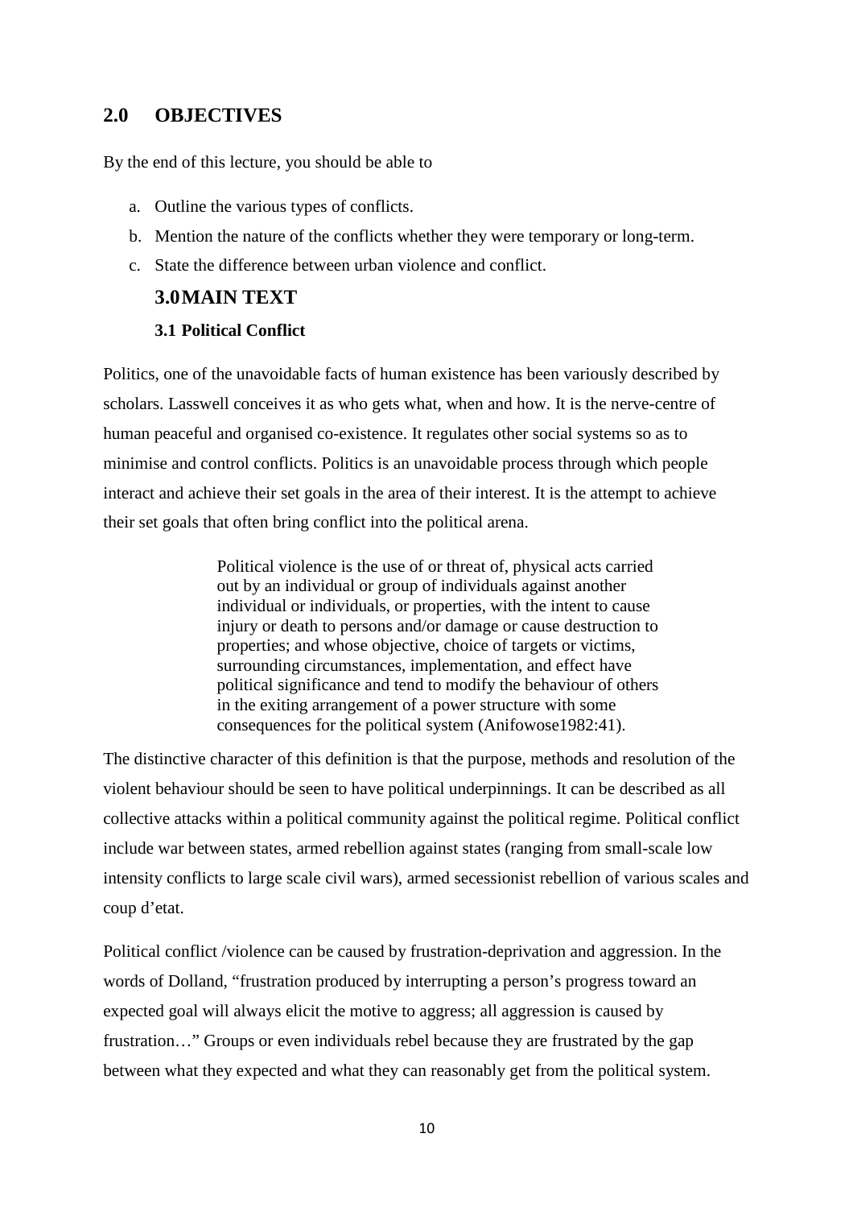## 2.0 OBJECTIVES

By the end of this lecture, you should be able to

a. Outline the various types of conflicts.
b. Mention the nature of the conflicts whether they were temporary or long-term.
c. State the difference between urban violence and conflict.

## 3.0 MAIN TEXT

### 3.1 Political Conflict

Politics, one of the unavoidable facts of human existence has been variously described by scholars. Lasswell conceives it as who gets what, when and how. It is the nerve-centre of human peaceful and organised co-existence. It regulates other social systems so as to minimise and control conflicts. Politics is an unavoidable process through which people interact and achieve their set goals in the area of their interest. It is the attempt to achieve their set goals that often bring conflict into the political arena.

> Political violence is the use of or threat of, physical acts carried out by an individual or group of individuals against another individual or individuals, or properties, with the intent to cause injury or death to persons and/or damage or cause destruction to properties; and whose objective, choice of targets or victims, surrounding circumstances, implementation, and effect have political significance and tend to modify the behaviour of others in the exiting arrangement of a power structure with some consequences for the political system (Anifowose1982:41).

The distinctive character of this definition is that the purpose, methods and resolution of the violent behaviour should be seen to have political underpinnings. It can be described as all collective attacks within a political community against the political regime. Political conflict include war between states, armed rebellion against states (ranging from small-scale low intensity conflicts to large scale civil wars), armed secessionist rebellion of various scales and coup d'etat.

Political conflict /violence can be caused by frustration-deprivation and aggression. In the words of Dolland, "frustration produced by interrupting a person's progress toward an expected goal will always elicit the motive to aggress; all aggression is caused by frustration…" Groups or even individuals rebel because they are frustrated by the gap between what they expected and what they can reasonably get from the political system.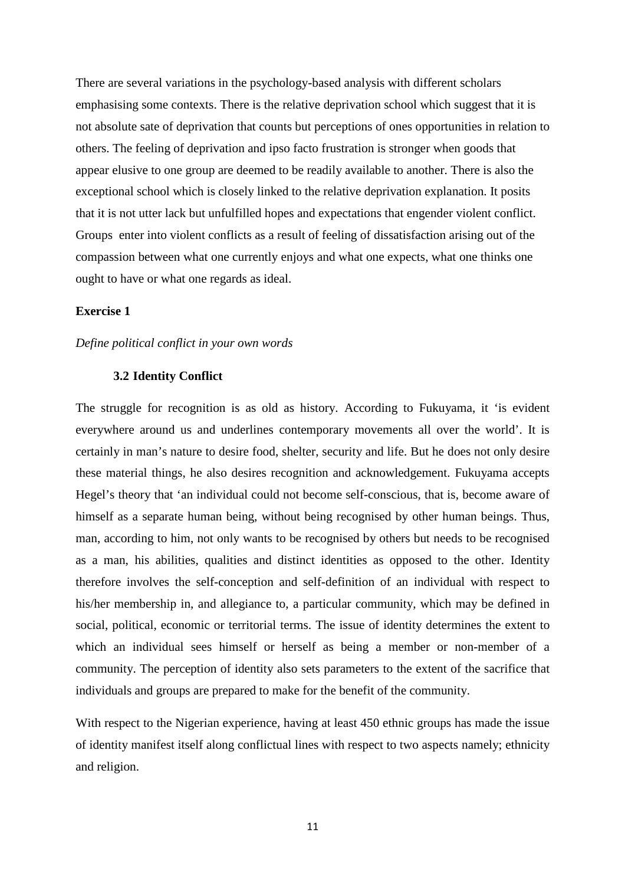There are several variations in the psychology-based analysis with different scholars emphasising some contexts. There is the relative deprivation school which suggest that it is not absolute sate of deprivation that counts but perceptions of ones opportunities in relation to others. The feeling of deprivation and ipso facto frustration is stronger when goods that appear elusive to one group are deemed to be readily available to another. There is also the exceptional school which is closely linked to the relative deprivation explanation. It posits that it is not utter lack but unfulfilled hopes and expectations that engender violent conflict. Groups enter into violent conflicts as a result of feeling of dissatisfaction arising out of the compassion between what one currently enjoys and what one expects, what one thinks one ought to have or what one regards as ideal.

**Exercise 1**

*Define political conflict in your own words*

### 3.2 Identity Conflict

The struggle for recognition is as old as history. According to Fukuyama, it 'is evident everywhere around us and underlines contemporary movements all over the world'. It is certainly in man's nature to desire food, shelter, security and life. But he does not only desire these material things, he also desires recognition and acknowledgement. Fukuyama accepts Hegel's theory that 'an individual could not become self-conscious, that is, become aware of himself as a separate human being, without being recognised by other human beings. Thus, man, according to him, not only wants to be recognised by others but needs to be recognised as a man, his abilities, qualities and distinct identities as opposed to the other. Identity therefore involves the self-conception and self-definition of an individual with respect to his/her membership in, and allegiance to, a particular community, which may be defined in social, political, economic or territorial terms. The issue of identity determines the extent to which an individual sees himself or herself as being a member or non-member of a community. The perception of identity also sets parameters to the extent of the sacrifice that individuals and groups are prepared to make for the benefit of the community.

With respect to the Nigerian experience, having at least 450 ethnic groups has made the issue of identity manifest itself along conflictual lines with respect to two aspects namely; ethnicity and religion.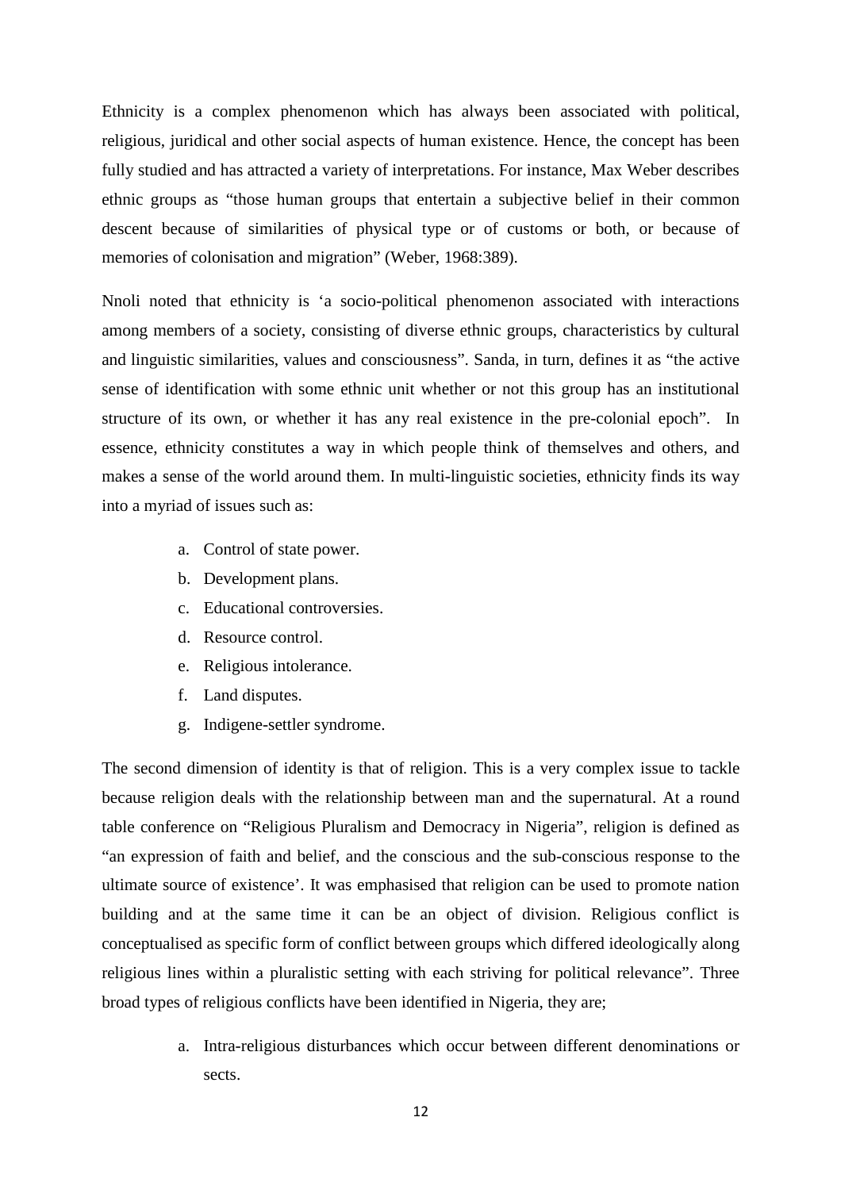Ethnicity is a complex phenomenon which has always been associated with political, religious, juridical and other social aspects of human existence. Hence, the concept has been fully studied and has attracted a variety of interpretations. For instance, Max Weber describes ethnic groups as "those human groups that entertain a subjective belief in their common descent because of similarities of physical type or of customs or both, or because of memories of colonisation and migration" (Weber, 1968:389).

Nnoli noted that ethnicity is 'a socio-political phenomenon associated with interactions among members of a society, consisting of diverse ethnic groups, characteristics by cultural and linguistic similarities, values and consciousness". Sanda, in turn, defines it as "the active sense of identification with some ethnic unit whether or not this group has an institutional structure of its own, or whether it has any real existence in the pre-colonial epoch". In essence, ethnicity constitutes a way in which people think of themselves and others, and makes a sense of the world around them. In multi-linguistic societies, ethnicity finds its way into a myriad of issues such as:

a. Control of state power.
b. Development plans.
c. Educational controversies.
d. Resource control.
e. Religious intolerance.
f. Land disputes.
g. Indigene-settler syndrome.

The second dimension of identity is that of religion. This is a very complex issue to tackle because religion deals with the relationship between man and the supernatural. At a round table conference on "Religious Pluralism and Democracy in Nigeria", religion is defined as "an expression of faith and belief, and the conscious and the sub-conscious response to the ultimate source of existence'. It was emphasised that religion can be used to promote nation building and at the same time it can be an object of division. Religious conflict is conceptualised as specific form of conflict between groups which differed ideologically along religious lines within a pluralistic setting with each striving for political relevance". Three broad types of religious conflicts have been identified in Nigeria, they are;

a. Intra-religious disturbances which occur between different denominations or sects.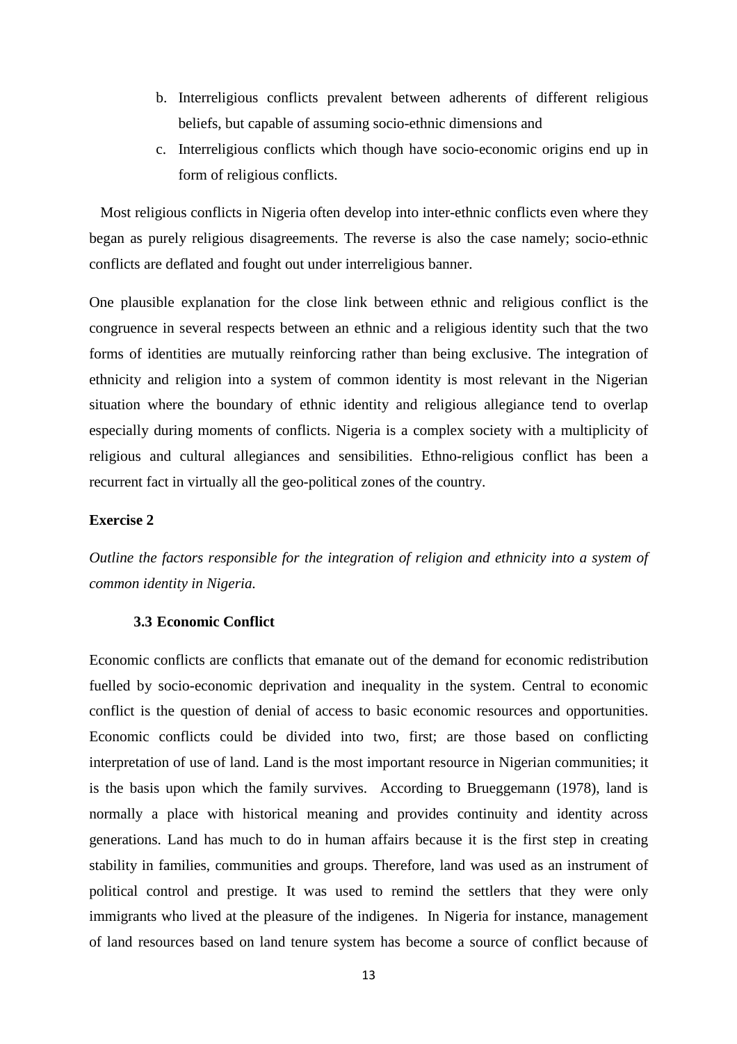b. Interreligious conflicts prevalent between adherents of different religious beliefs, but capable of assuming socio-ethnic dimensions and
c. Interreligious conflicts which though have socio-economic origins end up in form of religious conflicts.

Most religious conflicts in Nigeria often develop into inter-ethnic conflicts even where they began as purely religious disagreements. The reverse is also the case namely; socio-ethnic conflicts are deflated and fought out under interreligious banner.

One plausible explanation for the close link between ethnic and religious conflict is the congruence in several respects between an ethnic and a religious identity such that the two forms of identities are mutually reinforcing rather than being exclusive. The integration of ethnicity and religion into a system of common identity is most relevant in the Nigerian situation where the boundary of ethnic identity and religious allegiance tend to overlap especially during moments of conflicts. Nigeria is a complex society with a multiplicity of religious and cultural allegiances and sensibilities. Ethno-religious conflict has been a recurrent fact in virtually all the geo-political zones of the country.

**Exercise 2**

*Outline the factors responsible for the integration of religion and ethnicity into a system of common identity in Nigeria.*

### 3.3 Economic Conflict

Economic conflicts are conflicts that emanate out of the demand for economic redistribution fuelled by socio-economic deprivation and inequality in the system. Central to economic conflict is the question of denial of access to basic economic resources and opportunities. Economic conflicts could be divided into two, first; are those based on conflicting interpretation of use of land. Land is the most important resource in Nigerian communities; it is the basis upon which the family survives. According to Brueggemann (1978), land is normally a place with historical meaning and provides continuity and identity across generations. Land has much to do in human affairs because it is the first step in creating stability in families, communities and groups. Therefore, land was used as an instrument of political control and prestige. It was used to remind the settlers that they were only immigrants who lived at the pleasure of the indigenes. In Nigeria for instance, management of land resources based on land tenure system has become a source of conflict because of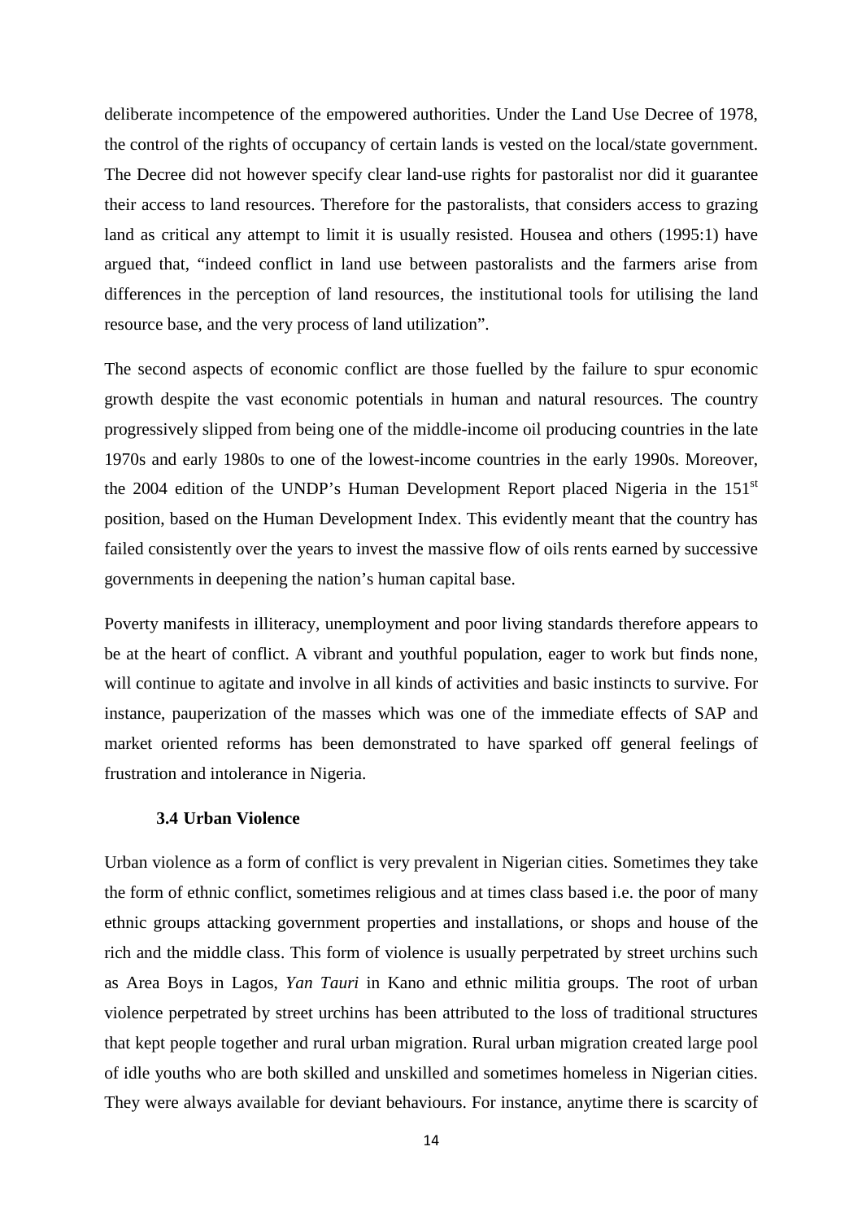deliberate incompetence of the empowered authorities. Under the Land Use Decree of 1978, the control of the rights of occupancy of certain lands is vested on the local/state government. The Decree did not however specify clear land-use rights for pastoralist nor did it guarantee their access to land resources. Therefore for the pastoralists, that considers access to grazing land as critical any attempt to limit it is usually resisted. Housea and others (1995:1) have argued that, "indeed conflict in land use between pastoralists and the farmers arise from differences in the perception of land resources, the institutional tools for utilising the land resource base, and the very process of land utilization".

The second aspects of economic conflict are those fuelled by the failure to spur economic growth despite the vast economic potentials in human and natural resources. The country progressively slipped from being one of the middle-income oil producing countries in the late 1970s and early 1980s to one of the lowest-income countries in the early 1990s. Moreover, the 2004 edition of the UNDP's Human Development Report placed Nigeria in the 151st position, based on the Human Development Index. This evidently meant that the country has failed consistently over the years to invest the massive flow of oils rents earned by successive governments in deepening the nation's human capital base.

Poverty manifests in illiteracy, unemployment and poor living standards therefore appears to be at the heart of conflict. A vibrant and youthful population, eager to work but finds none, will continue to agitate and involve in all kinds of activities and basic instincts to survive. For instance, pauperization of the masses which was one of the immediate effects of SAP and market oriented reforms has been demonstrated to have sparked off general feelings of frustration and intolerance in Nigeria.

### 3.4 Urban Violence

Urban violence as a form of conflict is very prevalent in Nigerian cities. Sometimes they take the form of ethnic conflict, sometimes religious and at times class based i.e. the poor of many ethnic groups attacking government properties and installations, or shops and house of the rich and the middle class. This form of violence is usually perpetrated by street urchins such as Area Boys in Lagos, *Yan Tauri* in Kano and ethnic militia groups. The root of urban violence perpetrated by street urchins has been attributed to the loss of traditional structures that kept people together and rural urban migration. Rural urban migration created large pool of idle youths who are both skilled and unskilled and sometimes homeless in Nigerian cities. They were always available for deviant behaviours. For instance, anytime there is scarcity of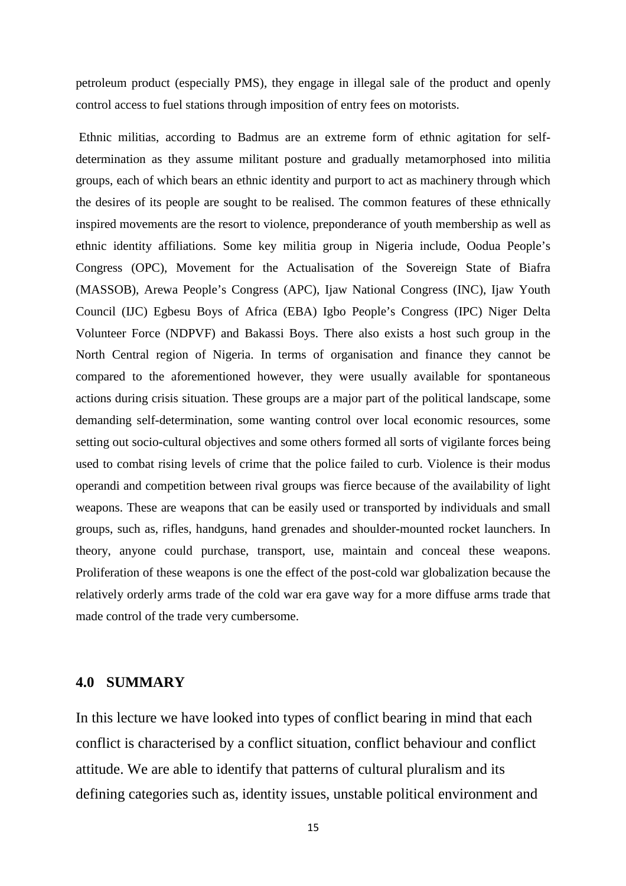petroleum product (especially PMS), they engage in illegal sale of the product and openly control access to fuel stations through imposition of entry fees on motorists.

Ethnic militias, according to Badmus are an extreme form of ethnic agitation for self-determination as they assume militant posture and gradually metamorphosed into militia groups, each of which bears an ethnic identity and purport to act as machinery through which the desires of its people are sought to be realised. The common features of these ethnically inspired movements are the resort to violence, preponderance of youth membership as well as ethnic identity affiliations. Some key militia group in Nigeria include, Oodua People's Congress (OPC), Movement for the Actualisation of the Sovereign State of Biafra (MASSOB), Arewa People's Congress (APC), Ijaw National Congress (INC), Ijaw Youth Council (IJC) Egbesu Boys of Africa (EBA) Igbo People's Congress (IPC) Niger Delta Volunteer Force (NDPVF) and Bakassi Boys. There also exists a host such group in the North Central region of Nigeria. In terms of organisation and finance they cannot be compared to the aforementioned however, they were usually available for spontaneous actions during crisis situation. These groups are a major part of the political landscape, some demanding self-determination, some wanting control over local economic resources, some setting out socio-cultural objectives and some others formed all sorts of vigilante forces being used to combat rising levels of crime that the police failed to curb. Violence is their modus operandi and competition between rival groups was fierce because of the availability of light weapons. These are weapons that can be easily used or transported by individuals and small groups, such as, rifles, handguns, hand grenades and shoulder-mounted rocket launchers. In theory, anyone could purchase, transport, use, maintain and conceal these weapons. Proliferation of these weapons is one the effect of the post-cold war globalization because the relatively orderly arms trade of the cold war era gave way for a more diffuse arms trade that made control of the trade very cumbersome.

## 4.0 SUMMARY

In this lecture we have looked into types of conflict bearing in mind that each conflict is characterised by a conflict situation, conflict behaviour and conflict attitude. We are able to identify that patterns of cultural pluralism and its defining categories such as, identity issues, unstable political environment and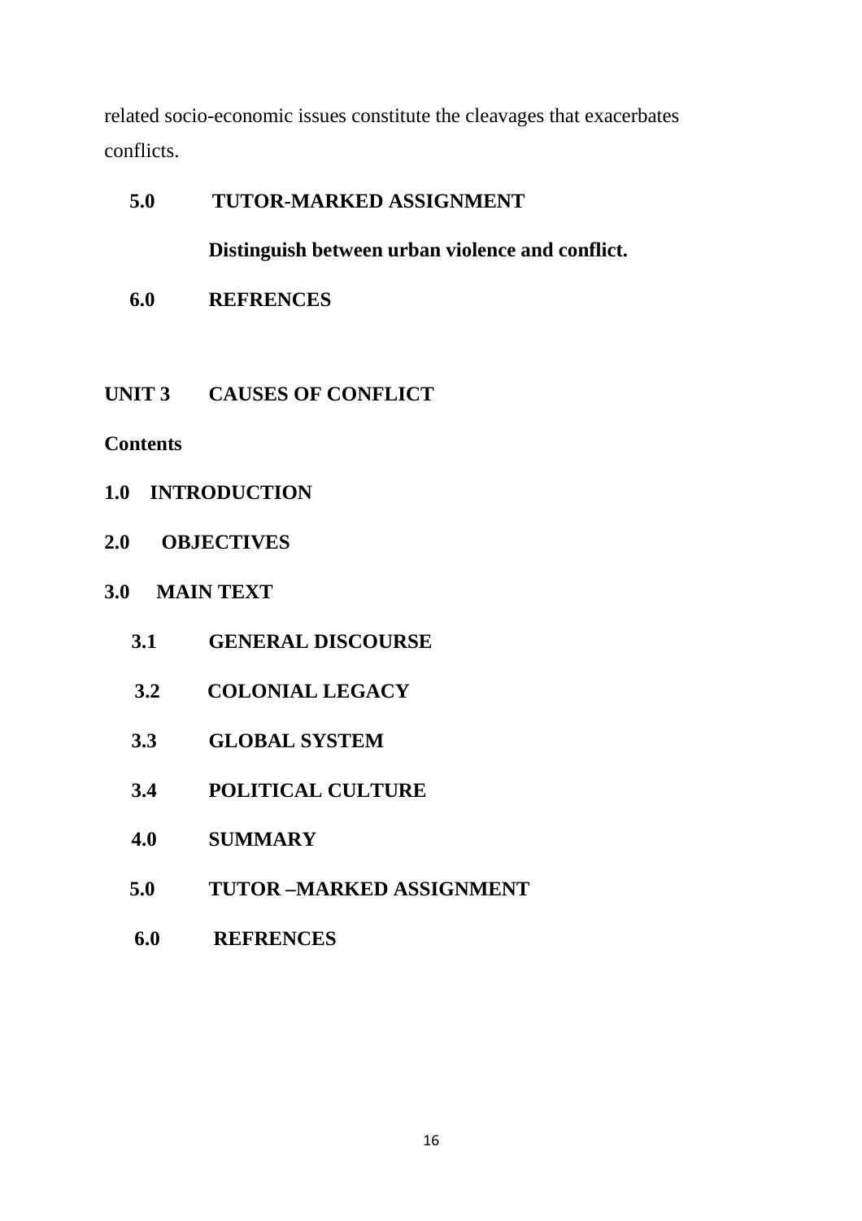related socio-economic issues constitute the cleavages that exacerbates conflicts.

**5.0 TUTOR-MARKED ASSIGNMENT**

**Distinguish between urban violence and conflict.**

**6.0 REFRENCES**

## UNIT 3 CAUSES OF CONFLICT

**Contents**

**1.0 INTRODUCTION**

**2.0 OBJECTIVES**

**3.0 MAIN TEXT**

**3.1 GENERAL DISCOURSE**

**3.2 COLONIAL LEGACY**

**3.3 GLOBAL SYSTEM**

**3.4 POLITICAL CULTURE**

**4.0 SUMMARY**

**5.0 TUTOR –MARKED ASSIGNMENT**

**6.0 REFRENCES**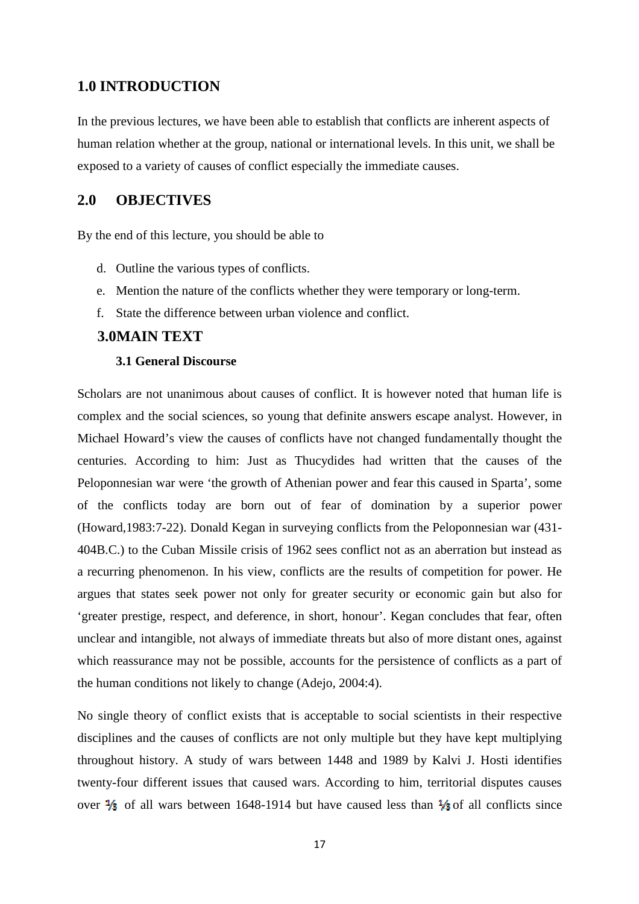## 1.0 INTRODUCTION

In the previous lectures, we have been able to establish that conflicts are inherent aspects of human relation whether at the group, national or international levels. In this unit, we shall be exposed to a variety of causes of conflict especially the immediate causes.

## 2.0 OBJECTIVES

By the end of this lecture, you should be able to

d. Outline the various types of conflicts.
e. Mention the nature of the conflicts whether they were temporary or long-term.
f. State the difference between urban violence and conflict.

## 3.0MAIN TEXT

### 3.1 General Discourse

Scholars are not unanimous about causes of conflict. It is however noted that human life is complex and the social sciences, so young that definite answers escape analyst. However, in Michael Howard's view the causes of conflicts have not changed fundamentally thought the centuries. According to him: Just as Thucydides had written that the causes of the Peloponnesian war were 'the growth of Athenian power and fear this caused in Sparta', some of the conflicts today are born out of fear of domination by a superior power (Howard,1983:7-22). Donald Kegan in surveying conflicts from the Peloponnesian war (431-404B.C.) to the Cuban Missile crisis of 1962 sees conflict not as an aberration but instead as a recurring phenomenon. In his view, conflicts are the results of competition for power. He argues that states seek power not only for greater security or economic gain but also for 'greater prestige, respect, and deference, in short, honour'. Kegan concludes that fear, often unclear and intangible, not always of immediate threats but also of more distant ones, against which reassurance may not be possible, accounts for the persistence of conflicts as a part of the human conditions not likely to change (Adejo, 2004:4).

No single theory of conflict exists that is acceptable to social scientists in their respective disciplines and the causes of conflicts are not only multiple but they have kept multiplying throughout history. A study of wars between 1448 and 1989 by Kalvi J. Hosti identifies twenty-four different issues that caused wars. According to him, territorial disputes causes over ⅓ of all wars between 1648-1914 but have caused less than ⅓ of all conflicts since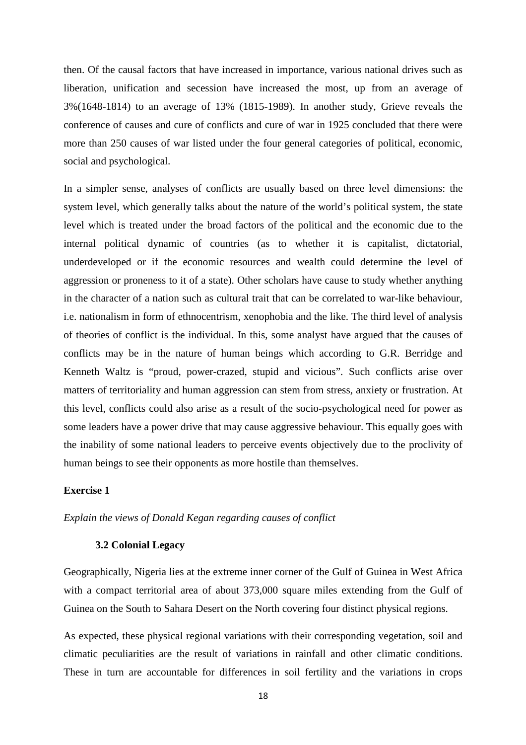then. Of the causal factors that have increased in importance, various national drives such as liberation, unification and secession have increased the most, up from an average of 3%(1648-1814) to an average of 13% (1815-1989). In another study, Grieve reveals the conference of causes and cure of conflicts and cure of war in 1925 concluded that there were more than 250 causes of war listed under the four general categories of political, economic, social and psychological.

In a simpler sense, analyses of conflicts are usually based on three level dimensions: the system level, which generally talks about the nature of the world's political system, the state level which is treated under the broad factors of the political and the economic due to the internal political dynamic of countries (as to whether it is capitalist, dictatorial, underdeveloped or if the economic resources and wealth could determine the level of aggression or proneness to it of a state). Other scholars have cause to study whether anything in the character of a nation such as cultural trait that can be correlated to war-like behaviour, i.e. nationalism in form of ethnocentrism, xenophobia and the like. The third level of analysis of theories of conflict is the individual. In this, some analyst have argued that the causes of conflicts may be in the nature of human beings which according to G.R. Berridge and Kenneth Waltz is "proud, power-crazed, stupid and vicious". Such conflicts arise over matters of territoriality and human aggression can stem from stress, anxiety or frustration. At this level, conflicts could also arise as a result of the socio-psychological need for power as some leaders have a power drive that may cause aggressive behaviour. This equally goes with the inability of some national leaders to perceive events objectively due to the proclivity of human beings to see their opponents as more hostile than themselves.

**Exercise 1**

*Explain the views of Donald Kegan regarding causes of conflict*

### 3.2 Colonial Legacy

Geographically, Nigeria lies at the extreme inner corner of the Gulf of Guinea in West Africa with a compact territorial area of about 373,000 square miles extending from the Gulf of Guinea on the South to Sahara Desert on the North covering four distinct physical regions.

As expected, these physical regional variations with their corresponding vegetation, soil and climatic peculiarities are the result of variations in rainfall and other climatic conditions. These in turn are accountable for differences in soil fertility and the variations in crops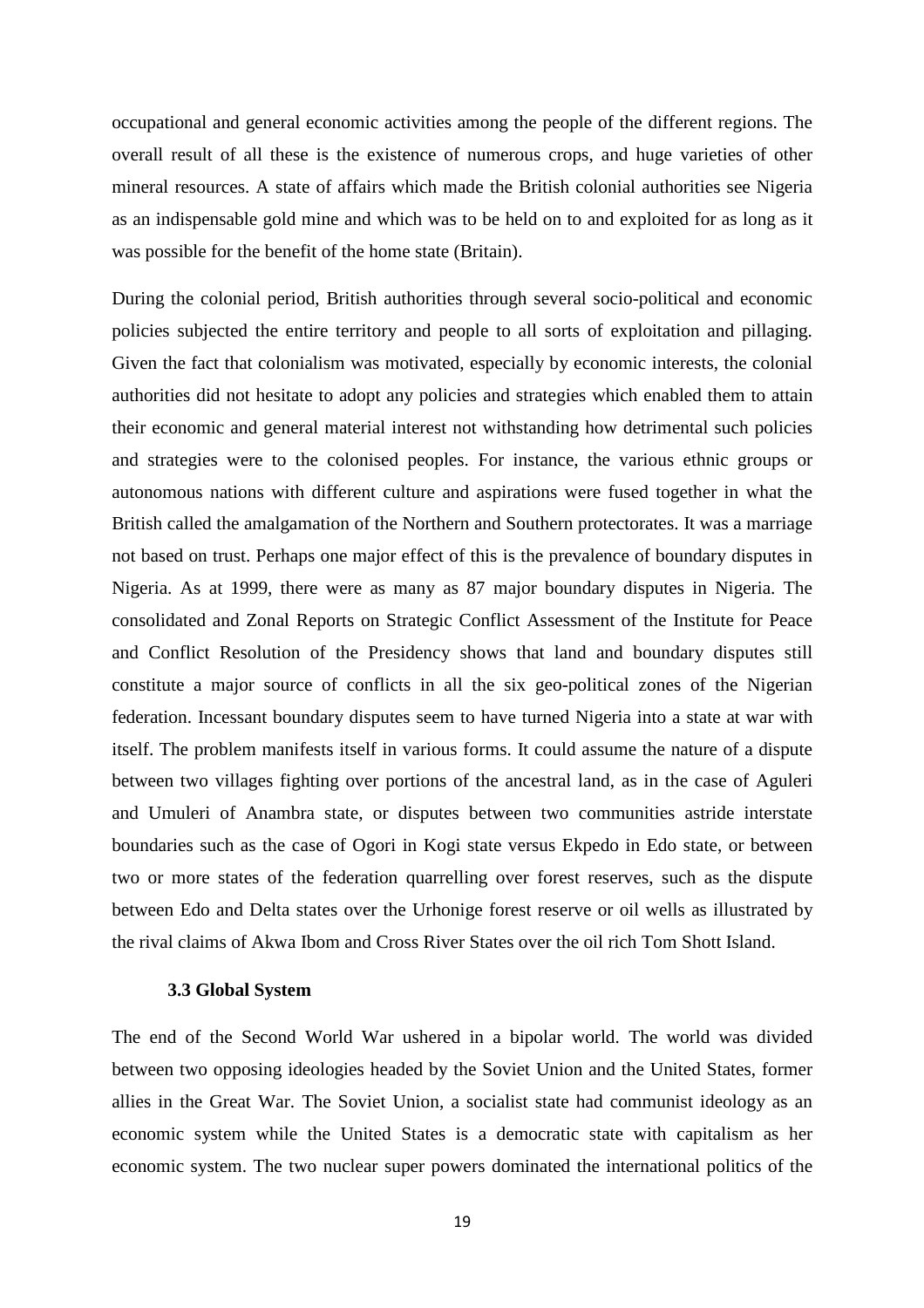occupational and general economic activities among the people of the different regions. The overall result of all these is the existence of numerous crops, and huge varieties of other mineral resources. A state of affairs which made the British colonial authorities see Nigeria as an indispensable gold mine and which was to be held on to and exploited for as long as it was possible for the benefit of the home state (Britain).

During the colonial period, British authorities through several socio-political and economic policies subjected the entire territory and people to all sorts of exploitation and pillaging. Given the fact that colonialism was motivated, especially by economic interests, the colonial authorities did not hesitate to adopt any policies and strategies which enabled them to attain their economic and general material interest not withstanding how detrimental such policies and strategies were to the colonised peoples. For instance, the various ethnic groups or autonomous nations with different culture and aspirations were fused together in what the British called the amalgamation of the Northern and Southern protectorates. It was a marriage not based on trust. Perhaps one major effect of this is the prevalence of boundary disputes in Nigeria. As at 1999, there were as many as 87 major boundary disputes in Nigeria. The consolidated and Zonal Reports on Strategic Conflict Assessment of the Institute for Peace and Conflict Resolution of the Presidency shows that land and boundary disputes still constitute a major source of conflicts in all the six geo-political zones of the Nigerian federation. Incessant boundary disputes seem to have turned Nigeria into a state at war with itself. The problem manifests itself in various forms. It could assume the nature of a dispute between two villages fighting over portions of the ancestral land, as in the case of Aguleri and Umuleri of Anambra state, or disputes between two communities astride interstate boundaries such as the case of Ogori in Kogi state versus Ekpedo in Edo state, or between two or more states of the federation quarrelling over forest reserves, such as the dispute between Edo and Delta states over the Urhonige forest reserve or oil wells as illustrated by the rival claims of Akwa Ibom and Cross River States over the oil rich Tom Shott Island.

### 3.3 Global System

The end of the Second World War ushered in a bipolar world. The world was divided between two opposing ideologies headed by the Soviet Union and the United States, former allies in the Great War. The Soviet Union, a socialist state had communist ideology as an economic system while the United States is a democratic state with capitalism as her economic system. The two nuclear super powers dominated the international politics of the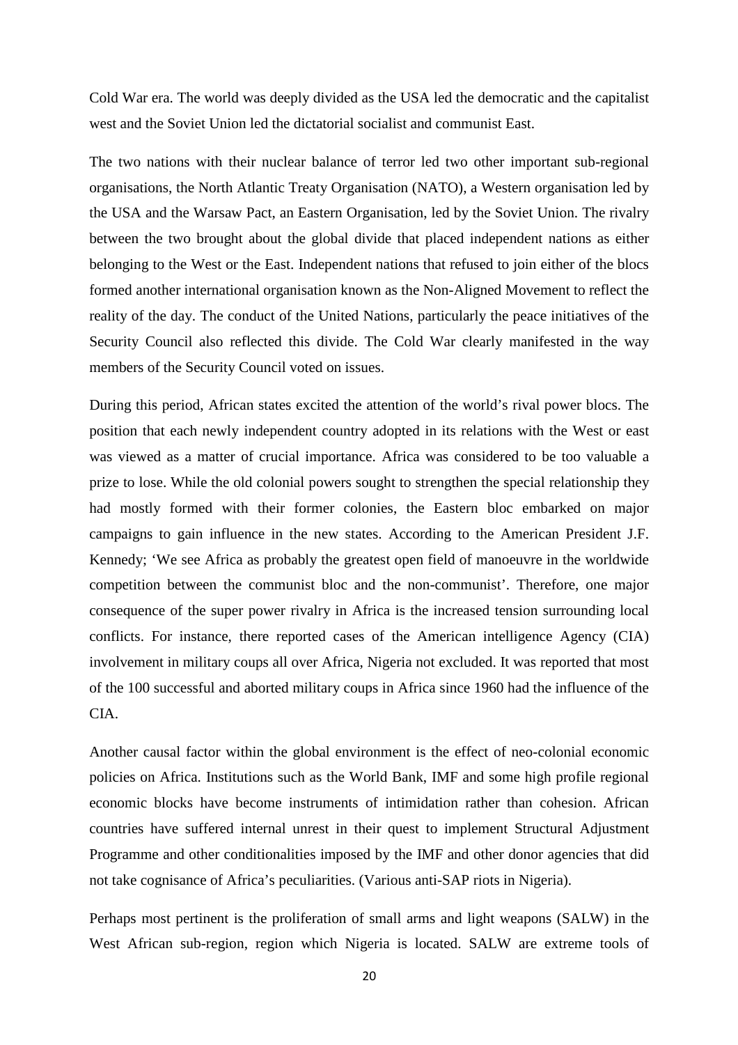Cold War era. The world was deeply divided as the USA led the democratic and the capitalist west and the Soviet Union led the dictatorial socialist and communist East.

The two nations with their nuclear balance of terror led two other important sub-regional organisations, the North Atlantic Treaty Organisation (NATO), a Western organisation led by the USA and the Warsaw Pact, an Eastern Organisation, led by the Soviet Union. The rivalry between the two brought about the global divide that placed independent nations as either belonging to the West or the East. Independent nations that refused to join either of the blocs formed another international organisation known as the Non-Aligned Movement to reflect the reality of the day. The conduct of the United Nations, particularly the peace initiatives of the Security Council also reflected this divide. The Cold War clearly manifested in the way members of the Security Council voted on issues.

During this period, African states excited the attention of the world's rival power blocs. The position that each newly independent country adopted in its relations with the West or east was viewed as a matter of crucial importance. Africa was considered to be too valuable a prize to lose. While the old colonial powers sought to strengthen the special relationship they had mostly formed with their former colonies, the Eastern bloc embarked on major campaigns to gain influence in the new states. According to the American President J.F. Kennedy; 'We see Africa as probably the greatest open field of manoeuvre in the worldwide competition between the communist bloc and the non-communist'. Therefore, one major consequence of the super power rivalry in Africa is the increased tension surrounding local conflicts. For instance, there reported cases of the American intelligence Agency (CIA) involvement in military coups all over Africa, Nigeria not excluded. It was reported that most of the 100 successful and aborted military coups in Africa since 1960 had the influence of the CIA.

Another causal factor within the global environment is the effect of neo-colonial economic policies on Africa. Institutions such as the World Bank, IMF and some high profile regional economic blocks have become instruments of intimidation rather than cohesion. African countries have suffered internal unrest in their quest to implement Structural Adjustment Programme and other conditionalities imposed by the IMF and other donor agencies that did not take cognisance of Africa's peculiarities. (Various anti-SAP riots in Nigeria).

Perhaps most pertinent is the proliferation of small arms and light weapons (SALW) in the West African sub-region, region which Nigeria is located. SALW are extreme tools of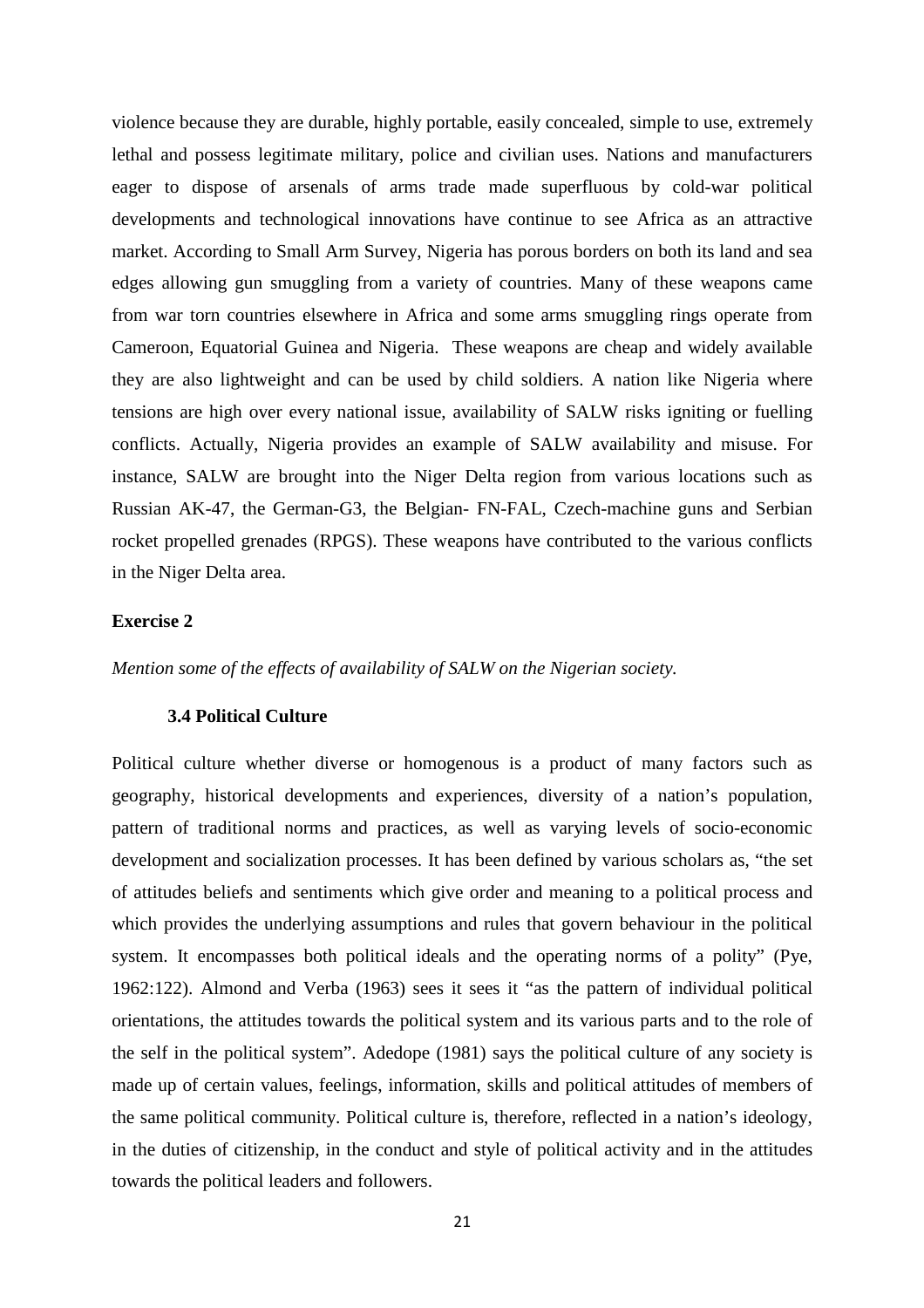violence because they are durable, highly portable, easily concealed, simple to use, extremely lethal and possess legitimate military, police and civilian uses. Nations and manufacturers eager to dispose of arsenals of arms trade made superfluous by cold-war political developments and technological innovations have continue to see Africa as an attractive market. According to Small Arm Survey, Nigeria has porous borders on both its land and sea edges allowing gun smuggling from a variety of countries. Many of these weapons came from war torn countries elsewhere in Africa and some arms smuggling rings operate from Cameroon, Equatorial Guinea and Nigeria. These weapons are cheap and widely available they are also lightweight and can be used by child soldiers. A nation like Nigeria where tensions are high over every national issue, availability of SALW risks igniting or fuelling conflicts. Actually, Nigeria provides an example of SALW availability and misuse. For instance, SALW are brought into the Niger Delta region from various locations such as Russian AK-47, the German-G3, the Belgian- FN-FAL, Czech-machine guns and Serbian rocket propelled grenades (RPGS). These weapons have contributed to the various conflicts in the Niger Delta area.

**Exercise 2**

*Mention some of the effects of availability of SALW on the Nigerian society.*

### 3.4 Political Culture

Political culture whether diverse or homogenous is a product of many factors such as geography, historical developments and experiences, diversity of a nation's population, pattern of traditional norms and practices, as well as varying levels of socio-economic development and socialization processes. It has been defined by various scholars as, "the set of attitudes beliefs and sentiments which give order and meaning to a political process and which provides the underlying assumptions and rules that govern behaviour in the political system. It encompasses both political ideals and the operating norms of a polity" (Pye, 1962:122). Almond and Verba (1963) sees it sees it "as the pattern of individual political orientations, the attitudes towards the political system and its various parts and to the role of the self in the political system". Adedope (1981) says the political culture of any society is made up of certain values, feelings, information, skills and political attitudes of members of the same political community. Political culture is, therefore, reflected in a nation's ideology, in the duties of citizenship, in the conduct and style of political activity and in the attitudes towards the political leaders and followers.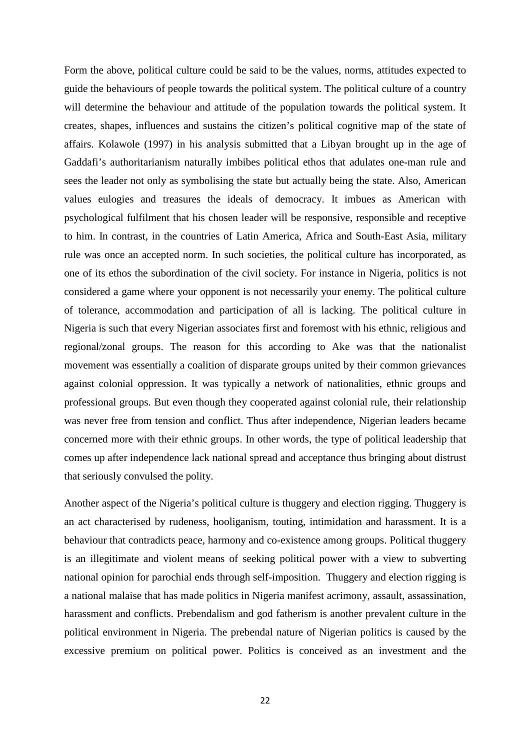Form the above, political culture could be said to be the values, norms, attitudes expected to guide the behaviours of people towards the political system. The political culture of a country will determine the behaviour and attitude of the population towards the political system. It creates, shapes, influences and sustains the citizen's political cognitive map of the state of affairs. Kolawole (1997) in his analysis submitted that a Libyan brought up in the age of Gaddafi's authoritarianism naturally imbibes political ethos that adulates one-man rule and sees the leader not only as symbolising the state but actually being the state. Also, American values eulogies and treasures the ideals of democracy. It imbues as American with psychological fulfilment that his chosen leader will be responsive, responsible and receptive to him. In contrast, in the countries of Latin America, Africa and South-East Asia, military rule was once an accepted norm. In such societies, the political culture has incorporated, as one of its ethos the subordination of the civil society. For instance in Nigeria, politics is not considered a game where your opponent is not necessarily your enemy. The political culture of tolerance, accommodation and participation of all is lacking. The political culture in Nigeria is such that every Nigerian associates first and foremost with his ethnic, religious and regional/zonal groups. The reason for this according to Ake was that the nationalist movement was essentially a coalition of disparate groups united by their common grievances against colonial oppression. It was typically a network of nationalities, ethnic groups and professional groups. But even though they cooperated against colonial rule, their relationship was never free from tension and conflict. Thus after independence, Nigerian leaders became concerned more with their ethnic groups. In other words, the type of political leadership that comes up after independence lack national spread and acceptance thus bringing about distrust that seriously convulsed the polity.

Another aspect of the Nigeria's political culture is thuggery and election rigging. Thuggery is an act characterised by rudeness, hooliganism, touting, intimidation and harassment. It is a behaviour that contradicts peace, harmony and co-existence among groups. Political thuggery is an illegitimate and violent means of seeking political power with a view to subverting national opinion for parochial ends through self-imposition. Thuggery and election rigging is a national malaise that has made politics in Nigeria manifest acrimony, assault, assassination, harassment and conflicts. Prebendalism and god fatherism is another prevalent culture in the political environment in Nigeria. The prebendal nature of Nigerian politics is caused by the excessive premium on political power. Politics is conceived as an investment and the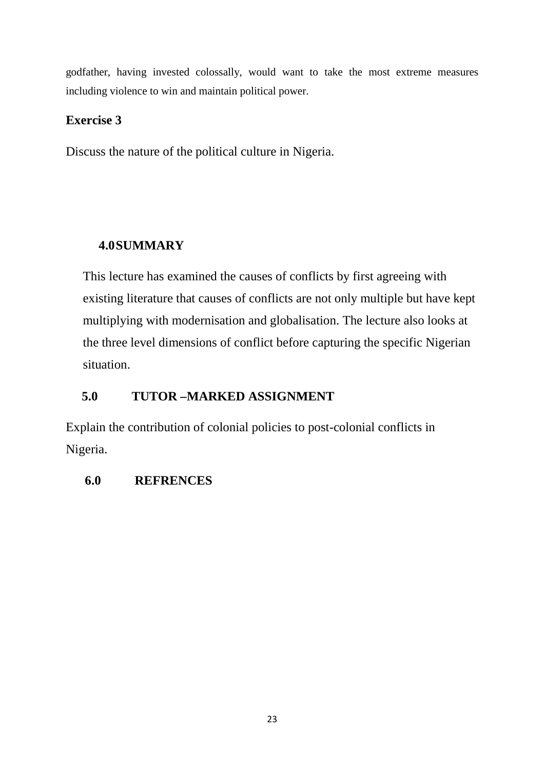godfather, having invested colossally, would want to take the most extreme measures including violence to win and maintain political power.

**Exercise 3**

Discuss the nature of the political culture in Nigeria.

## 4.0 SUMMARY

This lecture has examined the causes of conflicts by first agreeing with existing literature that causes of conflicts are not only multiple but have kept multiplying with modernisation and globalisation. The lecture also looks at the three level dimensions of conflict before capturing the specific Nigerian situation.

## 5.0 TUTOR –MARKED ASSIGNMENT

Explain the contribution of colonial policies to post-colonial conflicts in Nigeria.

## 6.0 REFRENCES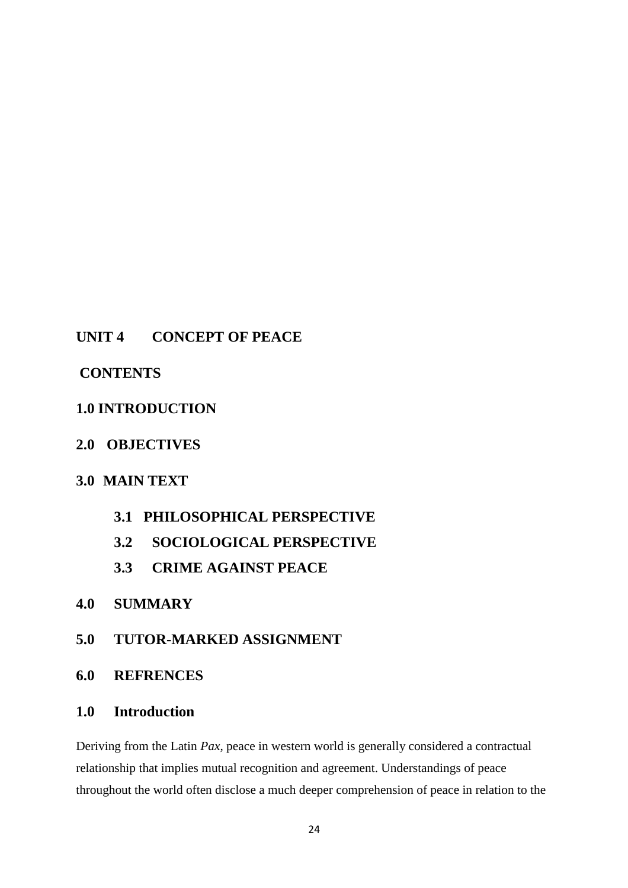# UNIT 4 CONCEPT OF PEACE

**CONTENTS**

**1.0 INTRODUCTION**

**2.0 OBJECTIVES**

**3.0 MAIN TEXT**

- **3.1 PHILOSOPHICAL PERSPECTIVE**
- **3.2 SOCIOLOGICAL PERSPECTIVE**
- **3.3 CRIME AGAINST PEACE**

**4.0 SUMMARY**

**5.0 TUTOR-MARKED ASSIGNMENT**

**6.0 REFRENCES**

## 1.0 Introduction

Deriving from the Latin *Pax*, peace in western world is generally considered a contractual relationship that implies mutual recognition and agreement. Understandings of peace throughout the world often disclose a much deeper comprehension of peace in relation to the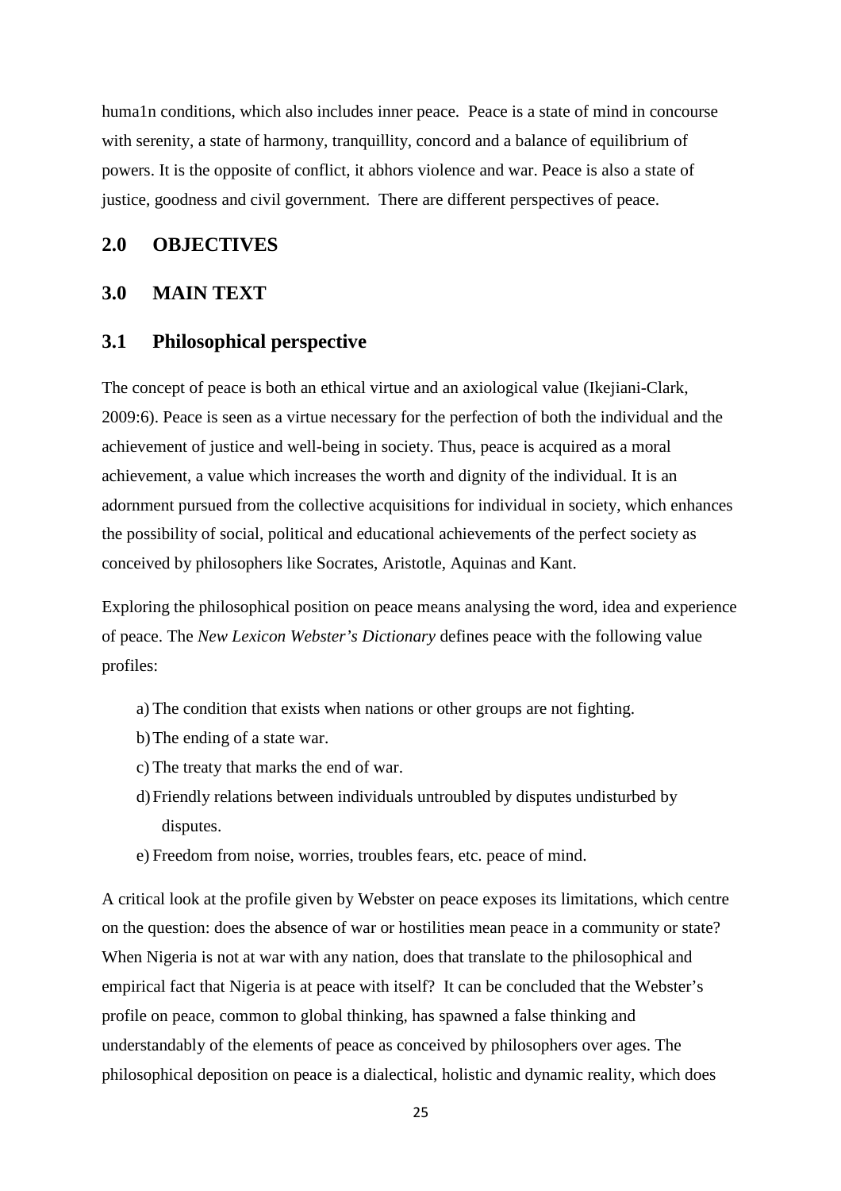huma1n conditions, which also includes inner peace. Peace is a state of mind in concourse with serenity, a state of harmony, tranquillity, concord and a balance of equilibrium of powers. It is the opposite of conflict, it abhors violence and war. Peace is also a state of justice, goodness and civil government. There are different perspectives of peace.

## 2.0 OBJECTIVES

## 3.0 MAIN TEXT

### 3.1 Philosophical perspective

The concept of peace is both an ethical virtue and an axiological value (Ikejiani-Clark, 2009:6). Peace is seen as a virtue necessary for the perfection of both the individual and the achievement of justice and well-being in society. Thus, peace is acquired as a moral achievement, a value which increases the worth and dignity of the individual. It is an adornment pursued from the collective acquisitions for individual in society, which enhances the possibility of social, political and educational achievements of the perfect society as conceived by philosophers like Socrates, Aristotle, Aquinas and Kant.

Exploring the philosophical position on peace means analysing the word, idea and experience of peace. The *New Lexicon Webster's Dictionary* defines peace with the following value profiles:

a) The condition that exists when nations or other groups are not fighting.
b) The ending of a state war.
c) The treaty that marks the end of war.
d) Friendly relations between individuals untroubled by disputes undisturbed by disputes.
e) Freedom from noise, worries, troubles fears, etc. peace of mind.

A critical look at the profile given by Webster on peace exposes its limitations, which centre on the question: does the absence of war or hostilities mean peace in a community or state? When Nigeria is not at war with any nation, does that translate to the philosophical and empirical fact that Nigeria is at peace with itself? It can be concluded that the Webster's profile on peace, common to global thinking, has spawned a false thinking and understandably of the elements of peace as conceived by philosophers over ages. The philosophical deposition on peace is a dialectical, holistic and dynamic reality, which does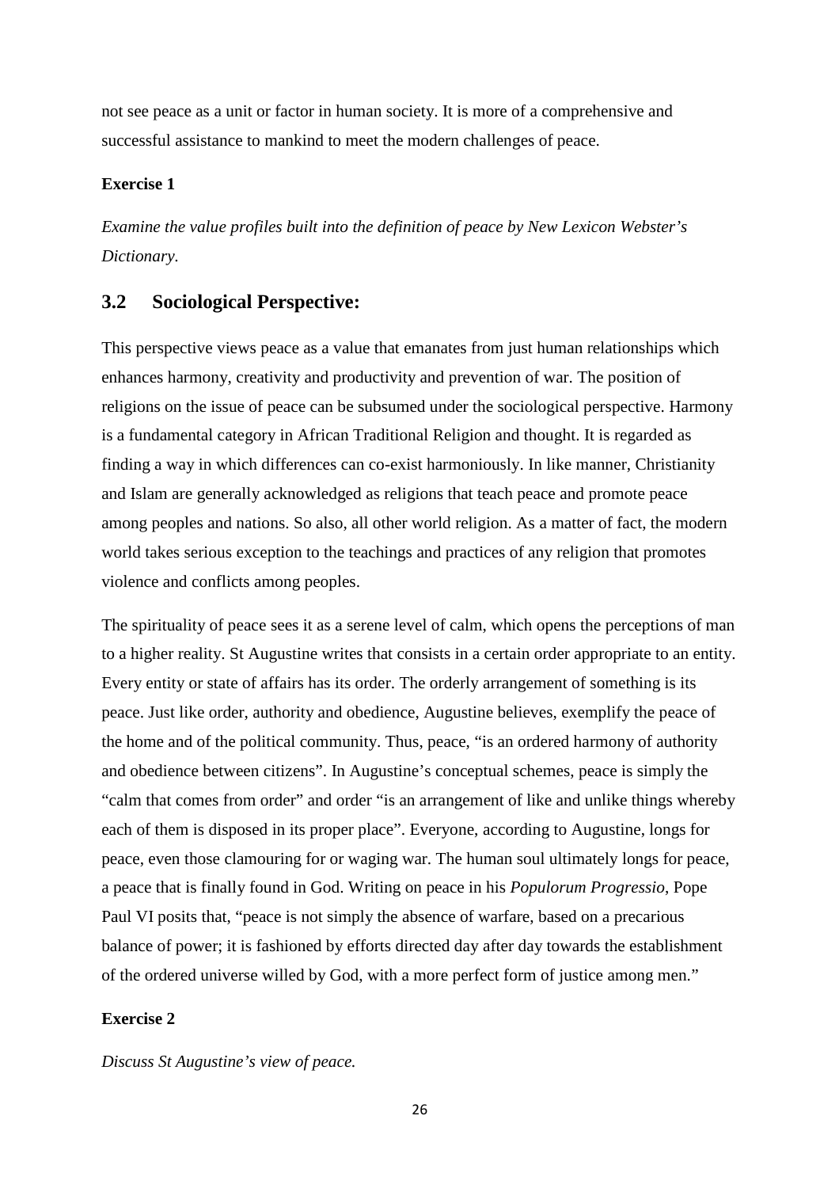not see peace as a unit or factor in human society. It is more of a comprehensive and successful assistance to mankind to meet the modern challenges of peace.

**Exercise 1**

*Examine the value profiles built into the definition of peace by New Lexicon Webster's Dictionary.*

## 3.2 Sociological Perspective:

This perspective views peace as a value that emanates from just human relationships which enhances harmony, creativity and productivity and prevention of war. The position of religions on the issue of peace can be subsumed under the sociological perspective. Harmony is a fundamental category in African Traditional Religion and thought. It is regarded as finding a way in which differences can co-exist harmoniously. In like manner, Christianity and Islam are generally acknowledged as religions that teach peace and promote peace among peoples and nations. So also, all other world religion. As a matter of fact, the modern world takes serious exception to the teachings and practices of any religion that promotes violence and conflicts among peoples.

The spirituality of peace sees it as a serene level of calm, which opens the perceptions of man to a higher reality. St Augustine writes that consists in a certain order appropriate to an entity. Every entity or state of affairs has its order. The orderly arrangement of something is its peace. Just like order, authority and obedience, Augustine believes, exemplify the peace of the home and of the political community. Thus, peace, "is an ordered harmony of authority and obedience between citizens". In Augustine's conceptual schemes, peace is simply the "calm that comes from order" and order "is an arrangement of like and unlike things whereby each of them is disposed in its proper place". Everyone, according to Augustine, longs for peace, even those clamouring for or waging war. The human soul ultimately longs for peace, a peace that is finally found in God. Writing on peace in his *Populorum Progressio*, Pope Paul VI posits that, "peace is not simply the absence of warfare, based on a precarious balance of power; it is fashioned by efforts directed day after day towards the establishment of the ordered universe willed by God, with a more perfect form of justice among men."

**Exercise 2**

*Discuss St Augustine's view of peace.*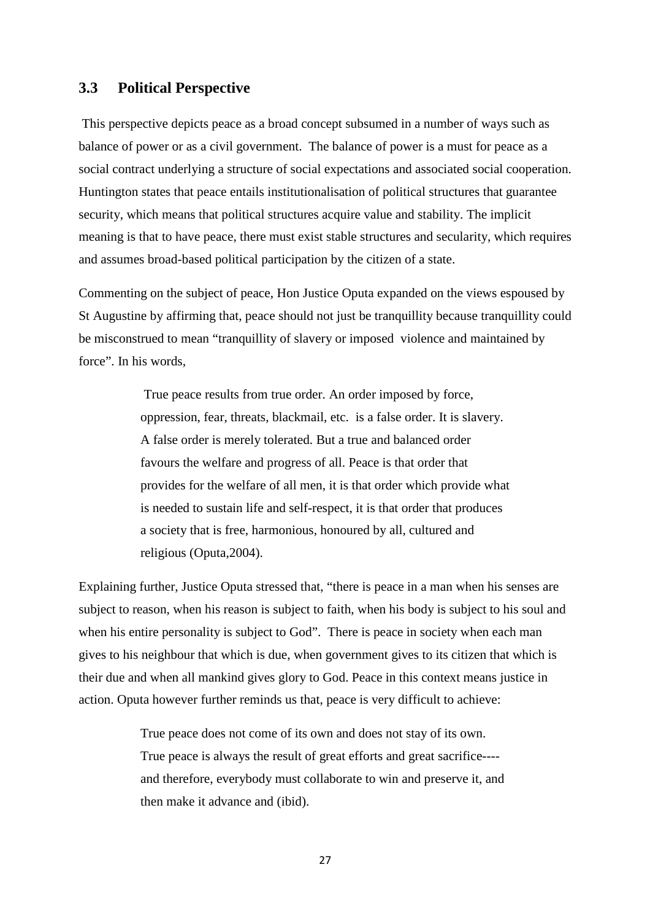## 3.3 Political Perspective

This perspective depicts peace as a broad concept subsumed in a number of ways such as balance of power or as a civil government. The balance of power is a must for peace as a social contract underlying a structure of social expectations and associated social cooperation. Huntington states that peace entails institutionalisation of political structures that guarantee security, which means that political structures acquire value and stability. The implicit meaning is that to have peace, there must exist stable structures and secularity, which requires and assumes broad-based political participation by the citizen of a state.

Commenting on the subject of peace, Hon Justice Oputa expanded on the views espoused by St Augustine by affirming that, peace should not just be tranquillity because tranquillity could be misconstrued to mean "tranquillity of slavery or imposed violence and maintained by force". In his words,

> True peace results from true order. An order imposed by force, oppression, fear, threats, blackmail, etc. is a false order. It is slavery. A false order is merely tolerated. But a true and balanced order favours the welfare and progress of all. Peace is that order that provides for the welfare of all men, it is that order which provide what is needed to sustain life and self-respect, it is that order that produces a society that is free, harmonious, honoured by all, cultured and religious (Oputa,2004).

Explaining further, Justice Oputa stressed that, "there is peace in a man when his senses are subject to reason, when his reason is subject to faith, when his body is subject to his soul and when his entire personality is subject to God". There is peace in society when each man gives to his neighbour that which is due, when government gives to its citizen that which is their due and when all mankind gives glory to God. Peace in this context means justice in action. Oputa however further reminds us that, peace is very difficult to achieve:

> True peace does not come of its own and does not stay of its own. True peace is always the result of great efforts and great sacrifice---- and therefore, everybody must collaborate to win and preserve it, and then make it advance and (ibid).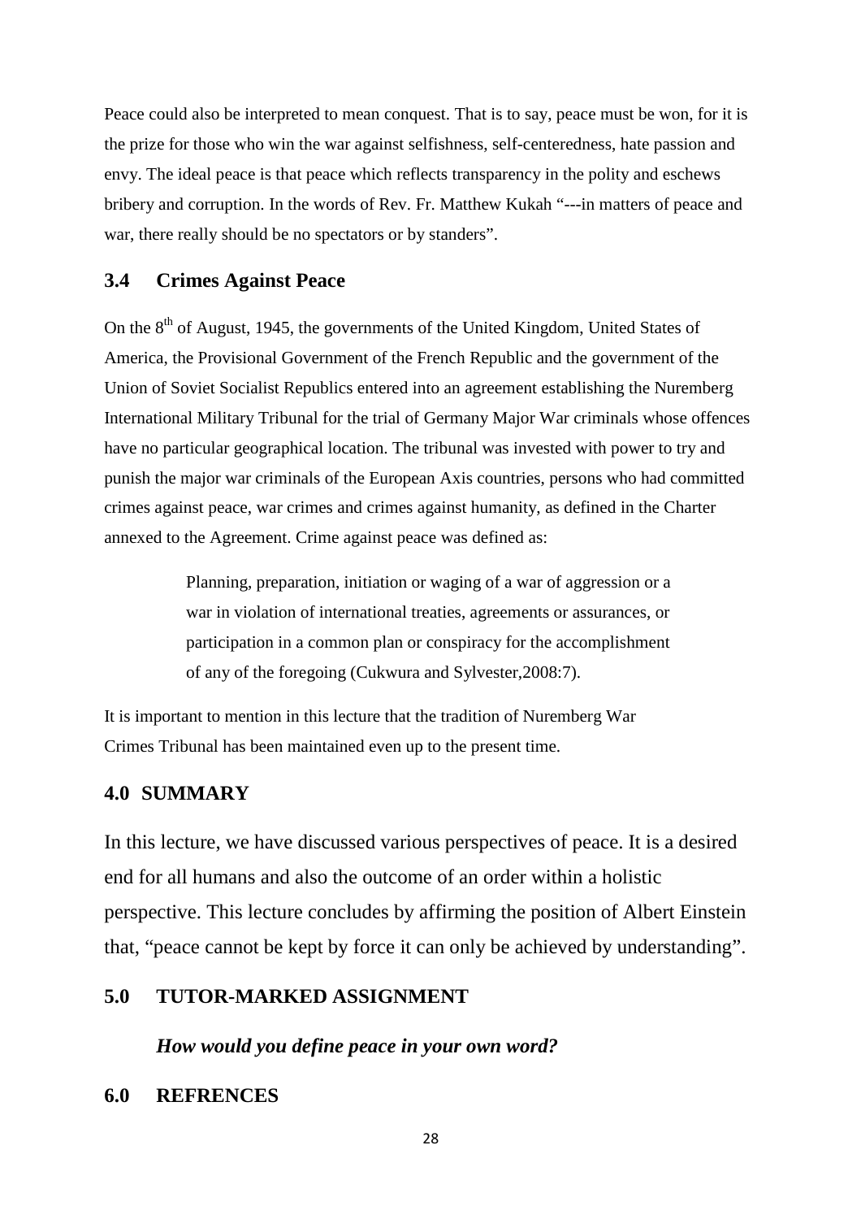Peace could also be interpreted to mean conquest. That is to say, peace must be won, for it is the prize for those who win the war against selfishness, self-centeredness, hate passion and envy. The ideal peace is that peace which reflects transparency in the polity and eschews bribery and corruption. In the words of Rev. Fr. Matthew Kukah "---in matters of peace and war, there really should be no spectators or by standers".

## 3.4 Crimes Against Peace

On the 8th of August, 1945, the governments of the United Kingdom, United States of America, the Provisional Government of the French Republic and the government of the Union of Soviet Socialist Republics entered into an agreement establishing the Nuremberg International Military Tribunal for the trial of Germany Major War criminals whose offences have no particular geographical location. The tribunal was invested with power to try and punish the major war criminals of the European Axis countries, persons who had committed crimes against peace, war crimes and crimes against humanity, as defined in the Charter annexed to the Agreement. Crime against peace was defined as:

> Planning, preparation, initiation or waging of a war of aggression or a war in violation of international treaties, agreements or assurances, or participation in a common plan or conspiracy for the accomplishment of any of the foregoing (Cukwura and Sylvester,2008:7).

It is important to mention in this lecture that the tradition of Nuremberg War Crimes Tribunal has been maintained even up to the present time.

## 4.0 SUMMARY

In this lecture, we have discussed various perspectives of peace. It is a desired end for all humans and also the outcome of an order within a holistic perspective. This lecture concludes by affirming the position of Albert Einstein that, "peace cannot be kept by force it can only be achieved by understanding".

## 5.0 TUTOR-MARKED ASSIGNMENT

***How would you define peace in your own word?***

## 6.0 REFRENCES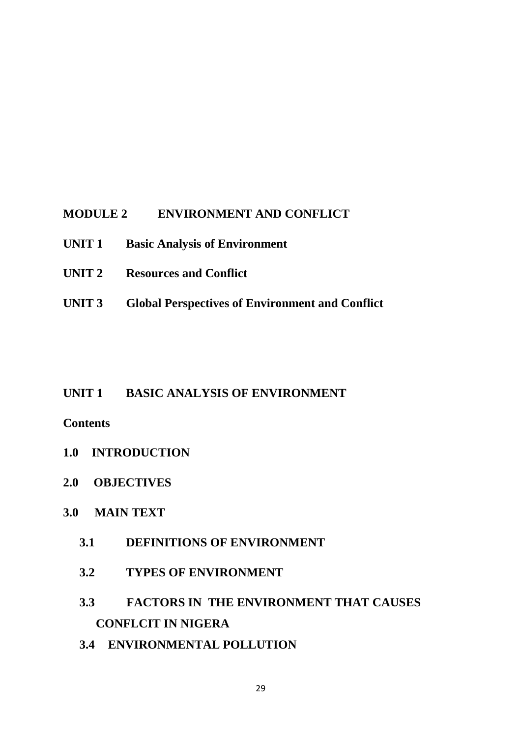## MODULE 2 ENVIRONMENT AND CONFLICT

**UNIT 1 Basic Analysis of Environment**

**UNIT 2 Resources and Conflict**

**UNIT 3 Global Perspectives of Environment and Conflict**

## UNIT 1 BASIC ANALYSIS OF ENVIRONMENT

**Contents**

**1.0 INTRODUCTION**

**2.0 OBJECTIVES**

**3.0 MAIN TEXT**

**3.1 DEFINITIONS OF ENVIRONMENT**

**3.2 TYPES OF ENVIRONMENT**

**3.3 FACTORS IN THE ENVIRONMENT THAT CAUSES CONFLCIT IN NIGERA**

**3.4 ENVIRONMENTAL POLLUTION**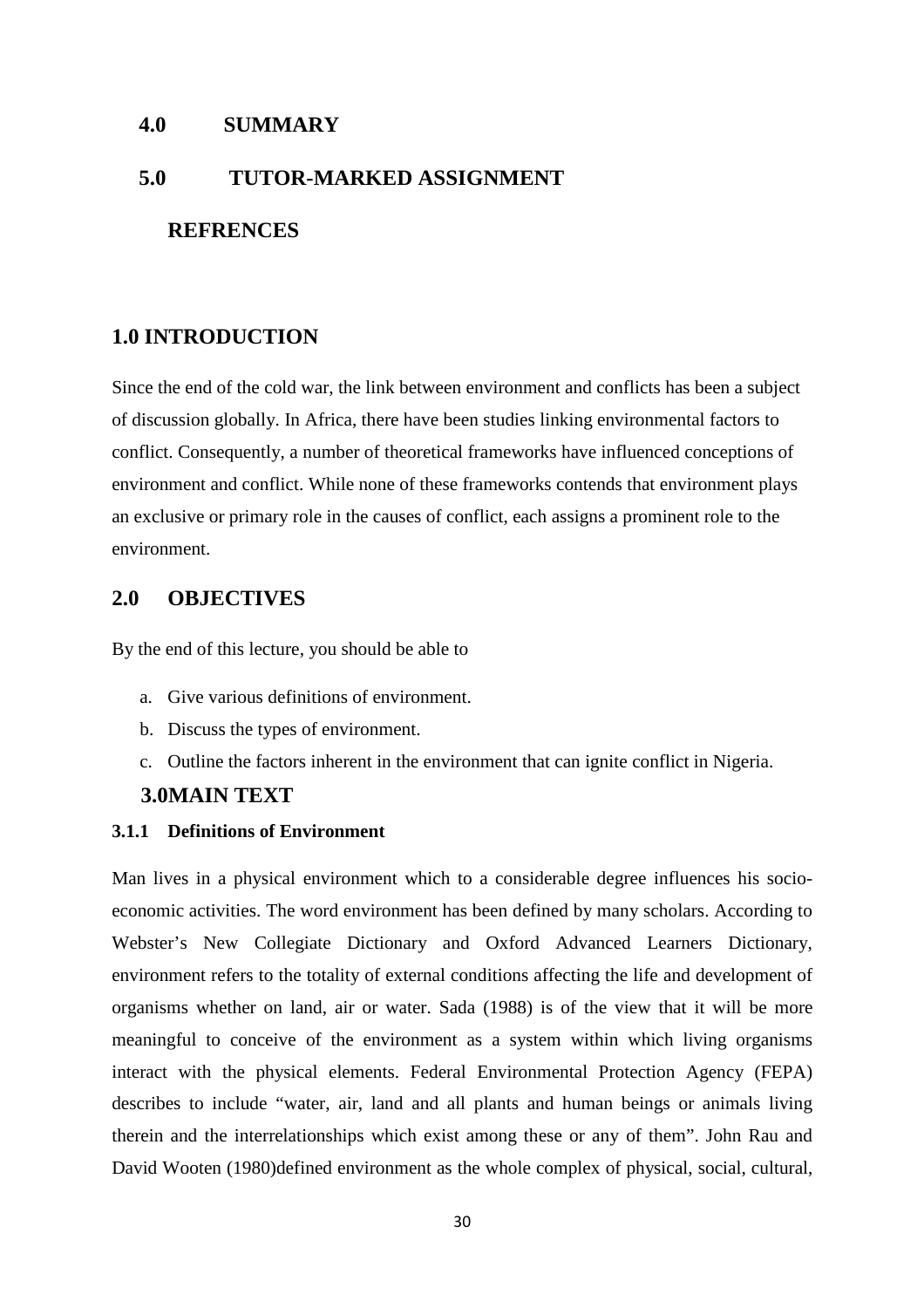## 4.0 SUMMARY

## 5.0 TUTOR-MARKED ASSIGNMENT

## REFRENCES

## 1.0 INTRODUCTION

Since the end of the cold war, the link between environment and conflicts has been a subject of discussion globally. In Africa, there have been studies linking environmental factors to conflict. Consequently, a number of theoretical frameworks have influenced conceptions of environment and conflict. While none of these frameworks contends that environment plays an exclusive or primary role in the causes of conflict, each assigns a prominent role to the environment.

## 2.0 OBJECTIVES

By the end of this lecture, you should be able to

a. Give various definitions of environment.
b. Discuss the types of environment.
c. Outline the factors inherent in the environment that can ignite conflict in Nigeria.

## 3.0MAIN TEXT

### 3.1.1 Definitions of Environment

Man lives in a physical environment which to a considerable degree influences his socio-economic activities. The word environment has been defined by many scholars. According to Webster's New Collegiate Dictionary and Oxford Advanced Learners Dictionary, environment refers to the totality of external conditions affecting the life and development of organisms whether on land, air or water. Sada (1988) is of the view that it will be more meaningful to conceive of the environment as a system within which living organisms interact with the physical elements. Federal Environmental Protection Agency (FEPA) describes to include "water, air, land and all plants and human beings or animals living therein and the interrelationships which exist among these or any of them". John Rau and David Wooten (1980)defined environment as the whole complex of physical, social, cultural,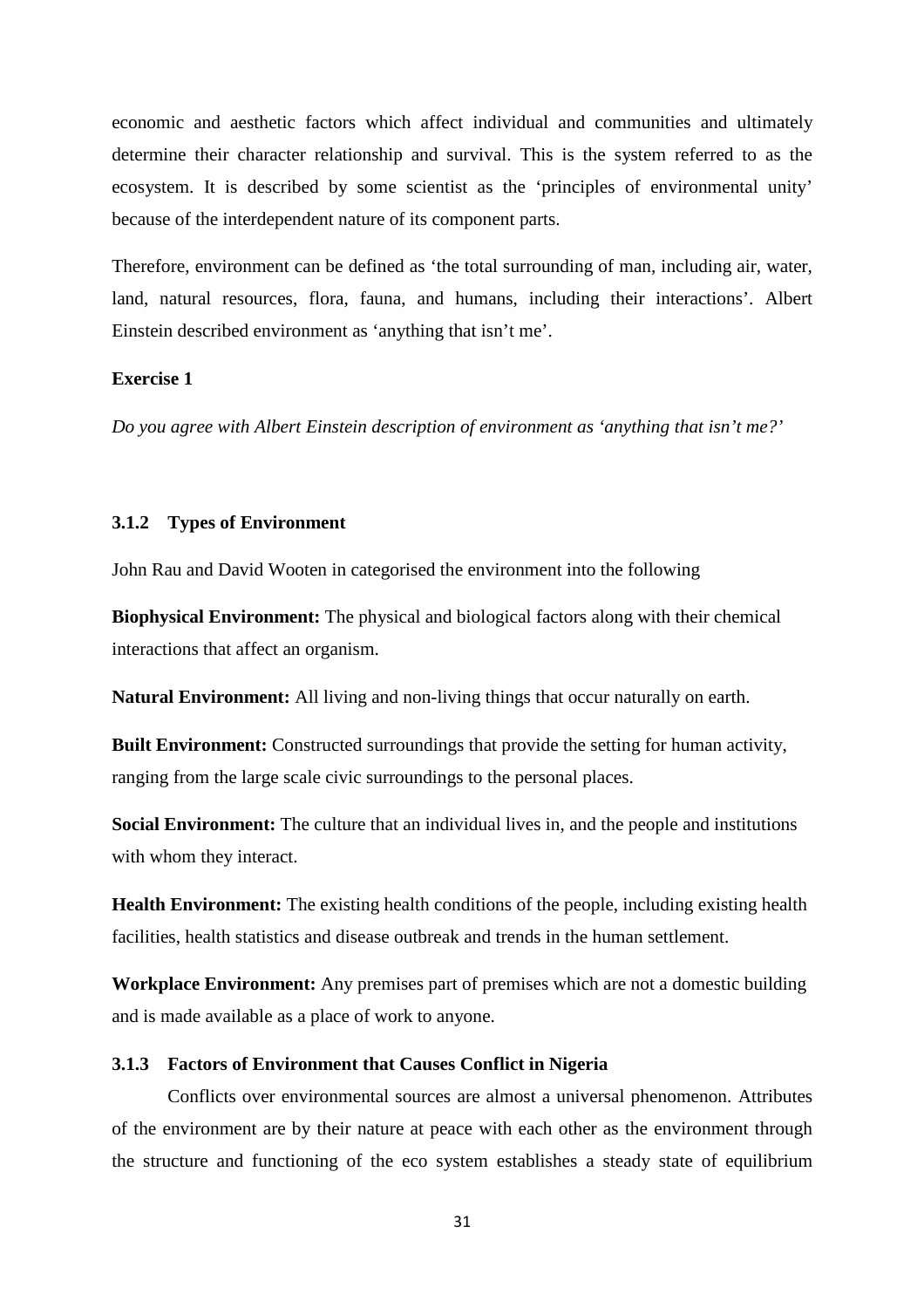economic and aesthetic factors which affect individual and communities and ultimately determine their character relationship and survival. This is the system referred to as the ecosystem. It is described by some scientist as the 'principles of environmental unity' because of the interdependent nature of its component parts.

Therefore, environment can be defined as 'the total surrounding of man, including air, water, land, natural resources, flora, fauna, and humans, including their interactions'. Albert Einstein described environment as 'anything that isn't me'.

**Exercise 1**

*Do you agree with Albert Einstein description of environment as 'anything that isn't me?'*

### 3.1.2 Types of Environment

John Rau and David Wooten in categorised the environment into the following

**Biophysical Environment:** The physical and biological factors along with their chemical interactions that affect an organism.

**Natural Environment:** All living and non-living things that occur naturally on earth.

**Built Environment:** Constructed surroundings that provide the setting for human activity, ranging from the large scale civic surroundings to the personal places.

**Social Environment:** The culture that an individual lives in, and the people and institutions with whom they interact.

**Health Environment:** The existing health conditions of the people, including existing health facilities, health statistics and disease outbreak and trends in the human settlement.

**Workplace Environment:** Any premises part of premises which are not a domestic building and is made available as a place of work to anyone.

### 3.1.3 Factors of Environment that Causes Conflict in Nigeria

Conflicts over environmental sources are almost a universal phenomenon. Attributes of the environment are by their nature at peace with each other as the environment through the structure and functioning of the eco system establishes a steady state of equilibrium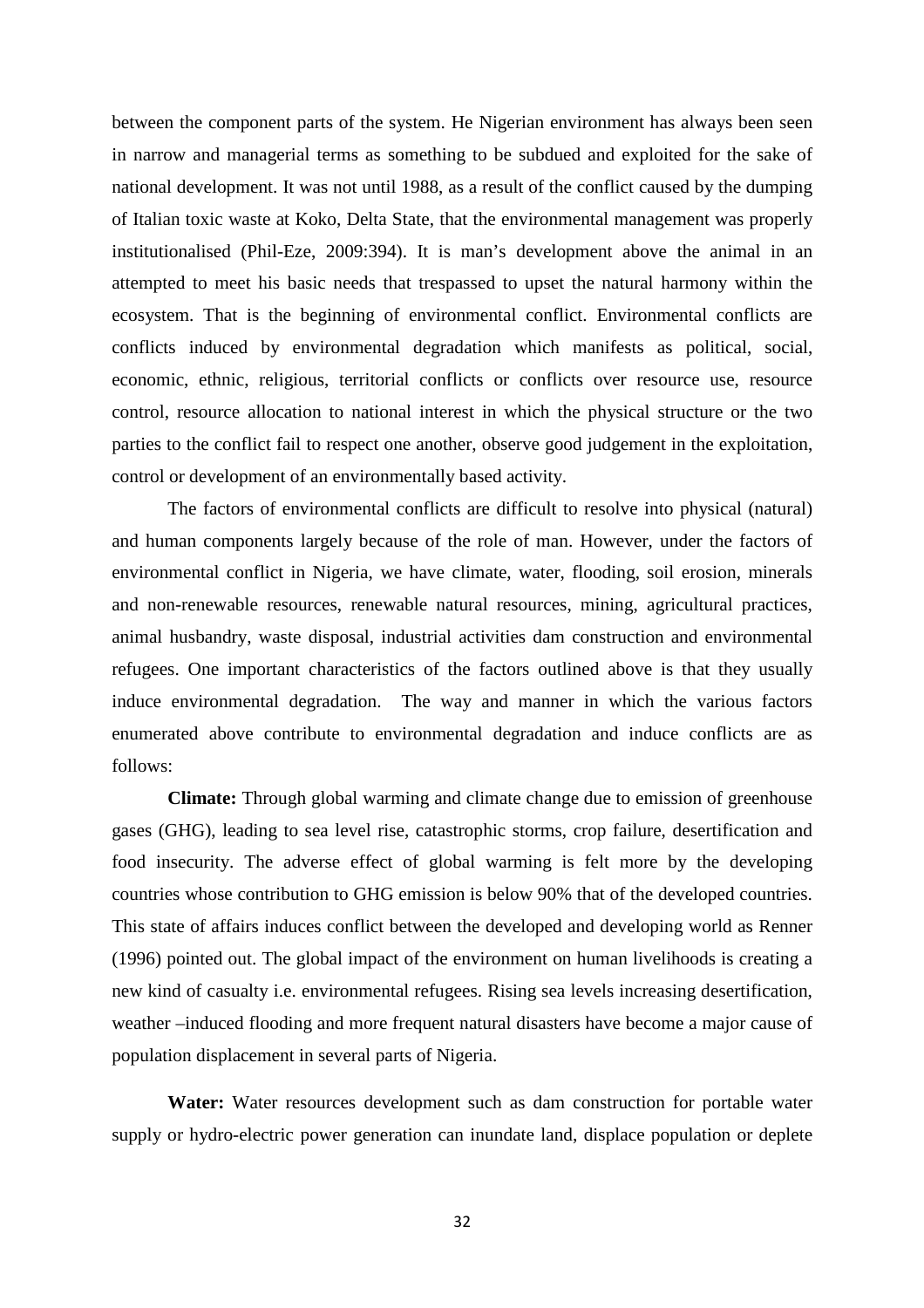between the component parts of the system. He Nigerian environment has always been seen in narrow and managerial terms as something to be subdued and exploited for the sake of national development. It was not until 1988, as a result of the conflict caused by the dumping of Italian toxic waste at Koko, Delta State, that the environmental management was properly institutionalised (Phil-Eze, 2009:394). It is man's development above the animal in an attempted to meet his basic needs that trespassed to upset the natural harmony within the ecosystem. That is the beginning of environmental conflict. Environmental conflicts are conflicts induced by environmental degradation which manifests as political, social, economic, ethnic, religious, territorial conflicts or conflicts over resource use, resource control, resource allocation to national interest in which the physical structure or the two parties to the conflict fail to respect one another, observe good judgement in the exploitation, control or development of an environmentally based activity.

The factors of environmental conflicts are difficult to resolve into physical (natural) and human components largely because of the role of man. However, under the factors of environmental conflict in Nigeria, we have climate, water, flooding, soil erosion, minerals and non-renewable resources, renewable natural resources, mining, agricultural practices, animal husbandry, waste disposal, industrial activities dam construction and environmental refugees. One important characteristics of the factors outlined above is that they usually induce environmental degradation. The way and manner in which the various factors enumerated above contribute to environmental degradation and induce conflicts are as follows:

**Climate:** Through global warming and climate change due to emission of greenhouse gases (GHG), leading to sea level rise, catastrophic storms, crop failure, desertification and food insecurity. The adverse effect of global warming is felt more by the developing countries whose contribution to GHG emission is below 90% that of the developed countries. This state of affairs induces conflict between the developed and developing world as Renner (1996) pointed out. The global impact of the environment on human livelihoods is creating a new kind of casualty i.e. environmental refugees. Rising sea levels increasing desertification, weather –induced flooding and more frequent natural disasters have become a major cause of population displacement in several parts of Nigeria.

**Water:** Water resources development such as dam construction for portable water supply or hydro-electric power generation can inundate land, displace population or deplete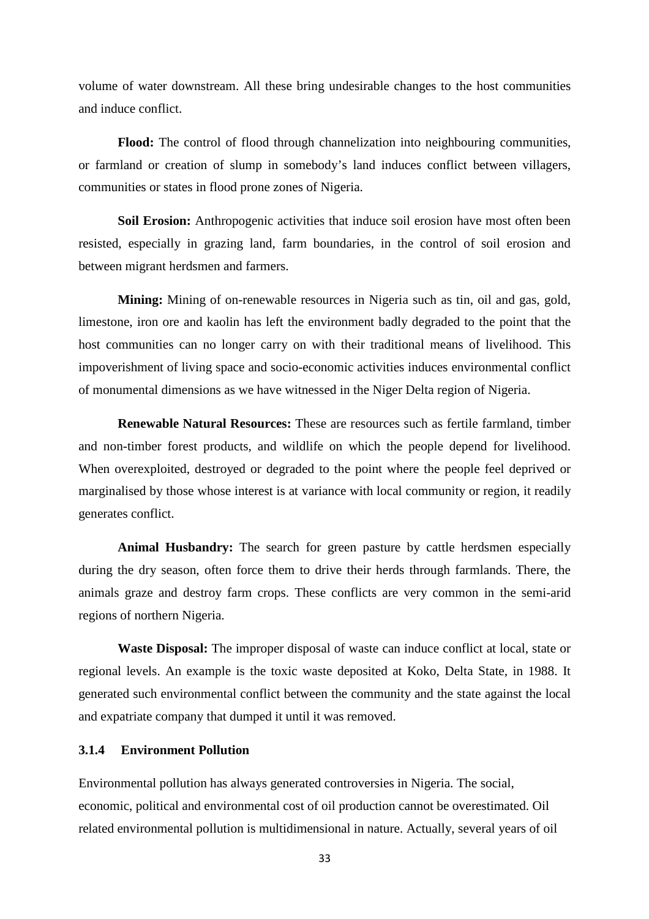volume of water downstream. All these bring undesirable changes to the host communities and induce conflict.

**Flood:** The control of flood through channelization into neighbouring communities, or farmland or creation of slump in somebody's land induces conflict between villagers, communities or states in flood prone zones of Nigeria.

**Soil Erosion:** Anthropogenic activities that induce soil erosion have most often been resisted, especially in grazing land, farm boundaries, in the control of soil erosion and between migrant herdsmen and farmers.

**Mining:** Mining of on-renewable resources in Nigeria such as tin, oil and gas, gold, limestone, iron ore and kaolin has left the environment badly degraded to the point that the host communities can no longer carry on with their traditional means of livelihood. This impoverishment of living space and socio-economic activities induces environmental conflict of monumental dimensions as we have witnessed in the Niger Delta region of Nigeria.

**Renewable Natural Resources:** These are resources such as fertile farmland, timber and non-timber forest products, and wildlife on which the people depend for livelihood. When overexploited, destroyed or degraded to the point where the people feel deprived or marginalised by those whose interest is at variance with local community or region, it readily generates conflict.

**Animal Husbandry:** The search for green pasture by cattle herdsmen especially during the dry season, often force them to drive their herds through farmlands. There, the animals graze and destroy farm crops. These conflicts are very common in the semi-arid regions of northern Nigeria.

**Waste Disposal:** The improper disposal of waste can induce conflict at local, state or regional levels. An example is the toxic waste deposited at Koko, Delta State, in 1988. It generated such environmental conflict between the community and the state against the local and expatriate company that dumped it until it was removed.

### 3.1.4 Environment Pollution

Environmental pollution has always generated controversies in Nigeria. The social, economic, political and environmental cost of oil production cannot be overestimated. Oil related environmental pollution is multidimensional in nature. Actually, several years of oil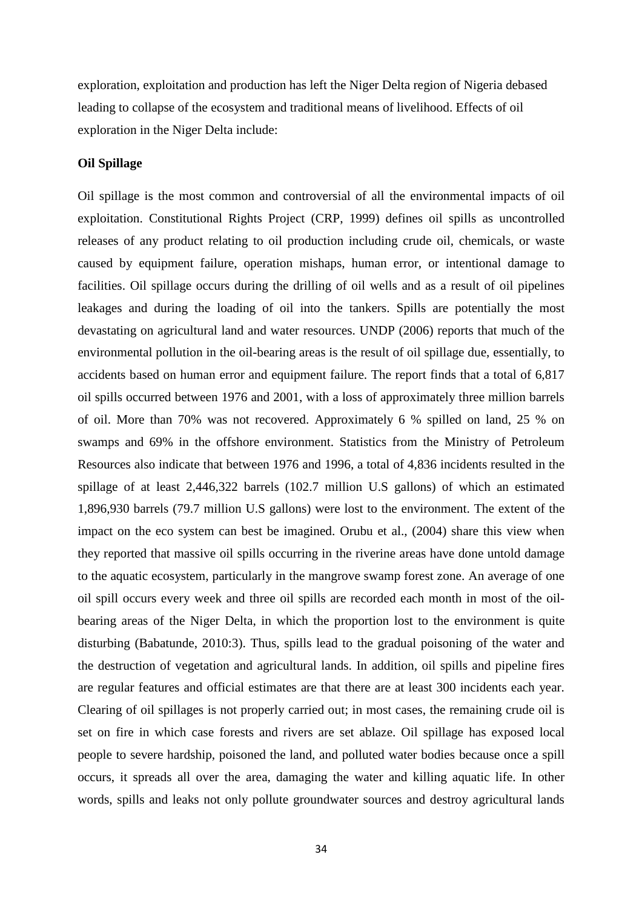exploration, exploitation and production has left the Niger Delta region of Nigeria debased leading to collapse of the ecosystem and traditional means of livelihood. Effects of oil exploration in the Niger Delta include:

**Oil Spillage**

Oil spillage is the most common and controversial of all the environmental impacts of oil exploitation. Constitutional Rights Project (CRP, 1999) defines oil spills as uncontrolled releases of any product relating to oil production including crude oil, chemicals, or waste caused by equipment failure, operation mishaps, human error, or intentional damage to facilities. Oil spillage occurs during the drilling of oil wells and as a result of oil pipelines leakages and during the loading of oil into the tankers. Spills are potentially the most devastating on agricultural land and water resources. UNDP (2006) reports that much of the environmental pollution in the oil-bearing areas is the result of oil spillage due, essentially, to accidents based on human error and equipment failure. The report finds that a total of 6,817 oil spills occurred between 1976 and 2001, with a loss of approximately three million barrels of oil. More than 70% was not recovered. Approximately 6 % spilled on land, 25 % on swamps and 69% in the offshore environment. Statistics from the Ministry of Petroleum Resources also indicate that between 1976 and 1996, a total of 4,836 incidents resulted in the spillage of at least 2,446,322 barrels (102.7 million U.S gallons) of which an estimated 1,896,930 barrels (79.7 million U.S gallons) were lost to the environment. The extent of the impact on the eco system can best be imagined. Orubu et al., (2004) share this view when they reported that massive oil spills occurring in the riverine areas have done untold damage to the aquatic ecosystem, particularly in the mangrove swamp forest zone. An average of one oil spill occurs every week and three oil spills are recorded each month in most of the oil-bearing areas of the Niger Delta, in which the proportion lost to the environment is quite disturbing (Babatunde, 2010:3). Thus, spills lead to the gradual poisoning of the water and the destruction of vegetation and agricultural lands. In addition, oil spills and pipeline fires are regular features and official estimates are that there are at least 300 incidents each year. Clearing of oil spillages is not properly carried out; in most cases, the remaining crude oil is set on fire in which case forests and rivers are set ablaze. Oil spillage has exposed local people to severe hardship, poisoned the land, and polluted water bodies because once a spill occurs, it spreads all over the area, damaging the water and killing aquatic life. In other words, spills and leaks not only pollute groundwater sources and destroy agricultural lands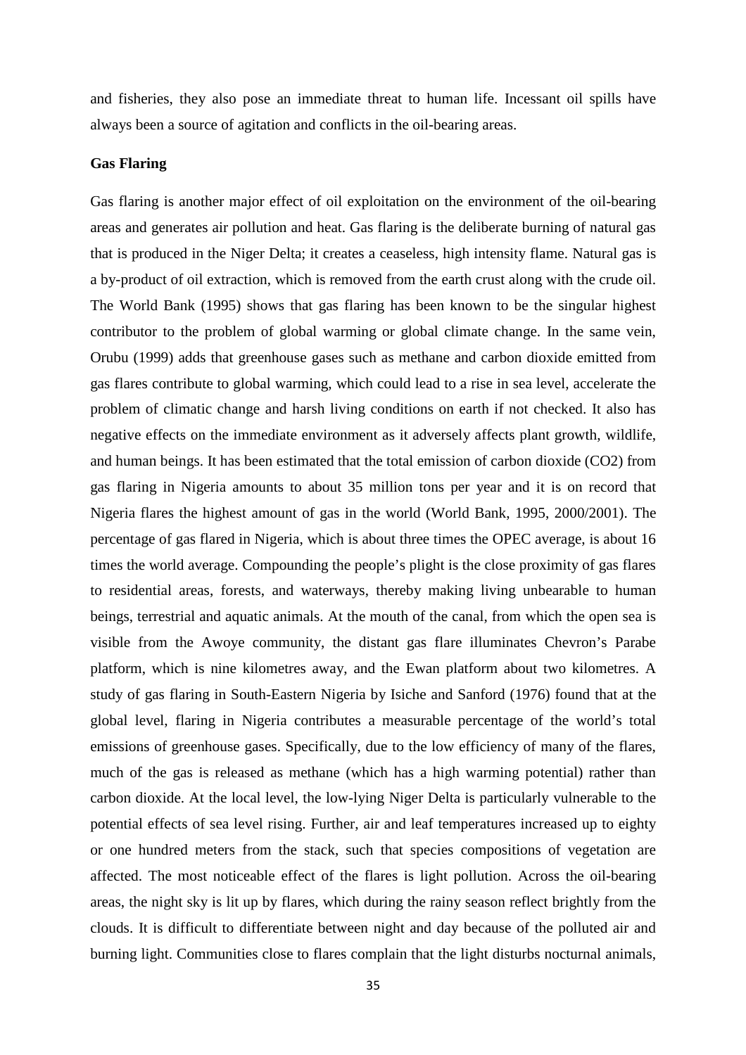and fisheries, they also pose an immediate threat to human life. Incessant oil spills have always been a source of agitation and conflicts in the oil-bearing areas.

**Gas Flaring**

Gas flaring is another major effect of oil exploitation on the environment of the oil-bearing areas and generates air pollution and heat. Gas flaring is the deliberate burning of natural gas that is produced in the Niger Delta; it creates a ceaseless, high intensity flame. Natural gas is a by-product of oil extraction, which is removed from the earth crust along with the crude oil. The World Bank (1995) shows that gas flaring has been known to be the singular highest contributor to the problem of global warming or global climate change. In the same vein, Orubu (1999) adds that greenhouse gases such as methane and carbon dioxide emitted from gas flares contribute to global warming, which could lead to a rise in sea level, accelerate the problem of climatic change and harsh living conditions on earth if not checked. It also has negative effects on the immediate environment as it adversely affects plant growth, wildlife, and human beings. It has been estimated that the total emission of carbon dioxide ($CO_2$) from gas flaring in Nigeria amounts to about 35 million tons per year and it is on record that Nigeria flares the highest amount of gas in the world (World Bank, 1995, 2000/2001). The percentage of gas flared in Nigeria, which is about three times the OPEC average, is about 16 times the world average. Compounding the people's plight is the close proximity of gas flares to residential areas, forests, and waterways, thereby making living unbearable to human beings, terrestrial and aquatic animals. At the mouth of the canal, from which the open sea is visible from the Awoye community, the distant gas flare illuminates Chevron's Parabe platform, which is nine kilometres away, and the Ewan platform about two kilometres. A study of gas flaring in South-Eastern Nigeria by Isiche and Sanford (1976) found that at the global level, flaring in Nigeria contributes a measurable percentage of the world's total emissions of greenhouse gases. Specifically, due to the low efficiency of many of the flares, much of the gas is released as methane (which has a high warming potential) rather than carbon dioxide. At the local level, the low-lying Niger Delta is particularly vulnerable to the potential effects of sea level rising. Further, air and leaf temperatures increased up to eighty or one hundred meters from the stack, such that species compositions of vegetation are affected. The most noticeable effect of the flares is light pollution. Across the oil-bearing areas, the night sky is lit up by flares, which during the rainy season reflect brightly from the clouds. It is difficult to differentiate between night and day because of the polluted air and burning light. Communities close to flares complain that the light disturbs nocturnal animals,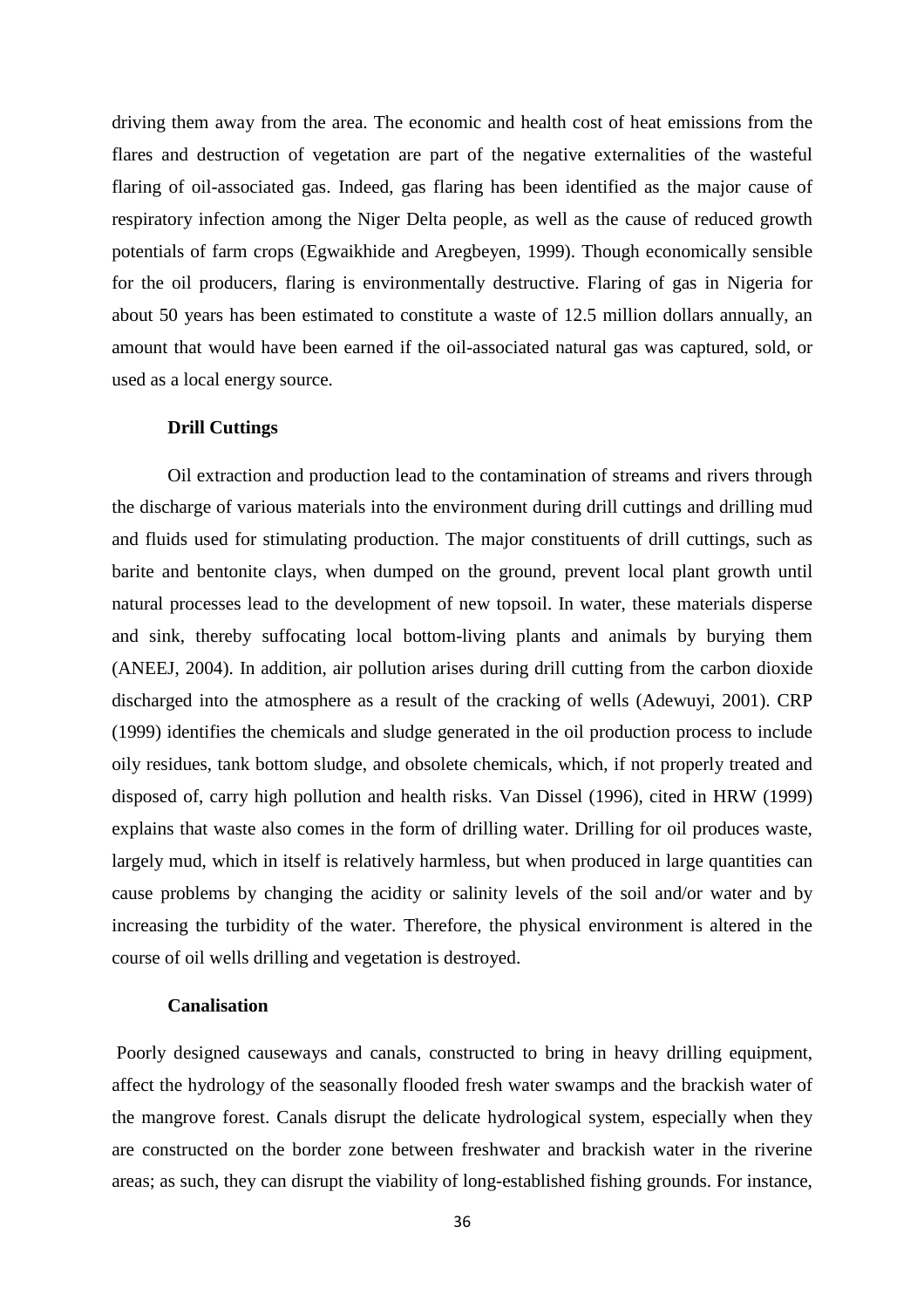driving them away from the area. The economic and health cost of heat emissions from the flares and destruction of vegetation are part of the negative externalities of the wasteful flaring of oil-associated gas. Indeed, gas flaring has been identified as the major cause of respiratory infection among the Niger Delta people, as well as the cause of reduced growth potentials of farm crops (Egwaikhide and Aregbeyen, 1999). Though economically sensible for the oil producers, flaring is environmentally destructive. Flaring of gas in Nigeria for about 50 years has been estimated to constitute a waste of 12.5 million dollars annually, an amount that would have been earned if the oil-associated natural gas was captured, sold, or used as a local energy source.

**Drill Cuttings**

Oil extraction and production lead to the contamination of streams and rivers through the discharge of various materials into the environment during drill cuttings and drilling mud and fluids used for stimulating production. The major constituents of drill cuttings, such as barite and bentonite clays, when dumped on the ground, prevent local plant growth until natural processes lead to the development of new topsoil. In water, these materials disperse and sink, thereby suffocating local bottom-living plants and animals by burying them (ANEEJ, 2004). In addition, air pollution arises during drill cutting from the carbon dioxide discharged into the atmosphere as a result of the cracking of wells (Adewuyi, 2001). CRP (1999) identifies the chemicals and sludge generated in the oil production process to include oily residues, tank bottom sludge, and obsolete chemicals, which, if not properly treated and disposed of, carry high pollution and health risks. Van Dissel (1996), cited in HRW (1999) explains that waste also comes in the form of drilling water. Drilling for oil produces waste, largely mud, which in itself is relatively harmless, but when produced in large quantities can cause problems by changing the acidity or salinity levels of the soil and/or water and by increasing the turbidity of the water. Therefore, the physical environment is altered in the course of oil wells drilling and vegetation is destroyed.

**Canalisation**

Poorly designed causeways and canals, constructed to bring in heavy drilling equipment, affect the hydrology of the seasonally flooded fresh water swamps and the brackish water of the mangrove forest. Canals disrupt the delicate hydrological system, especially when they are constructed on the border zone between freshwater and brackish water in the riverine areas; as such, they can disrupt the viability of long-established fishing grounds. For instance,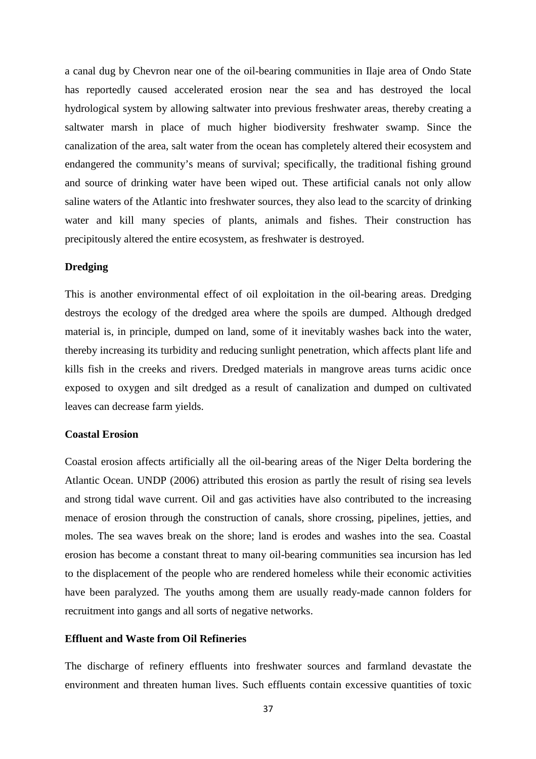a canal dug by Chevron near one of the oil-bearing communities in Ilaje area of Ondo State has reportedly caused accelerated erosion near the sea and has destroyed the local hydrological system by allowing saltwater into previous freshwater areas, thereby creating a saltwater marsh in place of much higher biodiversity freshwater swamp. Since the canalization of the area, salt water from the ocean has completely altered their ecosystem and endangered the community's means of survival; specifically, the traditional fishing ground and source of drinking water have been wiped out. These artificial canals not only allow saline waters of the Atlantic into freshwater sources, they also lead to the scarcity of drinking water and kill many species of plants, animals and fishes. Their construction has precipitously altered the entire ecosystem, as freshwater is destroyed.

**Dredging**

This is another environmental effect of oil exploitation in the oil-bearing areas. Dredging destroys the ecology of the dredged area where the spoils are dumped. Although dredged material is, in principle, dumped on land, some of it inevitably washes back into the water, thereby increasing its turbidity and reducing sunlight penetration, which affects plant life and kills fish in the creeks and rivers. Dredged materials in mangrove areas turns acidic once exposed to oxygen and silt dredged as a result of canalization and dumped on cultivated leaves can decrease farm yields.

**Coastal Erosion**

Coastal erosion affects artificially all the oil-bearing areas of the Niger Delta bordering the Atlantic Ocean. UNDP (2006) attributed this erosion as partly the result of rising sea levels and strong tidal wave current. Oil and gas activities have also contributed to the increasing menace of erosion through the construction of canals, shore crossing, pipelines, jetties, and moles. The sea waves break on the shore; land is erodes and washes into the sea. Coastal erosion has become a constant threat to many oil-bearing communities sea incursion has led to the displacement of the people who are rendered homeless while their economic activities have been paralyzed. The youths among them are usually ready-made cannon folders for recruitment into gangs and all sorts of negative networks.

**Effluent and Waste from Oil Refineries**

The discharge of refinery effluents into freshwater sources and farmland devastate the environment and threaten human lives. Such effluents contain excessive quantities of toxic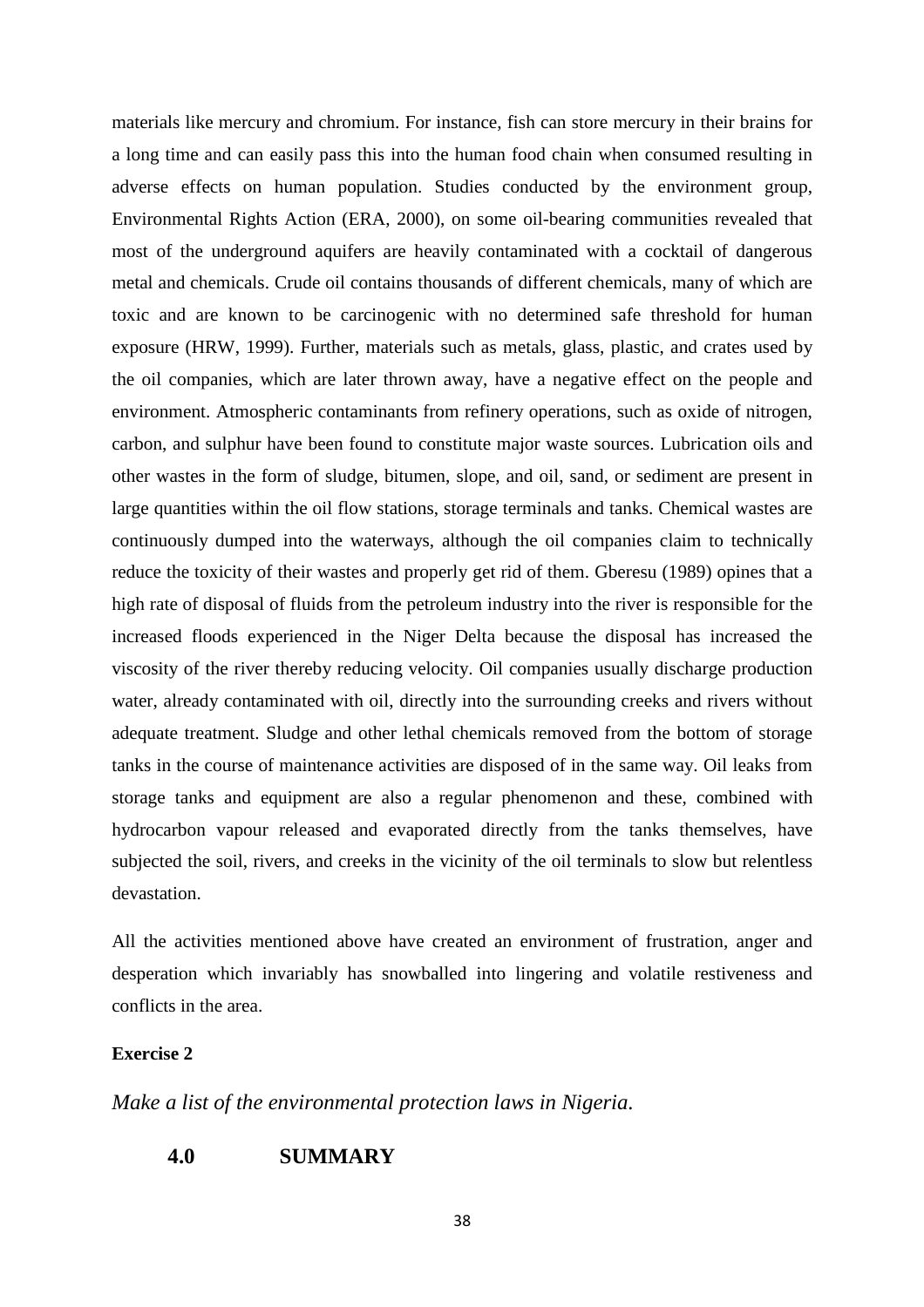materials like mercury and chromium. For instance, fish can store mercury in their brains for a long time and can easily pass this into the human food chain when consumed resulting in adverse effects on human population. Studies conducted by the environment group, Environmental Rights Action (ERA, 2000), on some oil-bearing communities revealed that most of the underground aquifers are heavily contaminated with a cocktail of dangerous metal and chemicals. Crude oil contains thousands of different chemicals, many of which are toxic and are known to be carcinogenic with no determined safe threshold for human exposure (HRW, 1999). Further, materials such as metals, glass, plastic, and crates used by the oil companies, which are later thrown away, have a negative effect on the people and environment. Atmospheric contaminants from refinery operations, such as oxide of nitrogen, carbon, and sulphur have been found to constitute major waste sources. Lubrication oils and other wastes in the form of sludge, bitumen, slope, and oil, sand, or sediment are present in large quantities within the oil flow stations, storage terminals and tanks. Chemical wastes are continuously dumped into the waterways, although the oil companies claim to technically reduce the toxicity of their wastes and properly get rid of them. Gberesu (1989) opines that a high rate of disposal of fluids from the petroleum industry into the river is responsible for the increased floods experienced in the Niger Delta because the disposal has increased the viscosity of the river thereby reducing velocity. Oil companies usually discharge production water, already contaminated with oil, directly into the surrounding creeks and rivers without adequate treatment. Sludge and other lethal chemicals removed from the bottom of storage tanks in the course of maintenance activities are disposed of in the same way. Oil leaks from storage tanks and equipment are also a regular phenomenon and these, combined with hydrocarbon vapour released and evaporated directly from the tanks themselves, have subjected the soil, rivers, and creeks in the vicinity of the oil terminals to slow but relentless devastation.

All the activities mentioned above have created an environment of frustration, anger and desperation which invariably has snowballed into lingering and volatile restiveness and conflicts in the area.

**Exercise 2**

*Make a list of the environmental protection laws in Nigeria.*

## 4.0 SUMMARY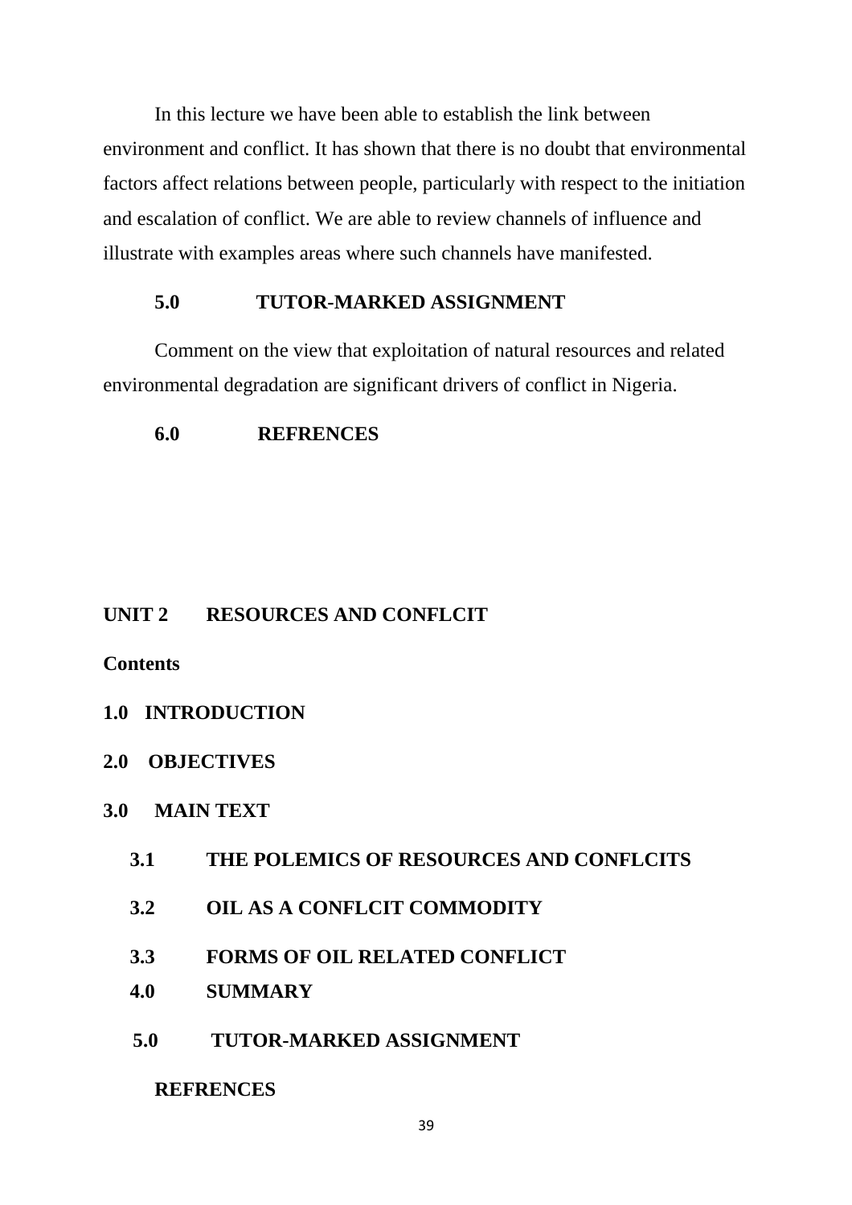In this lecture we have been able to establish the link between environment and conflict. It has shown that there is no doubt that environmental factors affect relations between people, particularly with respect to the initiation and escalation of conflict. We are able to review channels of influence and illustrate with examples areas where such channels have manifested.

### 5.0 TUTOR-MARKED ASSIGNMENT

Comment on the view that exploitation of natural resources and related environmental degradation are significant drivers of conflict in Nigeria.

### 6.0 REFRENCES

## UNIT 2 RESOURCES AND CONFLCIT

**Contents**

**1.0 INTRODUCTION**

**2.0 OBJECTIVES**

**3.0 MAIN TEXT**

**3.1 THE POLEMICS OF RESOURCES AND CONFLCITS**

**3.2 OIL AS A CONFLCIT COMMODITY**

**3.3 FORMS OF OIL RELATED CONFLICT**

**4.0 SUMMARY**

**5.0 TUTOR-MARKED ASSIGNMENT**

**REFRENCES**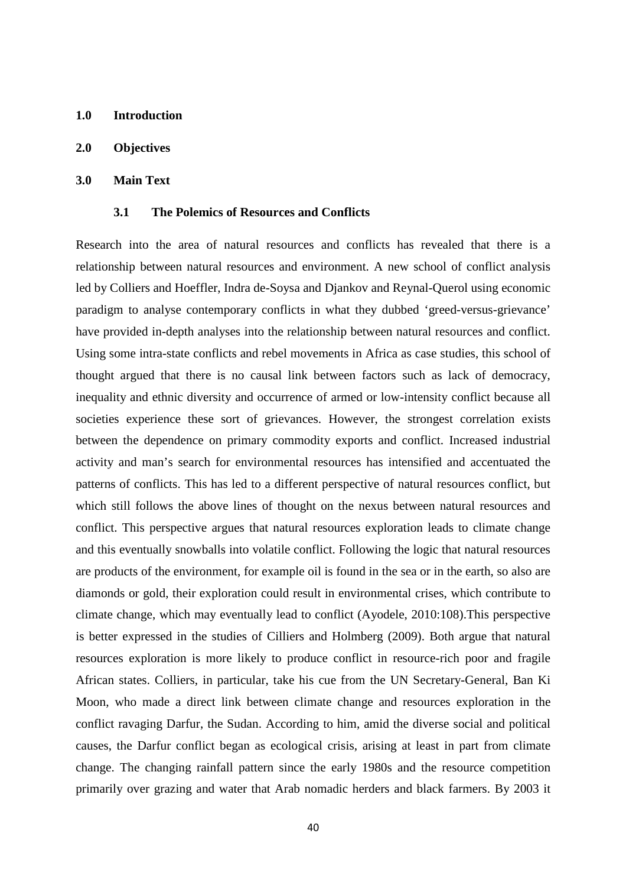## 1.0 Introduction

## 2.0 Objectives

## 3.0 Main Text

### 3.1 The Polemics of Resources and Conflicts

Research into the area of natural resources and conflicts has revealed that there is a relationship between natural resources and environment. A new school of conflict analysis led by Colliers and Hoeffler, Indra de-Soysa and Djankov and Reynal-Querol using economic paradigm to analyse contemporary conflicts in what they dubbed 'greed-versus-grievance' have provided in-depth analyses into the relationship between natural resources and conflict. Using some intra-state conflicts and rebel movements in Africa as case studies, this school of thought argued that there is no causal link between factors such as lack of democracy, inequality and ethnic diversity and occurrence of armed or low-intensity conflict because all societies experience these sort of grievances. However, the strongest correlation exists between the dependence on primary commodity exports and conflict. Increased industrial activity and man's search for environmental resources has intensified and accentuated the patterns of conflicts. This has led to a different perspective of natural resources conflict, but which still follows the above lines of thought on the nexus between natural resources and conflict. This perspective argues that natural resources exploration leads to climate change and this eventually snowballs into volatile conflict. Following the logic that natural resources are products of the environment, for example oil is found in the sea or in the earth, so also are diamonds or gold, their exploration could result in environmental crises, which contribute to climate change, which may eventually lead to conflict (Ayodele, 2010:108).This perspective is better expressed in the studies of Cilliers and Holmberg (2009). Both argue that natural resources exploration is more likely to produce conflict in resource-rich poor and fragile African states. Colliers, in particular, take his cue from the UN Secretary-General, Ban Ki Moon, who made a direct link between climate change and resources exploration in the conflict ravaging Darfur, the Sudan. According to him, amid the diverse social and political causes, the Darfur conflict began as ecological crisis, arising at least in part from climate change. The changing rainfall pattern since the early 1980s and the resource competition primarily over grazing and water that Arab nomadic herders and black farmers. By 2003 it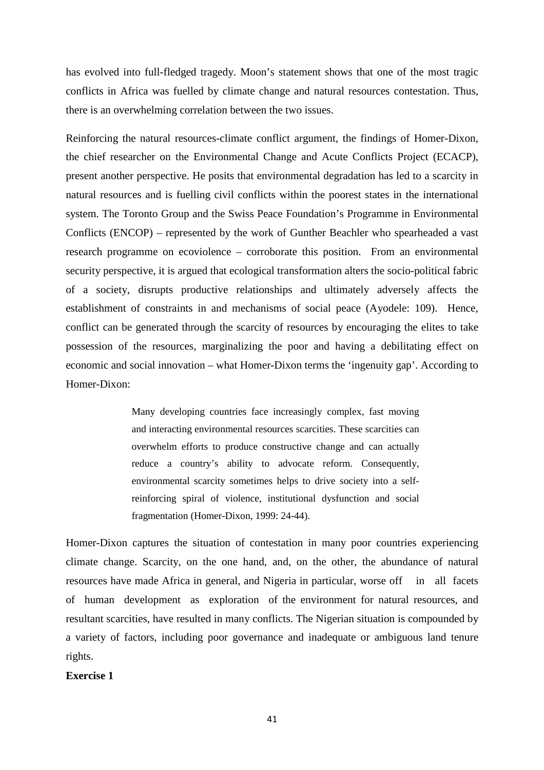has evolved into full-fledged tragedy. Moon's statement shows that one of the most tragic conflicts in Africa was fuelled by climate change and natural resources contestation. Thus, there is an overwhelming correlation between the two issues.

Reinforcing the natural resources-climate conflict argument, the findings of Homer-Dixon, the chief researcher on the Environmental Change and Acute Conflicts Project (ECACP), present another perspective. He posits that environmental degradation has led to a scarcity in natural resources and is fuelling civil conflicts within the poorest states in the international system. The Toronto Group and the Swiss Peace Foundation's Programme in Environmental Conflicts (ENCOP) – represented by the work of Gunther Beachler who spearheaded a vast research programme on ecoviolence – corroborate this position. From an environmental security perspective, it is argued that ecological transformation alters the socio-political fabric of a society, disrupts productive relationships and ultimately adversely affects the establishment of constraints in and mechanisms of social peace (Ayodele: 109). Hence, conflict can be generated through the scarcity of resources by encouraging the elites to take possession of the resources, marginalizing the poor and having a debilitating effect on economic and social innovation – what Homer-Dixon terms the 'ingenuity gap'. According to Homer-Dixon:

> Many developing countries face increasingly complex, fast moving and interacting environmental resources scarcities. These scarcities can overwhelm efforts to produce constructive change and can actually reduce a country's ability to advocate reform. Consequently, environmental scarcity sometimes helps to drive society into a self-reinforcing spiral of violence, institutional dysfunction and social fragmentation (Homer-Dixon, 1999: 24-44).

Homer-Dixon captures the situation of contestation in many poor countries experiencing climate change. Scarcity, on the one hand, and, on the other, the abundance of natural resources have made Africa in general, and Nigeria in particular, worse off in all facets of human development as exploration of the environment for natural resources, and resultant scarcities, have resulted in many conflicts. The Nigerian situation is compounded by a variety of factors, including poor governance and inadequate or ambiguous land tenure rights.

**Exercise 1**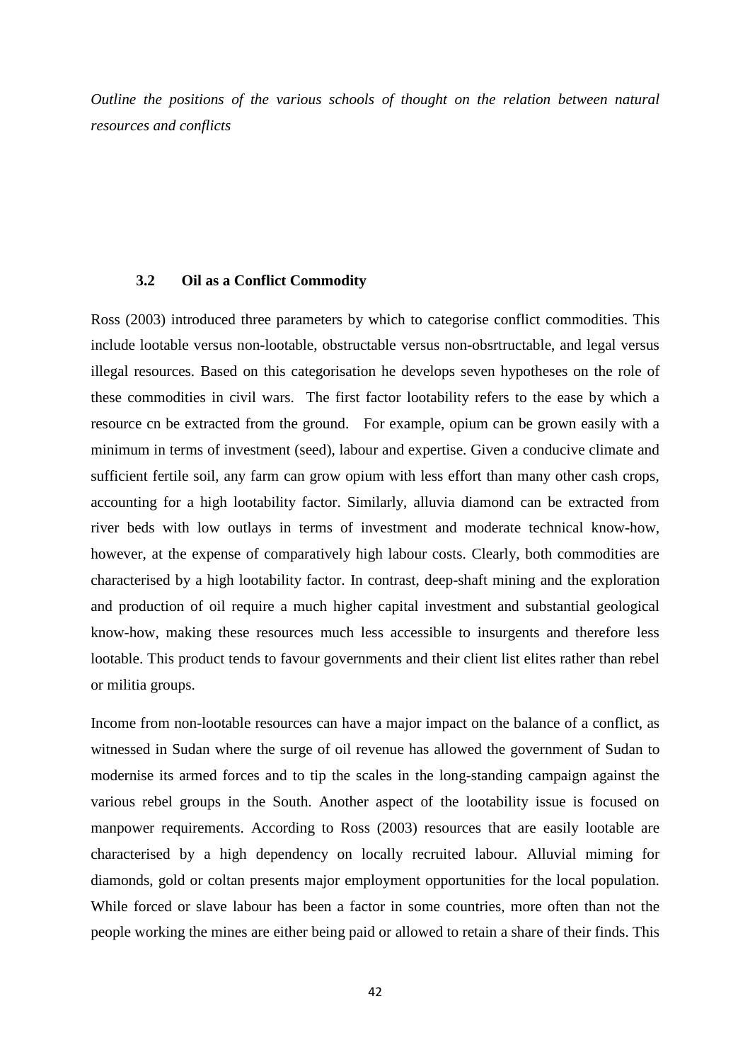*Outline the positions of the various schools of thought on the relation between natural resources and conflicts*

### 3.2 Oil as a Conflict Commodity

Ross (2003) introduced three parameters by which to categorise conflict commodities. This include lootable versus non-lootable, obstructable versus non-obsrtructable, and legal versus illegal resources. Based on this categorisation he develops seven hypotheses on the role of these commodities in civil wars. The first factor lootability refers to the ease by which a resource cn be extracted from the ground. For example, opium can be grown easily with a minimum in terms of investment (seed), labour and expertise. Given a conducive climate and sufficient fertile soil, any farm can grow opium with less effort than many other cash crops, accounting for a high lootability factor. Similarly, alluvia diamond can be extracted from river beds with low outlays in terms of investment and moderate technical know-how, however, at the expense of comparatively high labour costs. Clearly, both commodities are characterised by a high lootability factor. In contrast, deep-shaft mining and the exploration and production of oil require a much higher capital investment and substantial geological know-how, making these resources much less accessible to insurgents and therefore less lootable. This product tends to favour governments and their client list elites rather than rebel or militia groups.

Income from non-lootable resources can have a major impact on the balance of a conflict, as witnessed in Sudan where the surge of oil revenue has allowed the government of Sudan to modernise its armed forces and to tip the scales in the long-standing campaign against the various rebel groups in the South. Another aspect of the lootability issue is focused on manpower requirements. According to Ross (2003) resources that are easily lootable are characterised by a high dependency on locally recruited labour. Alluvial miming for diamonds, gold or coltan presents major employment opportunities for the local population. While forced or slave labour has been a factor in some countries, more often than not the people working the mines are either being paid or allowed to retain a share of their finds. This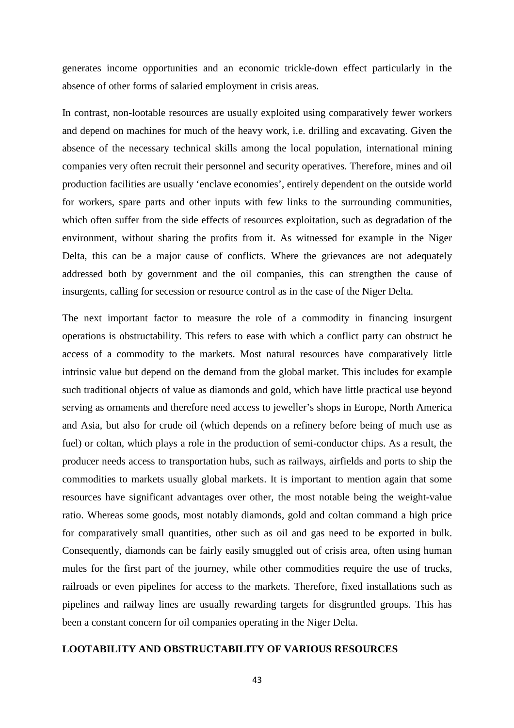generates income opportunities and an economic trickle-down effect particularly in the absence of other forms of salaried employment in crisis areas.

In contrast, non-lootable resources are usually exploited using comparatively fewer workers and depend on machines for much of the heavy work, i.e. drilling and excavating. Given the absence of the necessary technical skills among the local population, international mining companies very often recruit their personnel and security operatives. Therefore, mines and oil production facilities are usually 'enclave economies', entirely dependent on the outside world for workers, spare parts and other inputs with few links to the surrounding communities, which often suffer from the side effects of resources exploitation, such as degradation of the environment, without sharing the profits from it. As witnessed for example in the Niger Delta, this can be a major cause of conflicts. Where the grievances are not adequately addressed both by government and the oil companies, this can strengthen the cause of insurgents, calling for secession or resource control as in the case of the Niger Delta.

The next important factor to measure the role of a commodity in financing insurgent operations is obstructability. This refers to ease with which a conflict party can obstruct he access of a commodity to the markets. Most natural resources have comparatively little intrinsic value but depend on the demand from the global market. This includes for example such traditional objects of value as diamonds and gold, which have little practical use beyond serving as ornaments and therefore need access to jeweller's shops in Europe, North America and Asia, but also for crude oil (which depends on a refinery before being of much use as fuel) or coltan, which plays a role in the production of semi-conductor chips. As a result, the producer needs access to transportation hubs, such as railways, airfields and ports to ship the commodities to markets usually global markets. It is important to mention again that some resources have significant advantages over other, the most notable being the weight-value ratio. Whereas some goods, most notably diamonds, gold and coltan command a high price for comparatively small quantities, other such as oil and gas need to be exported in bulk. Consequently, diamonds can be fairly easily smuggled out of crisis area, often using human mules for the first part of the journey, while other commodities require the use of trucks, railroads or even pipelines for access to the markets. Therefore, fixed installations such as pipelines and railway lines are usually rewarding targets for disgruntled groups. This has been a constant concern for oil companies operating in the Niger Delta.

**LOOTABILITY AND OBSTRUCTABILITY OF VARIOUS RESOURCES**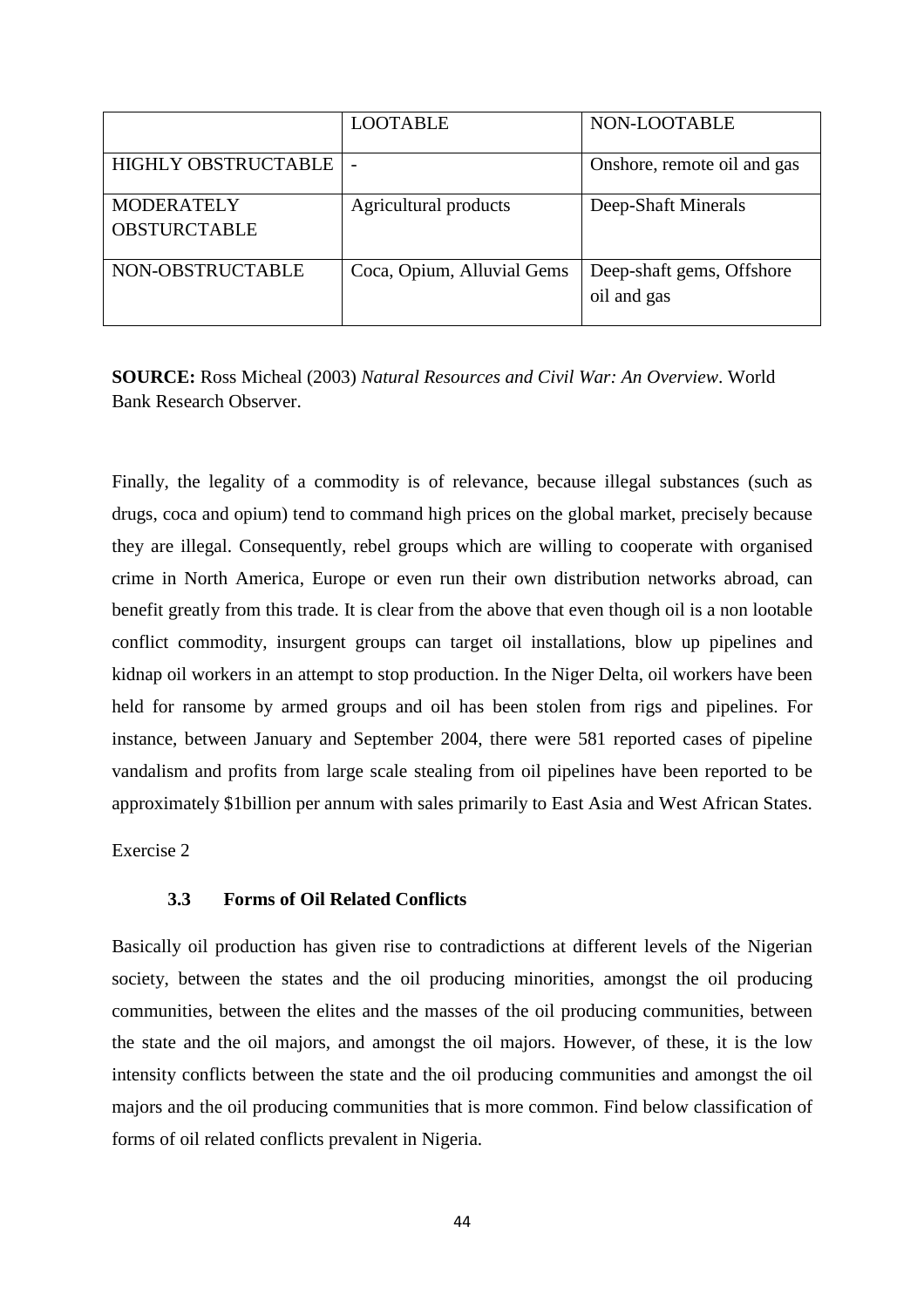| | LOOTABLE | NON-LOOTABLE |
|---|---|---|
| HIGHLY OBSTRUCTABLE | - | Onshore, remote oil and gas |
| MODERATELY OBSTURCTABLE | Agricultural products | Deep-Shaft Minerals |
| NON-OBSTRUCTABLE | Coca, Opium, Alluvial Gems | Deep-shaft gems, Offshore oil and gas |

**SOURCE:** Ross Micheal (2003) *Natural Resources and Civil War: An Overview*. World Bank Research Observer.

Finally, the legality of a commodity is of relevance, because illegal substances (such as drugs, coca and opium) tend to command high prices on the global market, precisely because they are illegal. Consequently, rebel groups which are willing to cooperate with organised crime in North America, Europe or even run their own distribution networks abroad, can benefit greatly from this trade. It is clear from the above that even though oil is a non lootable conflict commodity, insurgent groups can target oil installations, blow up pipelines and kidnap oil workers in an attempt to stop production. In the Niger Delta, oil workers have been held for ransome by armed groups and oil has been stolen from rigs and pipelines. For instance, between January and September 2004, there were 581 reported cases of pipeline vandalism and profits from large scale stealing from oil pipelines have been reported to be approximately $1billion per annum with sales primarily to East Asia and West African States.

Exercise 2

### 3.3 Forms of Oil Related Conflicts

Basically oil production has given rise to contradictions at different levels of the Nigerian society, between the states and the oil producing minorities, amongst the oil producing communities, between the elites and the masses of the oil producing communities, between the state and the oil majors, and amongst the oil majors. However, of these, it is the low intensity conflicts between the state and the oil producing communities and amongst the oil majors and the oil producing communities that is more common. Find below classification of forms of oil related conflicts prevalent in Nigeria.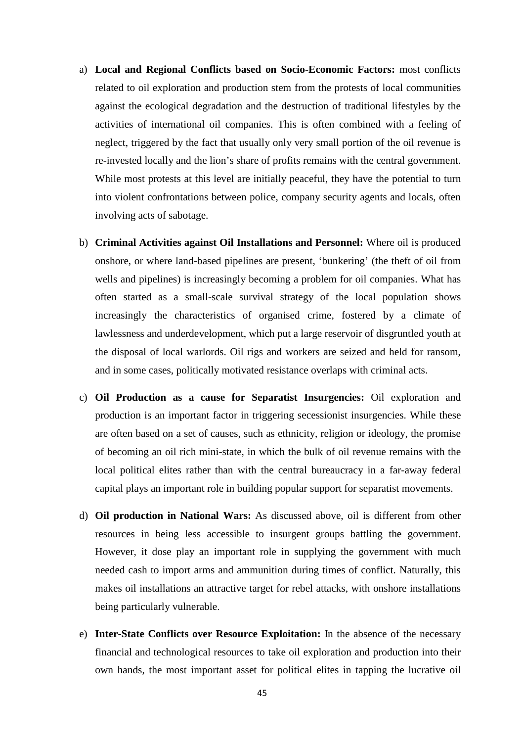a) **Local and Regional Conflicts based on Socio-Economic Factors:** most conflicts related to oil exploration and production stem from the protests of local communities against the ecological degradation and the destruction of traditional lifestyles by the activities of international oil companies. This is often combined with a feeling of neglect, triggered by the fact that usually only very small portion of the oil revenue is re-invested locally and the lion's share of profits remains with the central government. While most protests at this level are initially peaceful, they have the potential to turn into violent confrontations between police, company security agents and locals, often involving acts of sabotage.

b) **Criminal Activities against Oil Installations and Personnel:** Where oil is produced onshore, or where land-based pipelines are present, 'bunkering' (the theft of oil from wells and pipelines) is increasingly becoming a problem for oil companies. What has often started as a small-scale survival strategy of the local population shows increasingly the characteristics of organised crime, fostered by a climate of lawlessness and underdevelopment, which put a large reservoir of disgruntled youth at the disposal of local warlords. Oil rigs and workers are seized and held for ransom, and in some cases, politically motivated resistance overlaps with criminal acts.

c) **Oil Production as a cause for Separatist Insurgencies:** Oil exploration and production is an important factor in triggering secessionist insurgencies. While these are often based on a set of causes, such as ethnicity, religion or ideology, the promise of becoming an oil rich mini-state, in which the bulk of oil revenue remains with the local political elites rather than with the central bureaucracy in a far-away federal capital plays an important role in building popular support for separatist movements.

d) **Oil production in National Wars:** As discussed above, oil is different from other resources in being less accessible to insurgent groups battling the government. However, it dose play an important role in supplying the government with much needed cash to import arms and ammunition during times of conflict. Naturally, this makes oil installations an attractive target for rebel attacks, with onshore installations being particularly vulnerable.

e) **Inter-State Conflicts over Resource Exploitation:** In the absence of the necessary financial and technological resources to take oil exploration and production into their own hands, the most important asset for political elites in tapping the lucrative oil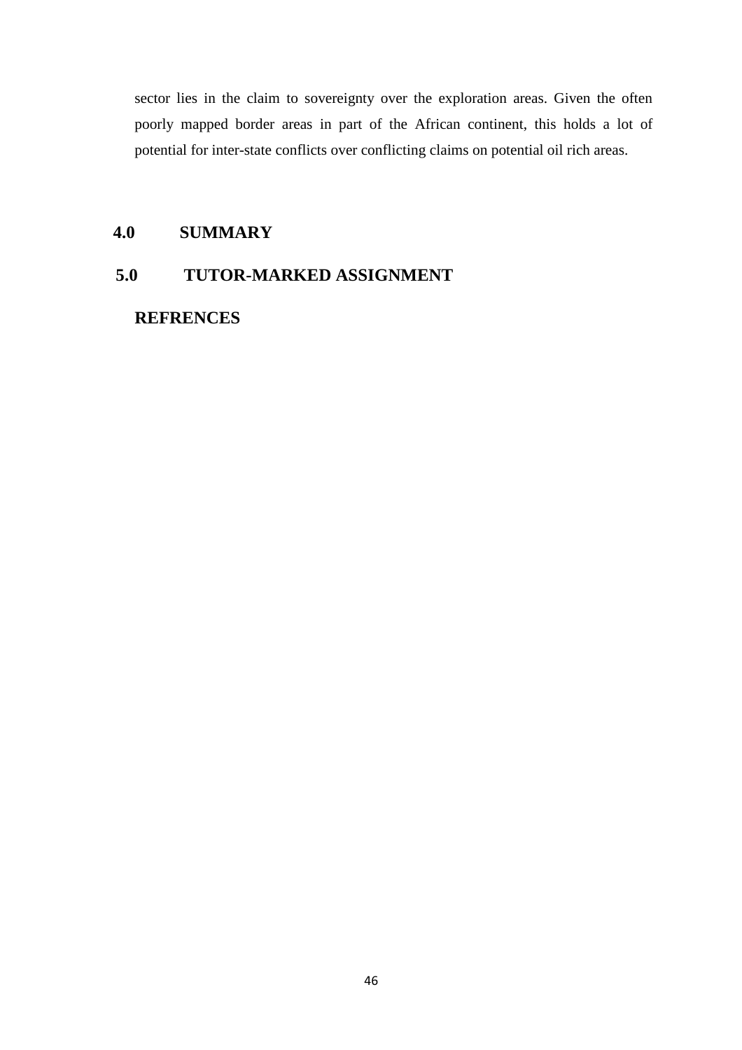sector lies in the claim to sovereignty over the exploration areas. Given the often poorly mapped border areas in part of the African continent, this holds a lot of potential for inter-state conflicts over conflicting claims on potential oil rich areas.

## 4.0 SUMMARY

## 5.0 TUTOR-MARKED ASSIGNMENT

## REFRENCES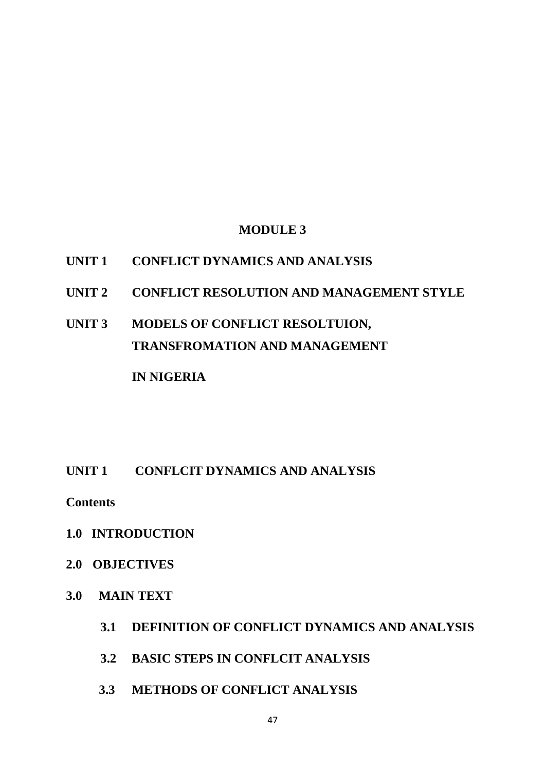# MODULE 3

**UNIT 1 CONFLICT DYNAMICS AND ANALYSIS**

**UNIT 2 CONFLICT RESOLUTION AND MANAGEMENT STYLE**

**UNIT 3 MODELS OF CONFLICT RESOLTUION, TRANSFROMATION AND MANAGEMENT IN NIGERIA**

## UNIT 1 CONFLCIT DYNAMICS AND ANALYSIS

**Contents**

**1.0 INTRODUCTION**

**2.0 OBJECTIVES**

**3.0 MAIN TEXT**

**3.1 DEFINITION OF CONFLICT DYNAMICS AND ANALYSIS**

**3.2 BASIC STEPS IN CONFLCIT ANALYSIS**

**3.3 METHODS OF CONFLICT ANALYSIS**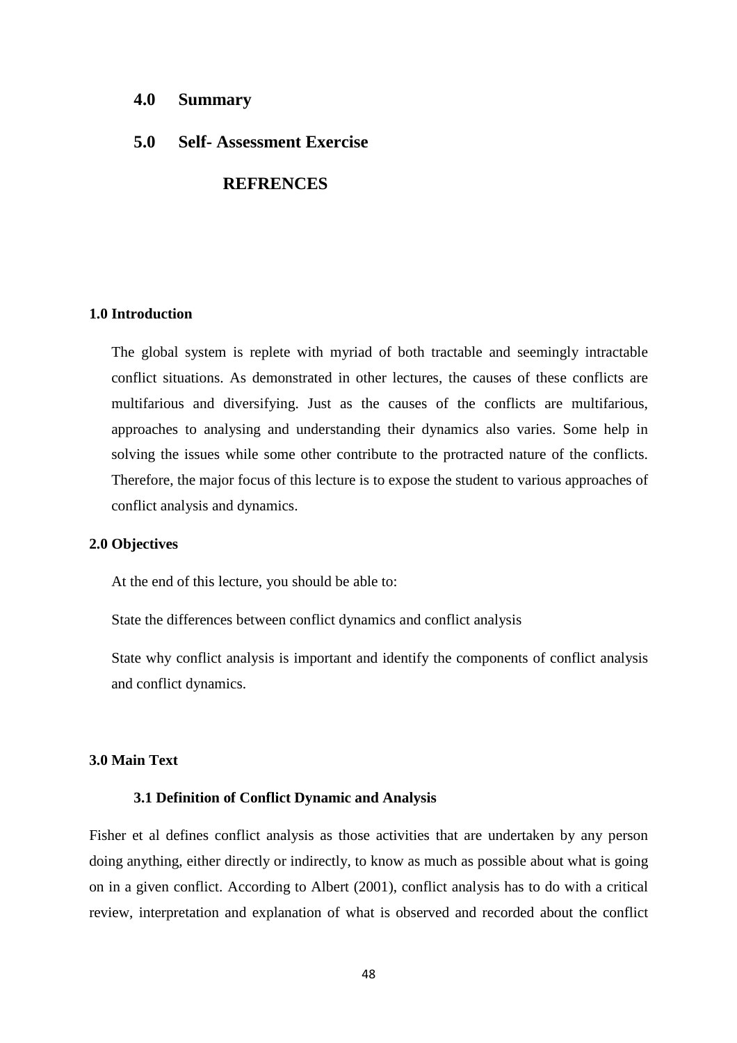## 4.0 Summary

## 5.0 Self- Assessment Exercise

## REFRENCES

### 1.0 Introduction

The global system is replete with myriad of both tractable and seemingly intractable conflict situations. As demonstrated in other lectures, the causes of these conflicts are multifarious and diversifying. Just as the causes of the conflicts are multifarious, approaches to analysing and understanding their dynamics also varies. Some help in solving the issues while some other contribute to the protracted nature of the conflicts. Therefore, the major focus of this lecture is to expose the student to various approaches of conflict analysis and dynamics.

### 2.0 Objectives

At the end of this lecture, you should be able to:

State the differences between conflict dynamics and conflict analysis

State why conflict analysis is important and identify the components of conflict analysis and conflict dynamics.

### 3.0 Main Text

#### 3.1 Definition of Conflict Dynamic and Analysis

Fisher et al defines conflict analysis as those activities that are undertaken by any person doing anything, either directly or indirectly, to know as much as possible about what is going on in a given conflict. According to Albert (2001), conflict analysis has to do with a critical review, interpretation and explanation of what is observed and recorded about the conflict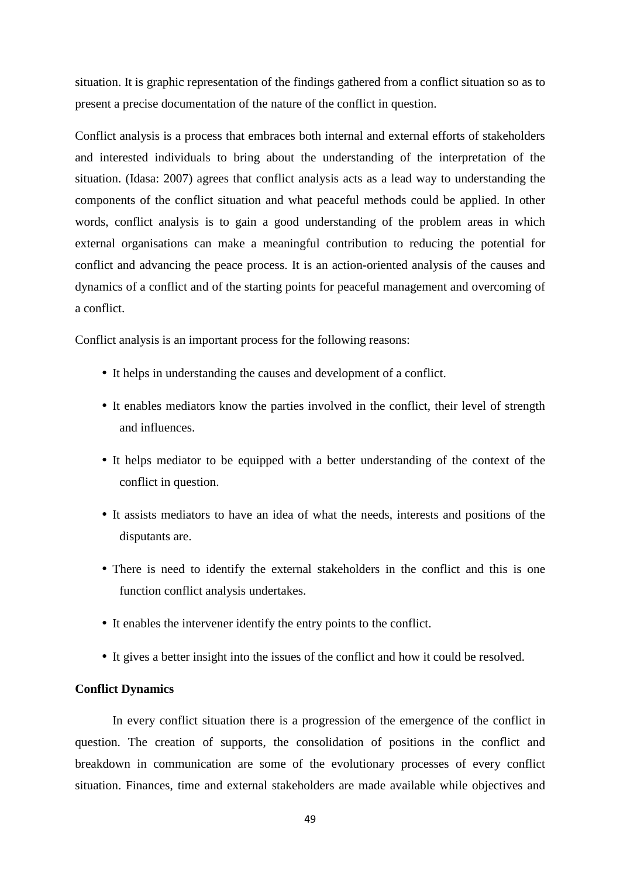situation. It is graphic representation of the findings gathered from a conflict situation so as to present a precise documentation of the nature of the conflict in question.

Conflict analysis is a process that embraces both internal and external efforts of stakeholders and interested individuals to bring about the understanding of the interpretation of the situation. (Idasa: 2007) agrees that conflict analysis acts as a lead way to understanding the components of the conflict situation and what peaceful methods could be applied. In other words, conflict analysis is to gain a good understanding of the problem areas in which external organisations can make a meaningful contribution to reducing the potential for conflict and advancing the peace process. It is an action-oriented analysis of the causes and dynamics of a conflict and of the starting points for peaceful management and overcoming of a conflict.

Conflict analysis is an important process for the following reasons:

- It helps in understanding the causes and development of a conflict.
- It enables mediators know the parties involved in the conflict, their level of strength and influences.
- It helps mediator to be equipped with a better understanding of the context of the conflict in question.
- It assists mediators to have an idea of what the needs, interests and positions of the disputants are.
- There is need to identify the external stakeholders in the conflict and this is one function conflict analysis undertakes.
- It enables the intervener identify the entry points to the conflict.
- It gives a better insight into the issues of the conflict and how it could be resolved.

**Conflict Dynamics**

In every conflict situation there is a progression of the emergence of the conflict in question. The creation of supports, the consolidation of positions in the conflict and breakdown in communication are some of the evolutionary processes of every conflict situation. Finances, time and external stakeholders are made available while objectives and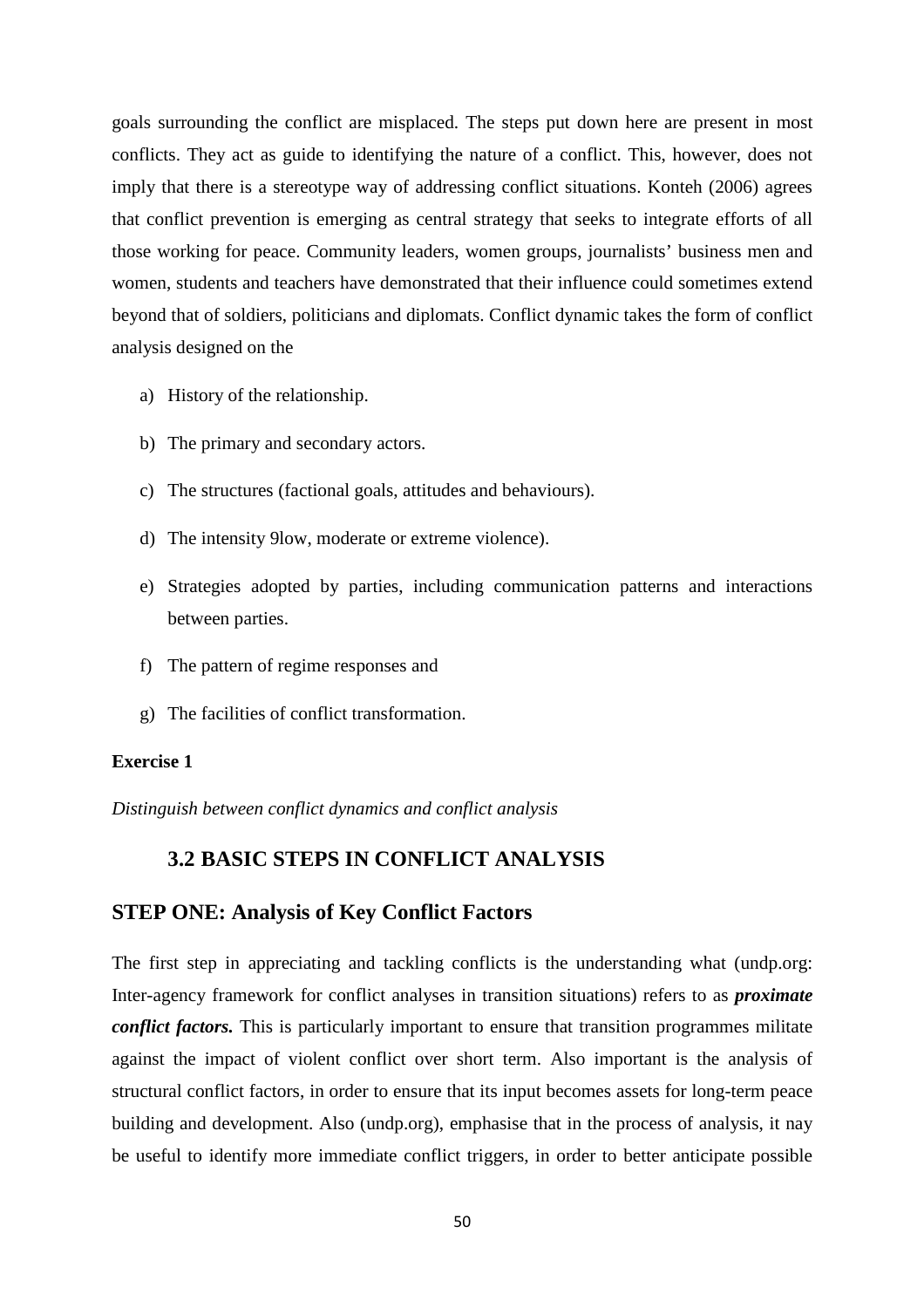goals surrounding the conflict are misplaced. The steps put down here are present in most conflicts. They act as guide to identifying the nature of a conflict. This, however, does not imply that there is a stereotype way of addressing conflict situations. Konteh (2006) agrees that conflict prevention is emerging as central strategy that seeks to integrate efforts of all those working for peace. Community leaders, women groups, journalists' business men and women, students and teachers have demonstrated that their influence could sometimes extend beyond that of soldiers, politicians and diplomats. Conflict dynamic takes the form of conflict analysis designed on the

a) History of the relationship.
b) The primary and secondary actors.
c) The structures (factional goals, attitudes and behaviours).
d) The intensity 9low, moderate or extreme violence).
e) Strategies adopted by parties, including communication patterns and interactions between parties.
f) The pattern of regime responses and
g) The facilities of conflict transformation.

**Exercise 1**

*Distinguish between conflict dynamics and conflict analysis*

## 3.2 BASIC STEPS IN CONFLICT ANALYSIS

### STEP ONE: Analysis of Key Conflict Factors

The first step in appreciating and tackling conflicts is the understanding what (undp.org: Inter-agency framework for conflict analyses in transition situations) refers to as ***proximate conflict factors.*** This is particularly important to ensure that transition programmes militate against the impact of violent conflict over short term. Also important is the analysis of structural conflict factors, in order to ensure that its input becomes assets for long-term peace building and development. Also (undp.org), emphasise that in the process of analysis, it nay be useful to identify more immediate conflict triggers, in order to better anticipate possible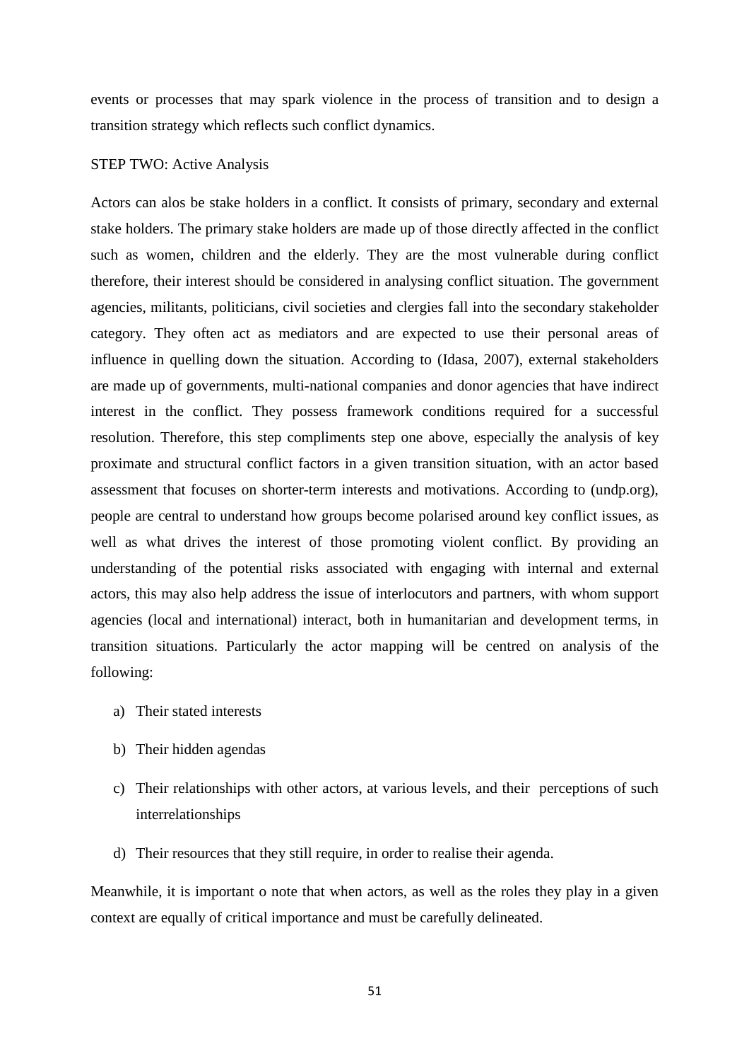events or processes that may spark violence in the process of transition and to design a transition strategy which reflects such conflict dynamics.

STEP TWO: Active Analysis

Actors can alos be stake holders in a conflict. It consists of primary, secondary and external stake holders. The primary stake holders are made up of those directly affected in the conflict such as women, children and the elderly. They are the most vulnerable during conflict therefore, their interest should be considered in analysing conflict situation. The government agencies, militants, politicians, civil societies and clergies fall into the secondary stakeholder category. They often act as mediators and are expected to use their personal areas of influence in quelling down the situation. According to (Idasa, 2007), external stakeholders are made up of governments, multi-national companies and donor agencies that have indirect interest in the conflict. They possess framework conditions required for a successful resolution. Therefore, this step compliments step one above, especially the analysis of key proximate and structural conflict factors in a given transition situation, with an actor based assessment that focuses on shorter-term interests and motivations. According to (undp.org), people are central to understand how groups become polarised around key conflict issues, as well as what drives the interest of those promoting violent conflict. By providing an understanding of the potential risks associated with engaging with internal and external actors, this may also help address the issue of interlocutors and partners, with whom support agencies (local and international) interact, both in humanitarian and development terms, in transition situations. Particularly the actor mapping will be centred on analysis of the following:

a) Their stated interests

b) Their hidden agendas

c) Their relationships with other actors, at various levels, and their perceptions of such interrelationships

d) Their resources that they still require, in order to realise their agenda.

Meanwhile, it is important o note that when actors, as well as the roles they play in a given context are equally of critical importance and must be carefully delineated.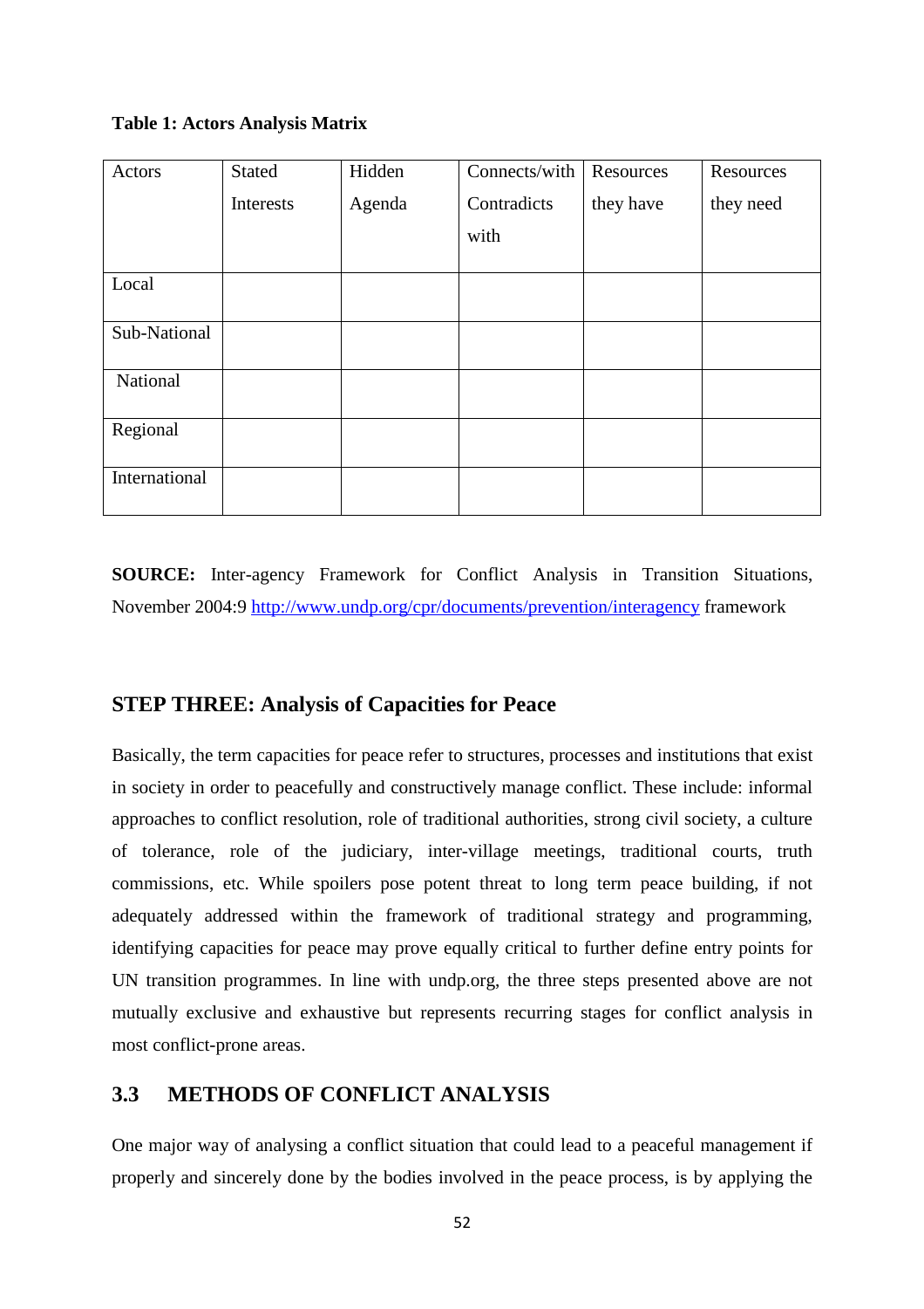**Table 1: Actors Analysis Matrix**

| Actors | Stated Interests | Hidden Agenda | Connects/with Contradicts with | Resources they have | Resources they need |
|---|---|---|---|---|---|
| Local | | | | | |
| Sub-National | | | | | |
| National | | | | | |
| Regional | | | | | |
| International | | | | | |

**SOURCE:** Inter-agency Framework for Conflict Analysis in Transition Situations, November 2004:9 http://www.undp.org/cpr/documents/prevention/interagency framework

### STEP THREE: Analysis of Capacities for Peace

Basically, the term capacities for peace refer to structures, processes and institutions that exist in society in order to peacefully and constructively manage conflict. These include: informal approaches to conflict resolution, role of traditional authorities, strong civil society, a culture of tolerance, role of the judiciary, inter-village meetings, traditional courts, truth commissions, etc. While spoilers pose potent threat to long term peace building, if not adequately addressed within the framework of traditional strategy and programming, identifying capacities for peace may prove equally critical to further define entry points for UN transition programmes. In line with undp.org, the three steps presented above are not mutually exclusive and exhaustive but represents recurring stages for conflict analysis in most conflict-prone areas.

## 3.3 METHODS OF CONFLICT ANALYSIS

One major way of analysing a conflict situation that could lead to a peaceful management if properly and sincerely done by the bodies involved in the peace process, is by applying the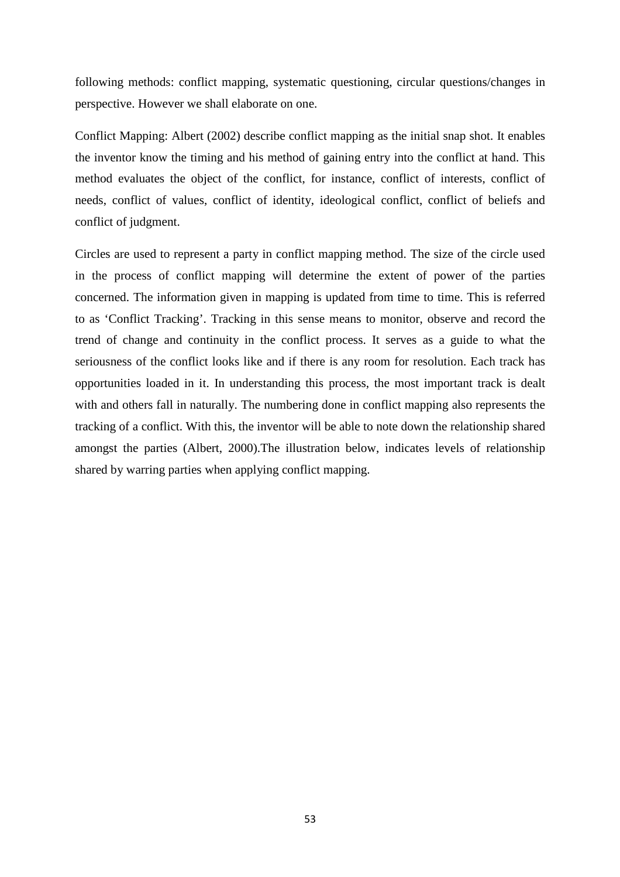following methods: conflict mapping, systematic questioning, circular questions/changes in perspective. However we shall elaborate on one.

Conflict Mapping: Albert (2002) describe conflict mapping as the initial snap shot. It enables the inventor know the timing and his method of gaining entry into the conflict at hand. This method evaluates the object of the conflict, for instance, conflict of interests, conflict of needs, conflict of values, conflict of identity, ideological conflict, conflict of beliefs and conflict of judgment.

Circles are used to represent a party in conflict mapping method. The size of the circle used in the process of conflict mapping will determine the extent of power of the parties concerned. The information given in mapping is updated from time to time. This is referred to as 'Conflict Tracking'. Tracking in this sense means to monitor, observe and record the trend of change and continuity in the conflict process. It serves as a guide to what the seriousness of the conflict looks like and if there is any room for resolution. Each track has opportunities loaded in it. In understanding this process, the most important track is dealt with and others fall in naturally. The numbering done in conflict mapping also represents the tracking of a conflict. With this, the inventor will be able to note down the relationship shared amongst the parties (Albert, 2000).The illustration below, indicates levels of relationship shared by warring parties when applying conflict mapping.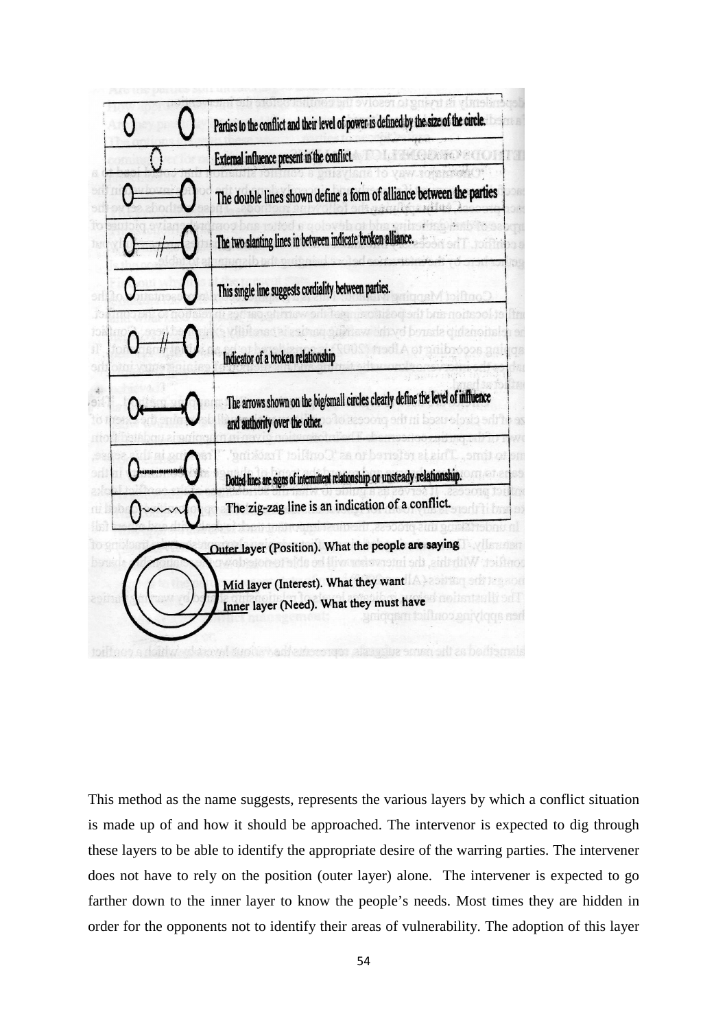| Symbol | Meaning |
| --- | --- |
| O O | Parties to the conflict and their level of power is defined by the size of the circle. |
| O | External influence present in the conflict. |
| O═O | The double lines shown define a form of alliance between the parties |
| O═//═O | The two slanting lines in between indicate broken alliance. |
| O—O | This single line suggests cordiality between parties. |
| O—//—O | Indicator of a broken relationship |
| O←→O | The arrows shown on the big/small circles clearly define the level of influence and authority over the other. |
| O·····O | Dotted lines are signs of intermittent relationship or unsteady relationship. |
| O~~~O | The zig-zag line is an indication of a conflict. |

Outer layer (Position). What the people are saying

Mid layer (Interest). What they want

Inner layer (Need). What they must have

This method as the name suggests, represents the various layers by which a conflict situation is made up of and how it should be approached. The intervenor is expected to dig through these layers to be able to identify the appropriate desire of the warring parties. The intervener does not have to rely on the position (outer layer) alone. The intervener is expected to go farther down to the inner layer to know the people's needs. Most times they are hidden in order for the opponents not to identify their areas of vulnerability. The adoption of this layer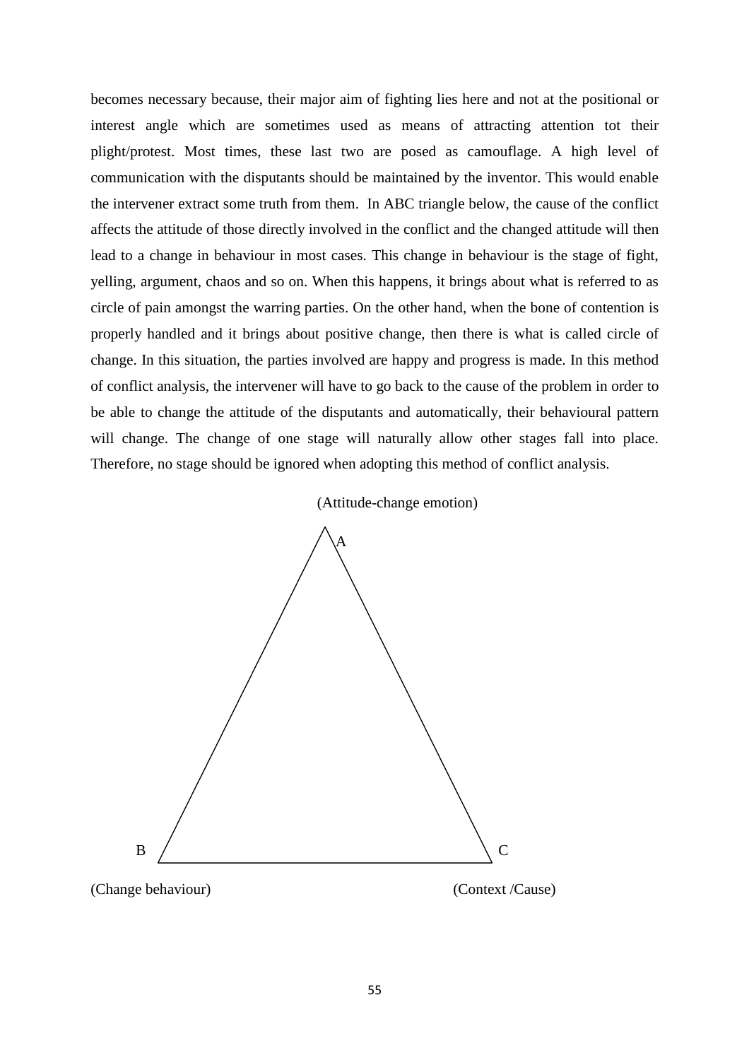becomes necessary because, their major aim of fighting lies here and not at the positional or interest angle which are sometimes used as means of attracting attention tot their plight/protest. Most times, these last two are posed as camouflage. A high level of communication with the disputants should be maintained by the inventor. This would enable the intervener extract some truth from them. In ABC triangle below, the cause of the conflict affects the attitude of those directly involved in the conflict and the changed attitude will then lead to a change in behaviour in most cases. This change in behaviour is the stage of fight, yelling, argument, chaos and so on. When this happens, it brings about what is referred to as circle of pain amongst the warring parties. On the other hand, when the bone of contention is properly handled and it brings about positive change, then there is what is called circle of change. In this situation, the parties involved are happy and progress is made. In this method of conflict analysis, the intervener will have to go back to the cause of the problem in order to be able to change the attitude of the disputants and automatically, their behavioural pattern will change. The change of one stage will naturally allow other stages fall into place. Therefore, no stage should be ignored when adopting this method of conflict analysis.

(Attitude-change emotion)

A

B

C

(Change behaviour)

(Context /Cause)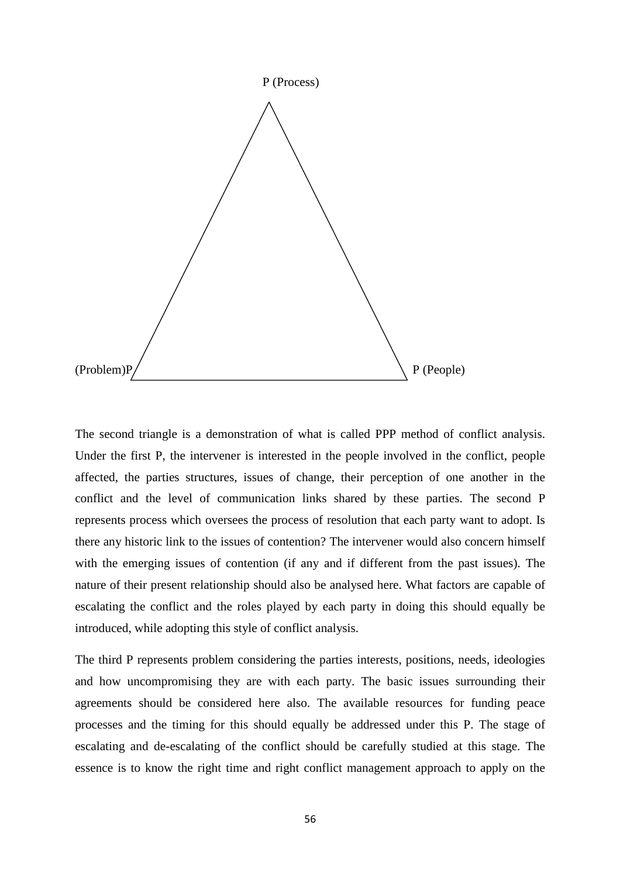P (Process)

(Problem)P P (People)

The second triangle is a demonstration of what is called PPP method of conflict analysis. Under the first P, the intervener is interested in the people involved in the conflict, people affected, the parties structures, issues of change, their perception of one another in the conflict and the level of communication links shared by these parties. The second P represents process which oversees the process of resolution that each party want to adopt. Is there any historic link to the issues of contention? The intervener would also concern himself with the emerging issues of contention (if any and if different from the past issues). The nature of their present relationship should also be analysed here. What factors are capable of escalating the conflict and the roles played by each party in doing this should equally be introduced, while adopting this style of conflict analysis.

The third P represents problem considering the parties interests, positions, needs, ideologies and how uncompromising they are with each party. The basic issues surrounding their agreements should be considered here also. The available resources for funding peace processes and the timing for this should equally be addressed under this P. The stage of escalating and de-escalating of the conflict should be carefully studied at this stage. The essence is to know the right time and right conflict management approach to apply on the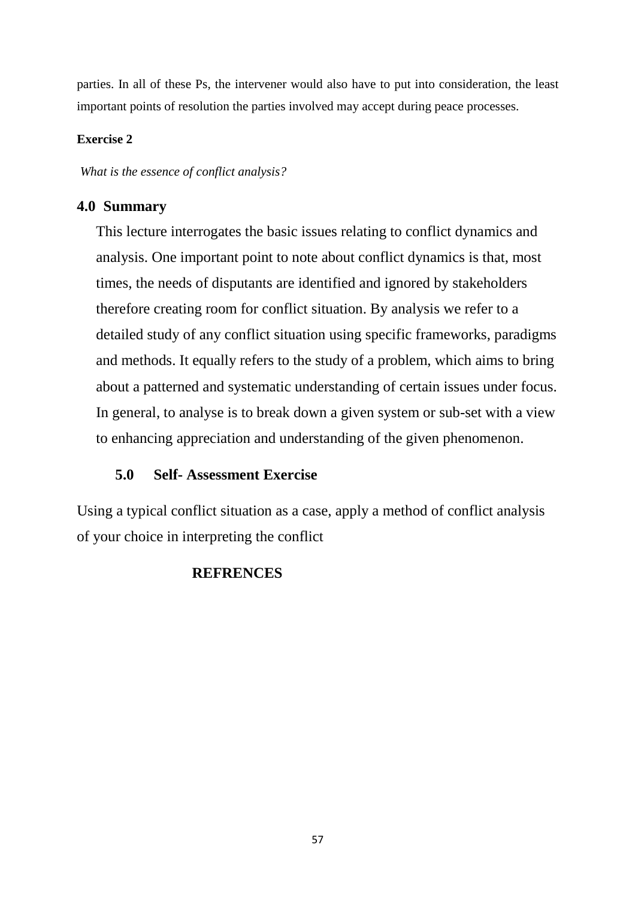parties. In all of these Ps, the intervener would also have to put into consideration, the least important points of resolution the parties involved may accept during peace processes.

**Exercise 2**

*What is the essence of conflict analysis?*

## 4.0 Summary

This lecture interrogates the basic issues relating to conflict dynamics and analysis. One important point to note about conflict dynamics is that, most times, the needs of disputants are identified and ignored by stakeholders therefore creating room for conflict situation. By analysis we refer to a detailed study of any conflict situation using specific frameworks, paradigms and methods. It equally refers to the study of a problem, which aims to bring about a patterned and systematic understanding of certain issues under focus. In general, to analyse is to break down a given system or sub-set with a view to enhancing appreciation and understanding of the given phenomenon.

## 5.0 Self- Assessment Exercise

Using a typical conflict situation as a case, apply a method of conflict analysis of your choice in interpreting the conflict

## REFRENCES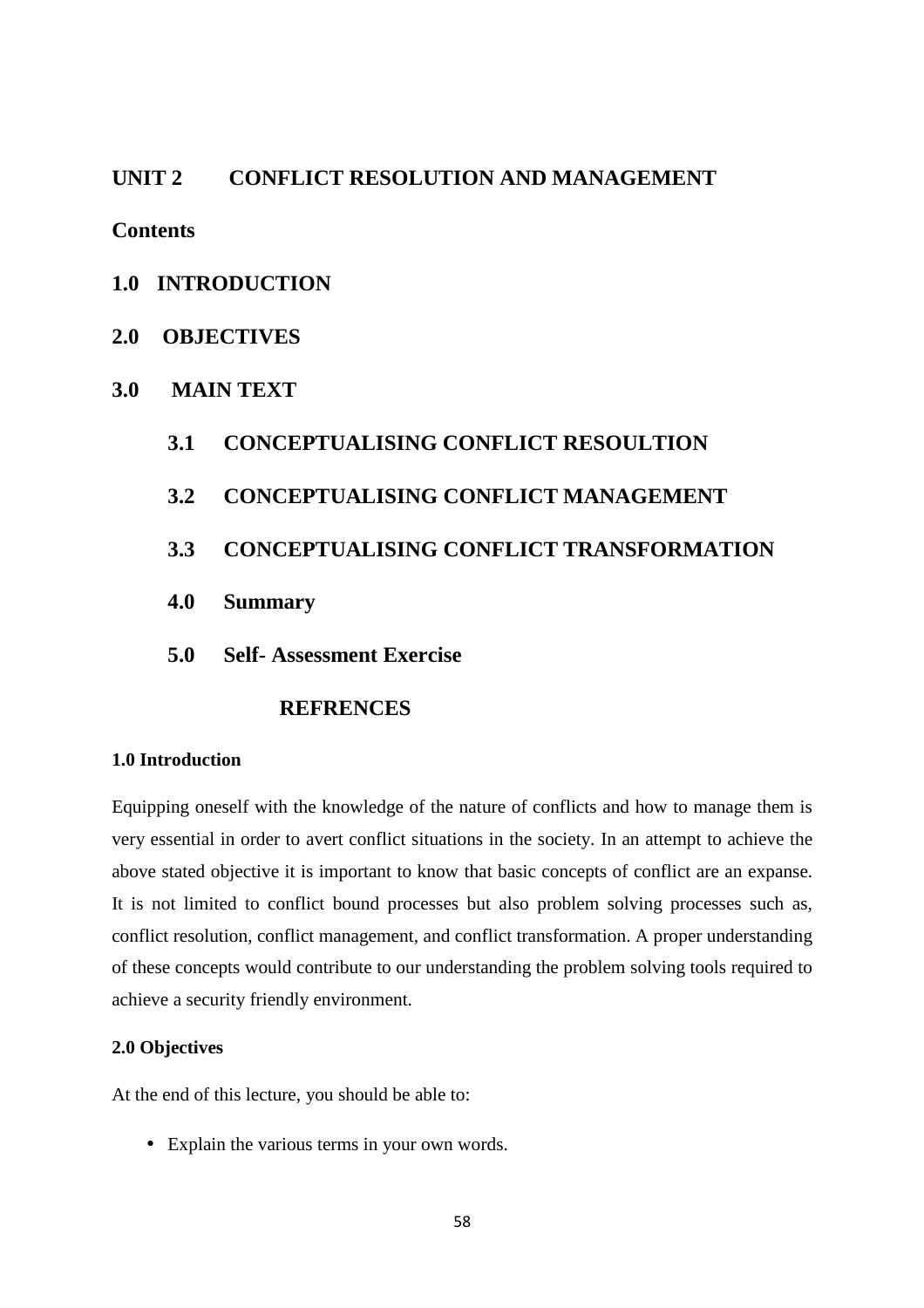## UNIT 2 CONFLICT RESOLUTION AND MANAGEMENT

**Contents**

**1.0 INTRODUCTION**

**2.0 OBJECTIVES**

**3.0 MAIN TEXT**

- **3.1 CONCEPTUALISING CONFLICT RESOULTION**
- **3.2 CONCEPTUALISING CONFLICT MANAGEMENT**
- **3.3 CONCEPTUALISING CONFLICT TRANSFORMATION**
- **4.0 Summary**
- **5.0 Self- Assessment Exercise**

**REFRENCES**

### 1.0 Introduction

Equipping oneself with the knowledge of the nature of conflicts and how to manage them is very essential in order to avert conflict situations in the society. In an attempt to achieve the above stated objective it is important to know that basic concepts of conflict are an expanse. It is not limited to conflict bound processes but also problem solving processes such as, conflict resolution, conflict management, and conflict transformation. A proper understanding of these concepts would contribute to our understanding the problem solving tools required to achieve a security friendly environment.

### 2.0 Objectives

At the end of this lecture, you should be able to:

- Explain the various terms in your own words.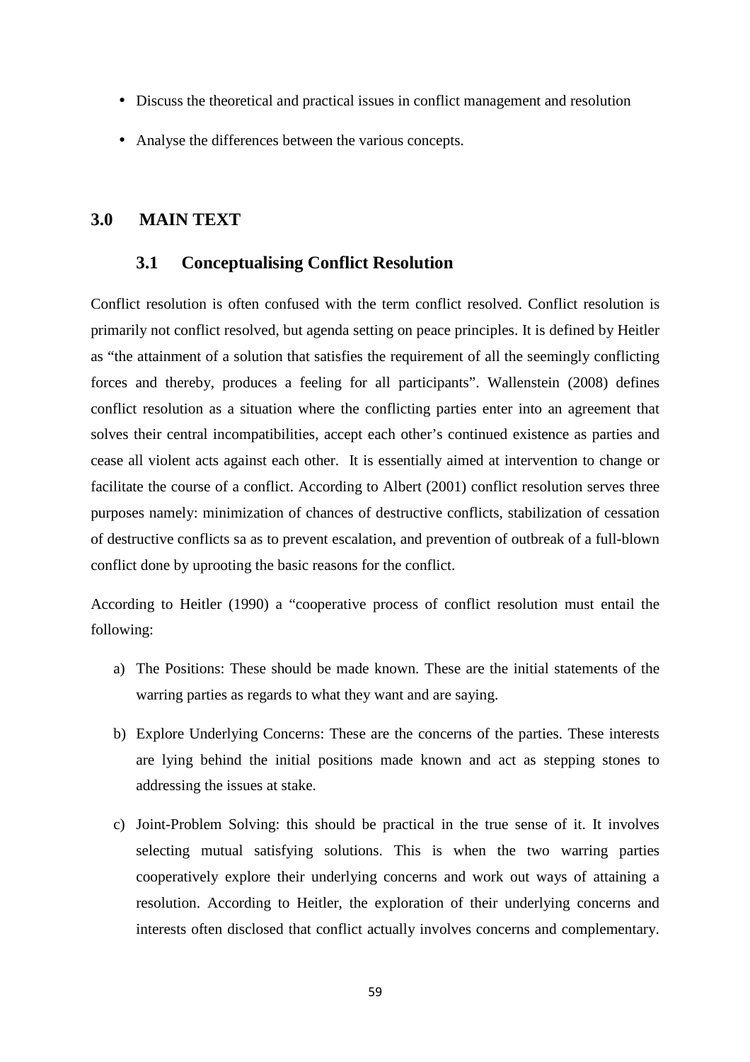- Discuss the theoretical and practical issues in conflict management and resolution
- Analyse the differences between the various concepts.

# 3.0 MAIN TEXT

## 3.1 Conceptualising Conflict Resolution

Conflict resolution is often confused with the term conflict resolved. Conflict resolution is primarily not conflict resolved, but agenda setting on peace principles. It is defined by Heitler as "the attainment of a solution that satisfies the requirement of all the seemingly conflicting forces and thereby, produces a feeling for all participants". Wallenstein (2008) defines conflict resolution as a situation where the conflicting parties enter into an agreement that solves their central incompatibilities, accept each other's continued existence as parties and cease all violent acts against each other. It is essentially aimed at intervention to change or facilitate the course of a conflict. According to Albert (2001) conflict resolution serves three purposes namely: minimization of chances of destructive conflicts, stabilization of cessation of destructive conflicts sa as to prevent escalation, and prevention of outbreak of a full-blown conflict done by uprooting the basic reasons for the conflict.

According to Heitler (1990) a "cooperative process of conflict resolution must entail the following:

a) The Positions: These should be made known. These are the initial statements of the warring parties as regards to what they want and are saying.

b) Explore Underlying Concerns: These are the concerns of the parties. These interests are lying behind the initial positions made known and act as stepping stones to addressing the issues at stake.

c) Joint-Problem Solving: this should be practical in the true sense of it. It involves selecting mutual satisfying solutions. This is when the two warring parties cooperatively explore their underlying concerns and work out ways of attaining a resolution. According to Heitler, the exploration of their underlying concerns and interests often disclosed that conflict actually involves concerns and complementary.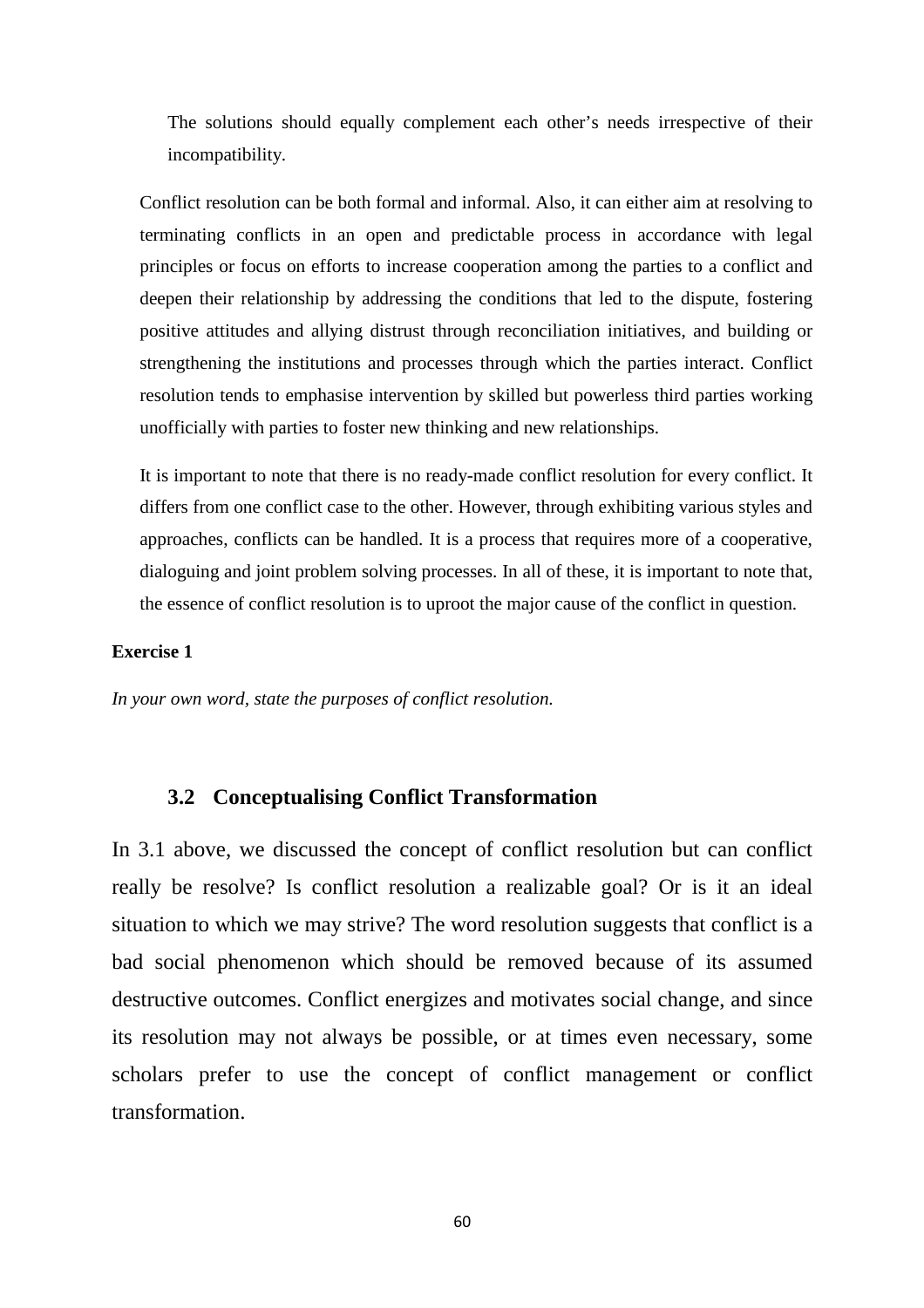The solutions should equally complement each other's needs irrespective of their incompatibility.

Conflict resolution can be both formal and informal. Also, it can either aim at resolving to terminating conflicts in an open and predictable process in accordance with legal principles or focus on efforts to increase cooperation among the parties to a conflict and deepen their relationship by addressing the conditions that led to the dispute, fostering positive attitudes and allying distrust through reconciliation initiatives, and building or strengthening the institutions and processes through which the parties interact. Conflict resolution tends to emphasise intervention by skilled but powerless third parties working unofficially with parties to foster new thinking and new relationships.

It is important to note that there is no ready-made conflict resolution for every conflict. It differs from one conflict case to the other. However, through exhibiting various styles and approaches, conflicts can be handled. It is a process that requires more of a cooperative, dialoguing and joint problem solving processes. In all of these, it is important to note that, the essence of conflict resolution is to uproot the major cause of the conflict in question.

**Exercise 1**

*In your own word, state the purposes of conflict resolution.*

### 3.2 Conceptualising Conflict Transformation

In 3.1 above, we discussed the concept of conflict resolution but can conflict really be resolve? Is conflict resolution a realizable goal? Or is it an ideal situation to which we may strive? The word resolution suggests that conflict is a bad social phenomenon which should be removed because of its assumed destructive outcomes. Conflict energizes and motivates social change, and since its resolution may not always be possible, or at times even necessary, some scholars prefer to use the concept of conflict management or conflict transformation.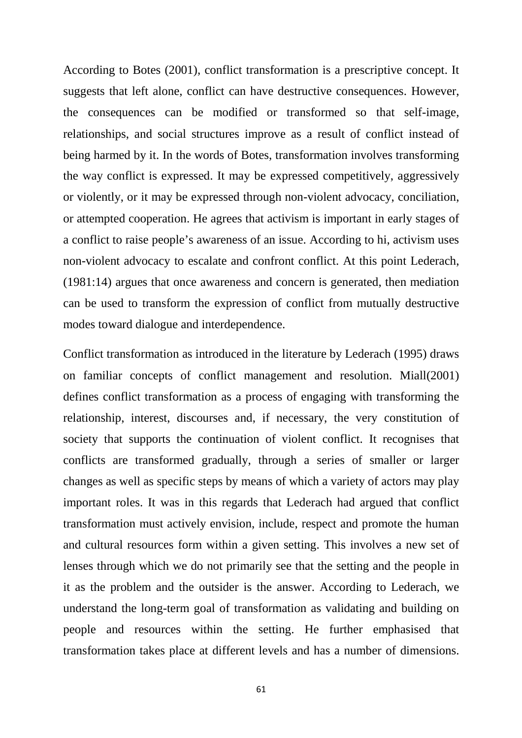According to Botes (2001), conflict transformation is a prescriptive concept. It suggests that left alone, conflict can have destructive consequences. However, the consequences can be modified or transformed so that self-image, relationships, and social structures improve as a result of conflict instead of being harmed by it. In the words of Botes, transformation involves transforming the way conflict is expressed. It may be expressed competitively, aggressively or violently, or it may be expressed through non-violent advocacy, conciliation, or attempted cooperation. He agrees that activism is important in early stages of a conflict to raise people's awareness of an issue. According to hi, activism uses non-violent advocacy to escalate and confront conflict. At this point Lederach, (1981:14) argues that once awareness and concern is generated, then mediation can be used to transform the expression of conflict from mutually destructive modes toward dialogue and interdependence.

Conflict transformation as introduced in the literature by Lederach (1995) draws on familiar concepts of conflict management and resolution. Miall(2001) defines conflict transformation as a process of engaging with transforming the relationship, interest, discourses and, if necessary, the very constitution of society that supports the continuation of violent conflict. It recognises that conflicts are transformed gradually, through a series of smaller or larger changes as well as specific steps by means of which a variety of actors may play important roles. It was in this regards that Lederach had argued that conflict transformation must actively envision, include, respect and promote the human and cultural resources form within a given setting. This involves a new set of lenses through which we do not primarily see that the setting and the people in it as the problem and the outsider is the answer. According to Lederach, we understand the long-term goal of transformation as validating and building on people and resources within the setting. He further emphasised that transformation takes place at different levels and has a number of dimensions.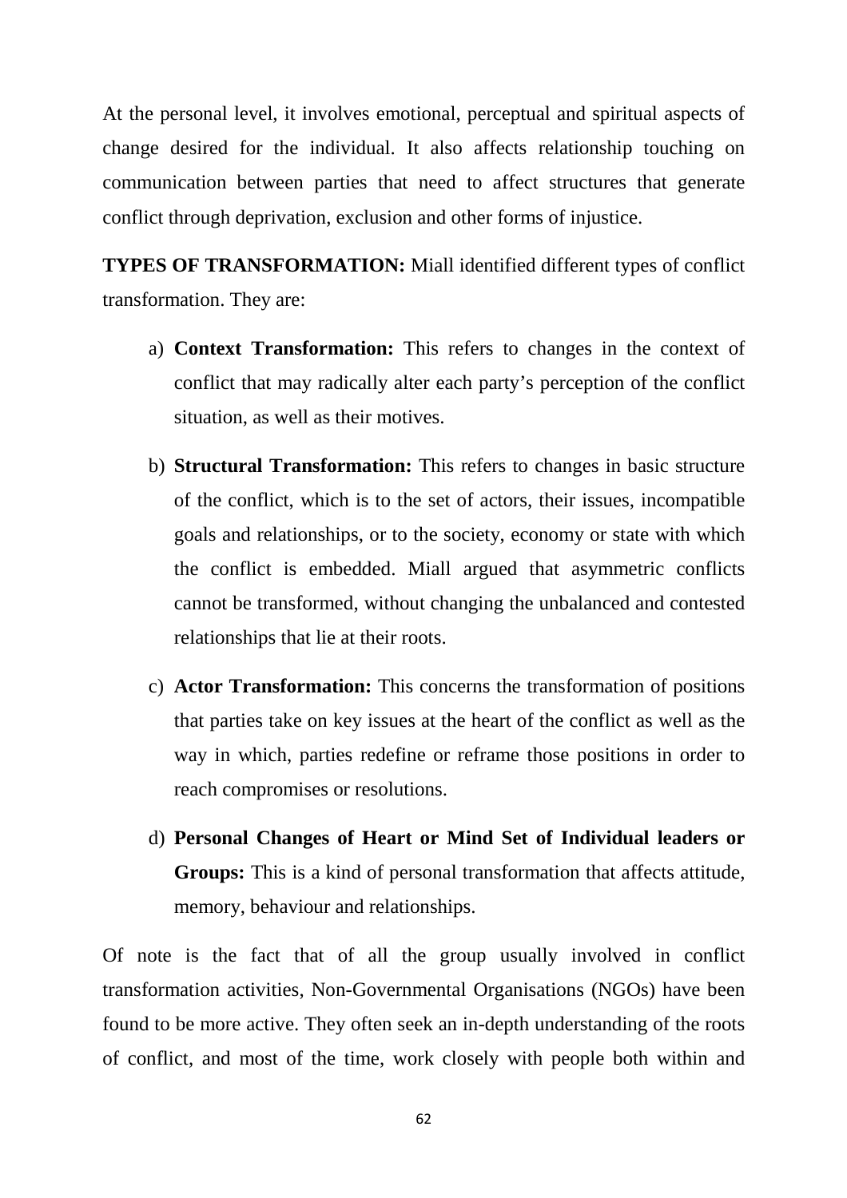At the personal level, it involves emotional, perceptual and spiritual aspects of change desired for the individual. It also affects relationship touching on communication between parties that need to affect structures that generate conflict through deprivation, exclusion and other forms of injustice.

**TYPES OF TRANSFORMATION:** Miall identified different types of conflict transformation. They are:

a) **Context Transformation:** This refers to changes in the context of conflict that may radically alter each party's perception of the conflict situation, as well as their motives.

b) **Structural Transformation:** This refers to changes in basic structure of the conflict, which is to the set of actors, their issues, incompatible goals and relationships, or to the society, economy or state with which the conflict is embedded. Miall argued that asymmetric conflicts cannot be transformed, without changing the unbalanced and contested relationships that lie at their roots.

c) **Actor Transformation:** This concerns the transformation of positions that parties take on key issues at the heart of the conflict as well as the way in which, parties redefine or reframe those positions in order to reach compromises or resolutions.

d) **Personal Changes of Heart or Mind Set of Individual leaders or Groups:** This is a kind of personal transformation that affects attitude, memory, behaviour and relationships.

Of note is the fact that of all the group usually involved in conflict transformation activities, Non-Governmental Organisations (NGOs) have been found to be more active. They often seek an in-depth understanding of the roots of conflict, and most of the time, work closely with people both within and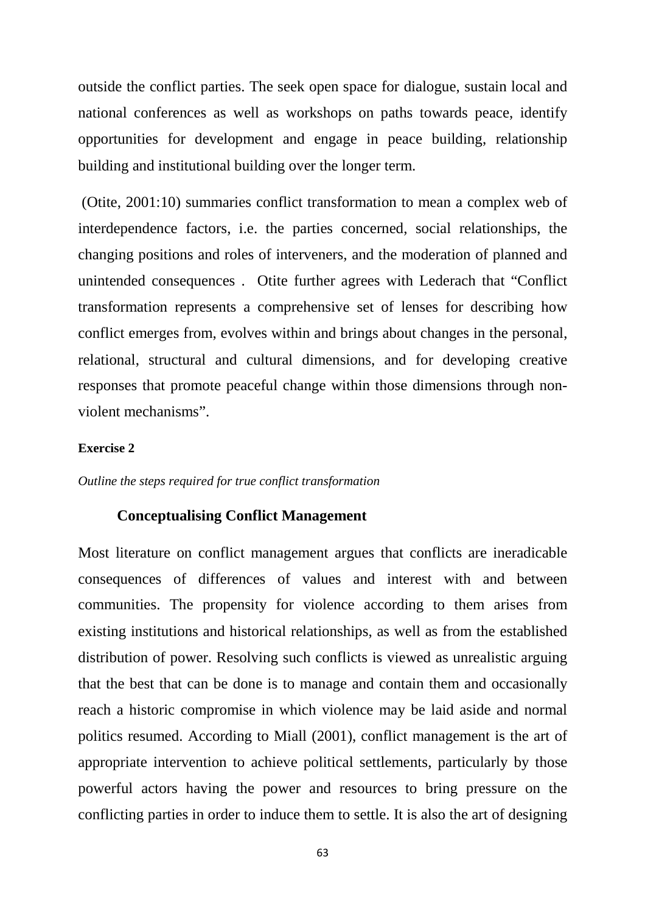outside the conflict parties. The seek open space for dialogue, sustain local and national conferences as well as workshops on paths towards peace, identify opportunities for development and engage in peace building, relationship building and institutional building over the longer term.

(Otite, 2001:10) summaries conflict transformation to mean a complex web of interdependence factors, i.e. the parties concerned, social relationships, the changing positions and roles of interveners, and the moderation of planned and unintended consequences . Otite further agrees with Lederach that "Conflict transformation represents a comprehensive set of lenses for describing how conflict emerges from, evolves within and brings about changes in the personal, relational, structural and cultural dimensions, and for developing creative responses that promote peaceful change within those dimensions through non-violent mechanisms".

**Exercise 2**

*Outline the steps required for true conflict transformation*

### Conceptualising Conflict Management

Most literature on conflict management argues that conflicts are ineradicable consequences of differences of values and interest with and between communities. The propensity for violence according to them arises from existing institutions and historical relationships, as well as from the established distribution of power. Resolving such conflicts is viewed as unrealistic arguing that the best that can be done is to manage and contain them and occasionally reach a historic compromise in which violence may be laid aside and normal politics resumed. According to Miall (2001), conflict management is the art of appropriate intervention to achieve political settlements, particularly by those powerful actors having the power and resources to bring pressure on the conflicting parties in order to induce them to settle. It is also the art of designing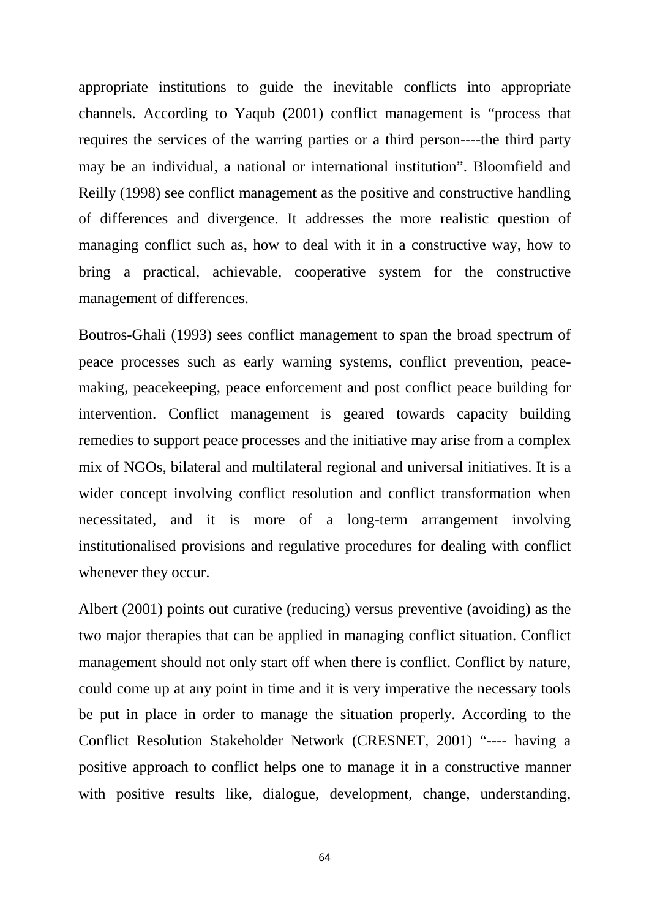appropriate institutions to guide the inevitable conflicts into appropriate channels. According to Yaqub (2001) conflict management is “process that requires the services of the warring parties or a third person----the third party may be an individual, a national or international institution”. Bloomfield and Reilly (1998) see conflict management as the positive and constructive handling of differences and divergence. It addresses the more realistic question of managing conflict such as, how to deal with it in a constructive way, how to bring a practical, achievable, cooperative system for the constructive management of differences.

Boutros-Ghali (1993) sees conflict management to span the broad spectrum of peace processes such as early warning systems, conflict prevention, peace-making, peacekeeping, peace enforcement and post conflict peace building for intervention. Conflict management is geared towards capacity building remedies to support peace processes and the initiative may arise from a complex mix of NGOs, bilateral and multilateral regional and universal initiatives. It is a wider concept involving conflict resolution and conflict transformation when necessitated, and it is more of a long-term arrangement involving institutionalised provisions and regulative procedures for dealing with conflict whenever they occur.

Albert (2001) points out curative (reducing) versus preventive (avoiding) as the two major therapies that can be applied in managing conflict situation. Conflict management should not only start off when there is conflict. Conflict by nature, could come up at any point in time and it is very imperative the necessary tools be put in place in order to manage the situation properly. According to the Conflict Resolution Stakeholder Network (CRESNET, 2001) “---- having a positive approach to conflict helps one to manage it in a constructive manner with positive results like, dialogue, development, change, understanding,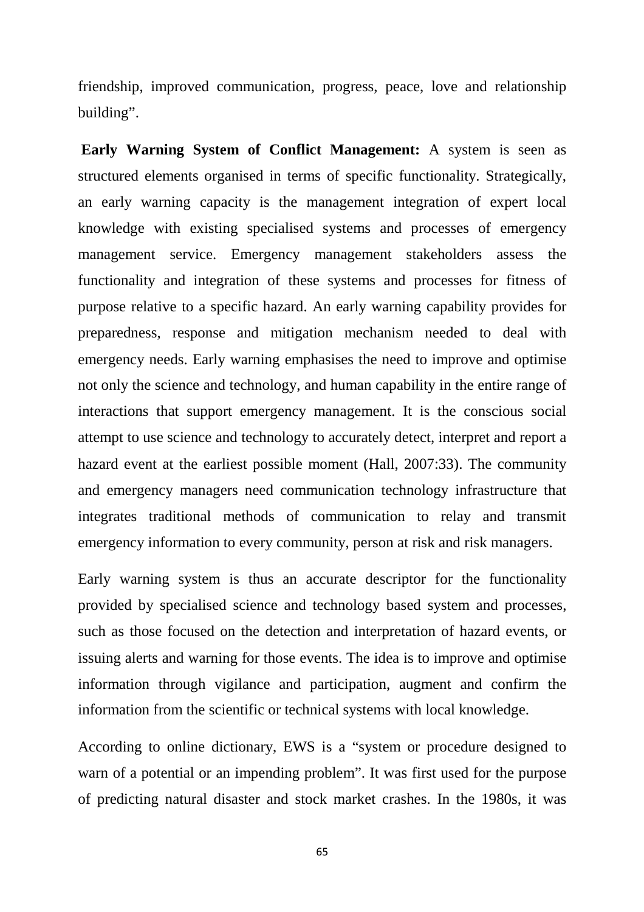friendship, improved communication, progress, peace, love and relationship building".

**Early Warning System of Conflict Management:** A system is seen as structured elements organised in terms of specific functionality. Strategically, an early warning capacity is the management integration of expert local knowledge with existing specialised systems and processes of emergency management service. Emergency management stakeholders assess the functionality and integration of these systems and processes for fitness of purpose relative to a specific hazard. An early warning capability provides for preparedness, response and mitigation mechanism needed to deal with emergency needs. Early warning emphasises the need to improve and optimise not only the science and technology, and human capability in the entire range of interactions that support emergency management. It is the conscious social attempt to use science and technology to accurately detect, interpret and report a hazard event at the earliest possible moment (Hall, 2007:33). The community and emergency managers need communication technology infrastructure that integrates traditional methods of communication to relay and transmit emergency information to every community, person at risk and risk managers.

Early warning system is thus an accurate descriptor for the functionality provided by specialised science and technology based system and processes, such as those focused on the detection and interpretation of hazard events, or issuing alerts and warning for those events. The idea is to improve and optimise information through vigilance and participation, augment and confirm the information from the scientific or technical systems with local knowledge.

According to online dictionary, EWS is a "system or procedure designed to warn of a potential or an impending problem". It was first used for the purpose of predicting natural disaster and stock market crashes. In the 1980s, it was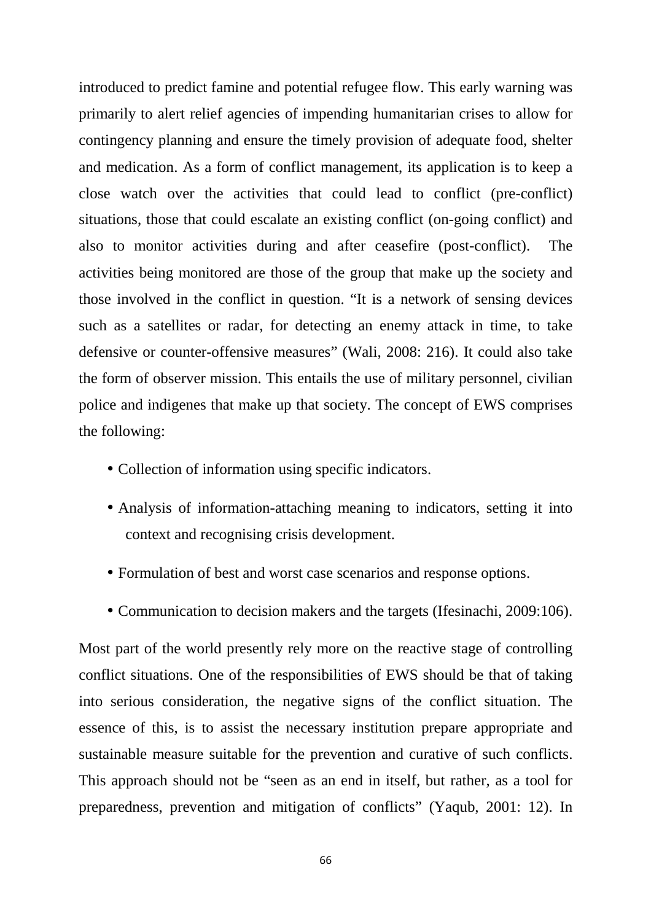introduced to predict famine and potential refugee flow. This early warning was primarily to alert relief agencies of impending humanitarian crises to allow for contingency planning and ensure the timely provision of adequate food, shelter and medication. As a form of conflict management, its application is to keep a close watch over the activities that could lead to conflict (pre-conflict) situations, those that could escalate an existing conflict (on-going conflict) and also to monitor activities during and after ceasefire (post-conflict). The activities being monitored are those of the group that make up the society and those involved in the conflict in question. "It is a network of sensing devices such as a satellites or radar, for detecting an enemy attack in time, to take defensive or counter-offensive measures" (Wali, 2008: 216). It could also take the form of observer mission. This entails the use of military personnel, civilian police and indigenes that make up that society. The concept of EWS comprises the following:

- Collection of information using specific indicators.
- Analysis of information-attaching meaning to indicators, setting it into context and recognising crisis development.
- Formulation of best and worst case scenarios and response options.
- Communication to decision makers and the targets (Ifesinachi, 2009:106).

Most part of the world presently rely more on the reactive stage of controlling conflict situations. One of the responsibilities of EWS should be that of taking into serious consideration, the negative signs of the conflict situation. The essence of this, is to assist the necessary institution prepare appropriate and sustainable measure suitable for the prevention and curative of such conflicts. This approach should not be "seen as an end in itself, but rather, as a tool for preparedness, prevention and mitigation of conflicts" (Yaqub, 2001: 12). In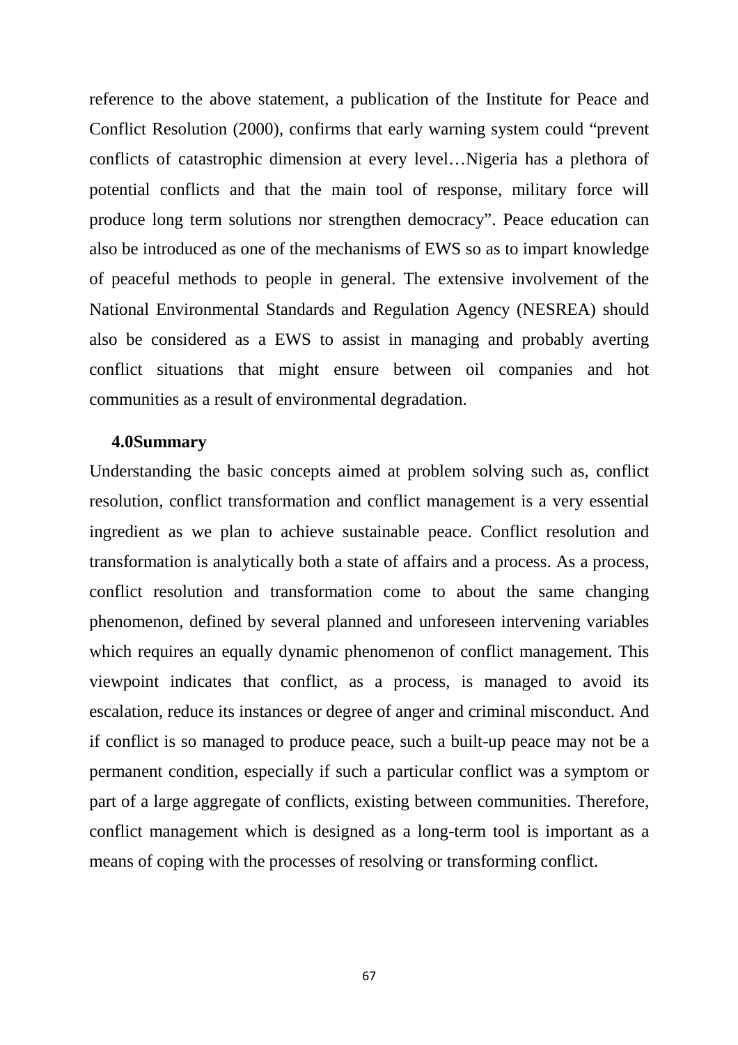reference to the above statement, a publication of the Institute for Peace and Conflict Resolution (2000), confirms that early warning system could "prevent conflicts of catastrophic dimension at every level…Nigeria has a plethora of potential conflicts and that the main tool of response, military force will produce long term solutions nor strengthen democracy". Peace education can also be introduced as one of the mechanisms of EWS so as to impart knowledge of peaceful methods to people in general. The extensive involvement of the National Environmental Standards and Regulation Agency (NESREA) should also be considered as a EWS to assist in managing and probably averting conflict situations that might ensure between oil companies and hot communities as a result of environmental degradation.

## 4.0Summary

Understanding the basic concepts aimed at problem solving such as, conflict resolution, conflict transformation and conflict management is a very essential ingredient as we plan to achieve sustainable peace. Conflict resolution and transformation is analytically both a state of affairs and a process. As a process, conflict resolution and transformation come to about the same changing phenomenon, defined by several planned and unforeseen intervening variables which requires an equally dynamic phenomenon of conflict management. This viewpoint indicates that conflict, as a process, is managed to avoid its escalation, reduce its instances or degree of anger and criminal misconduct. And if conflict is so managed to produce peace, such a built-up peace may not be a permanent condition, especially if such a particular conflict was a symptom or part of a large aggregate of conflicts, existing between communities. Therefore, conflict management which is designed as a long-term tool is important as a means of coping with the processes of resolving or transforming conflict.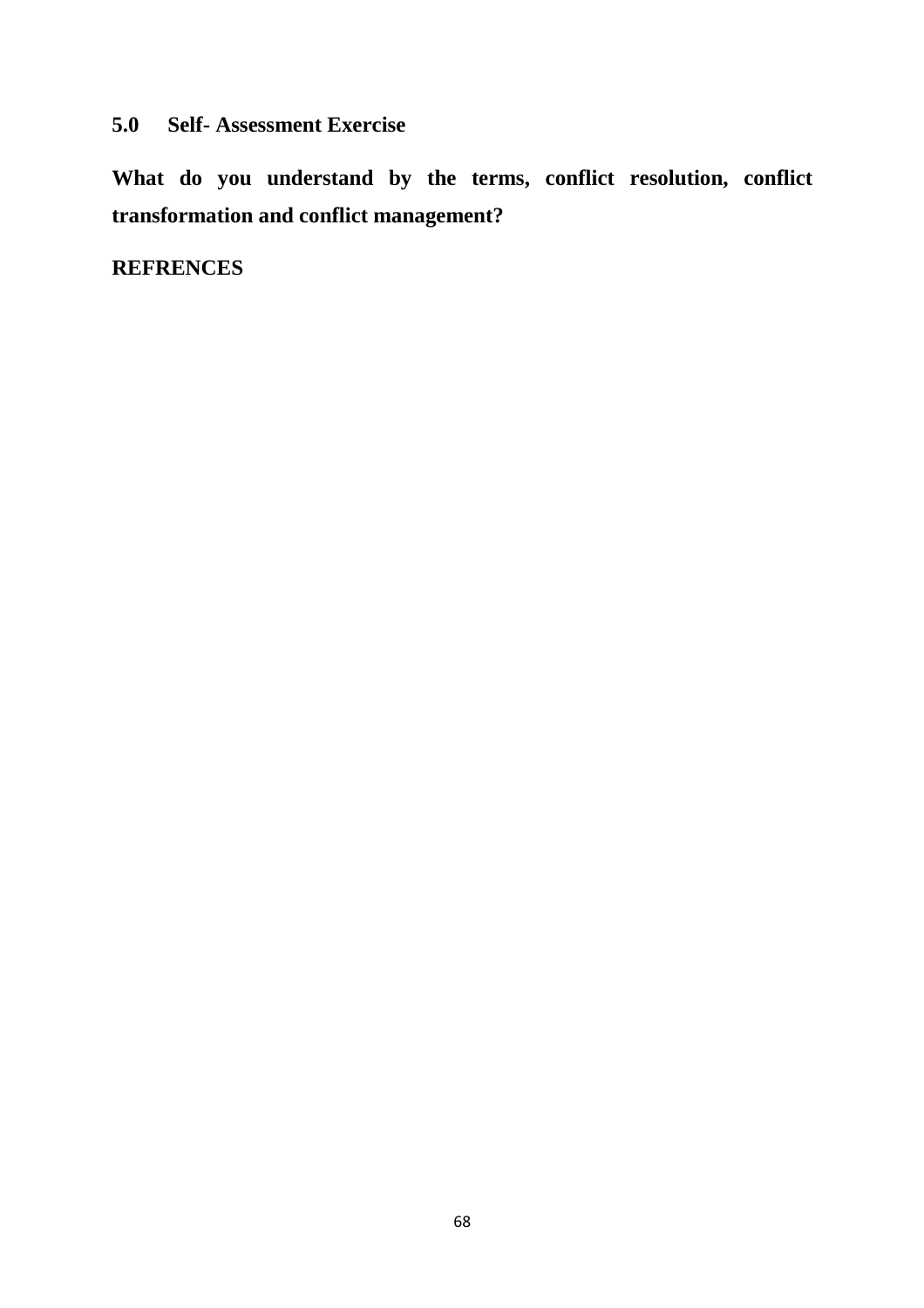## 5.0 Self- Assessment Exercise

**What do you understand by the terms, conflict resolution, conflict transformation and conflict management?**

## REFRENCES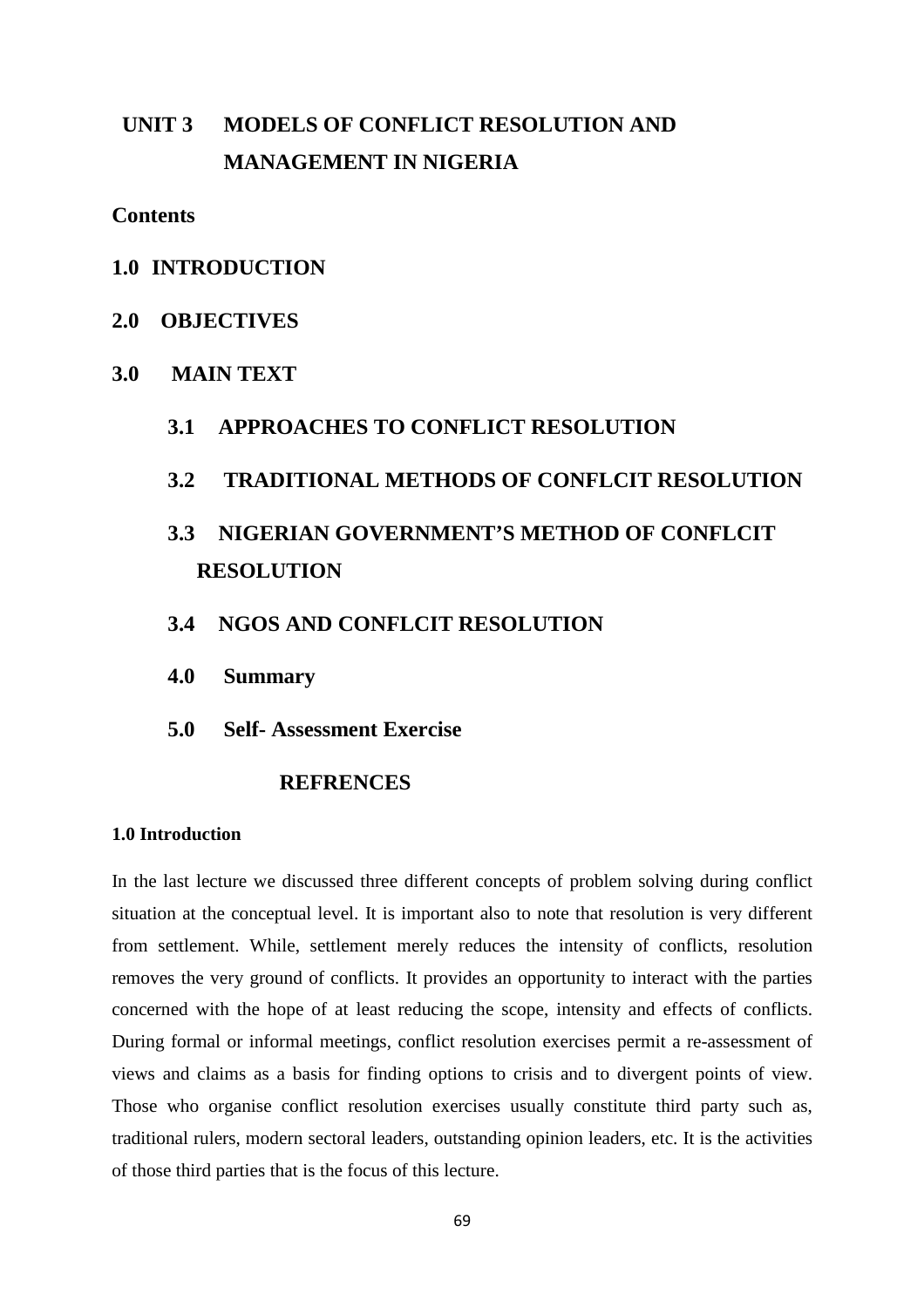# UNIT 3 MODELS OF CONFLICT RESOLUTION AND MANAGEMENT IN NIGERIA

**Contents**

**1.0 INTRODUCTION**

**2.0 OBJECTIVES**

**3.0 MAIN TEXT**

**3.1 APPROACHES TO CONFLICT RESOLUTION**

**3.2 TRADITIONAL METHODS OF CONFLCIT RESOLUTION**

**3.3 NIGERIAN GOVERNMENT'S METHOD OF CONFLCIT RESOLUTION**

**3.4 NGOS AND CONFLCIT RESOLUTION**

**4.0 Summary**

**5.0 Self- Assessment Exercise**

**REFRENCES**

## 1.0 Introduction

In the last lecture we discussed three different concepts of problem solving during conflict situation at the conceptual level. It is important also to note that resolution is very different from settlement. While, settlement merely reduces the intensity of conflicts, resolution removes the very ground of conflicts. It provides an opportunity to interact with the parties concerned with the hope of at least reducing the scope, intensity and effects of conflicts. During formal or informal meetings, conflict resolution exercises permit a re-assessment of views and claims as a basis for finding options to crisis and to divergent points of view. Those who organise conflict resolution exercises usually constitute third party such as, traditional rulers, modern sectoral leaders, outstanding opinion leaders, etc. It is the activities of those third parties that is the focus of this lecture.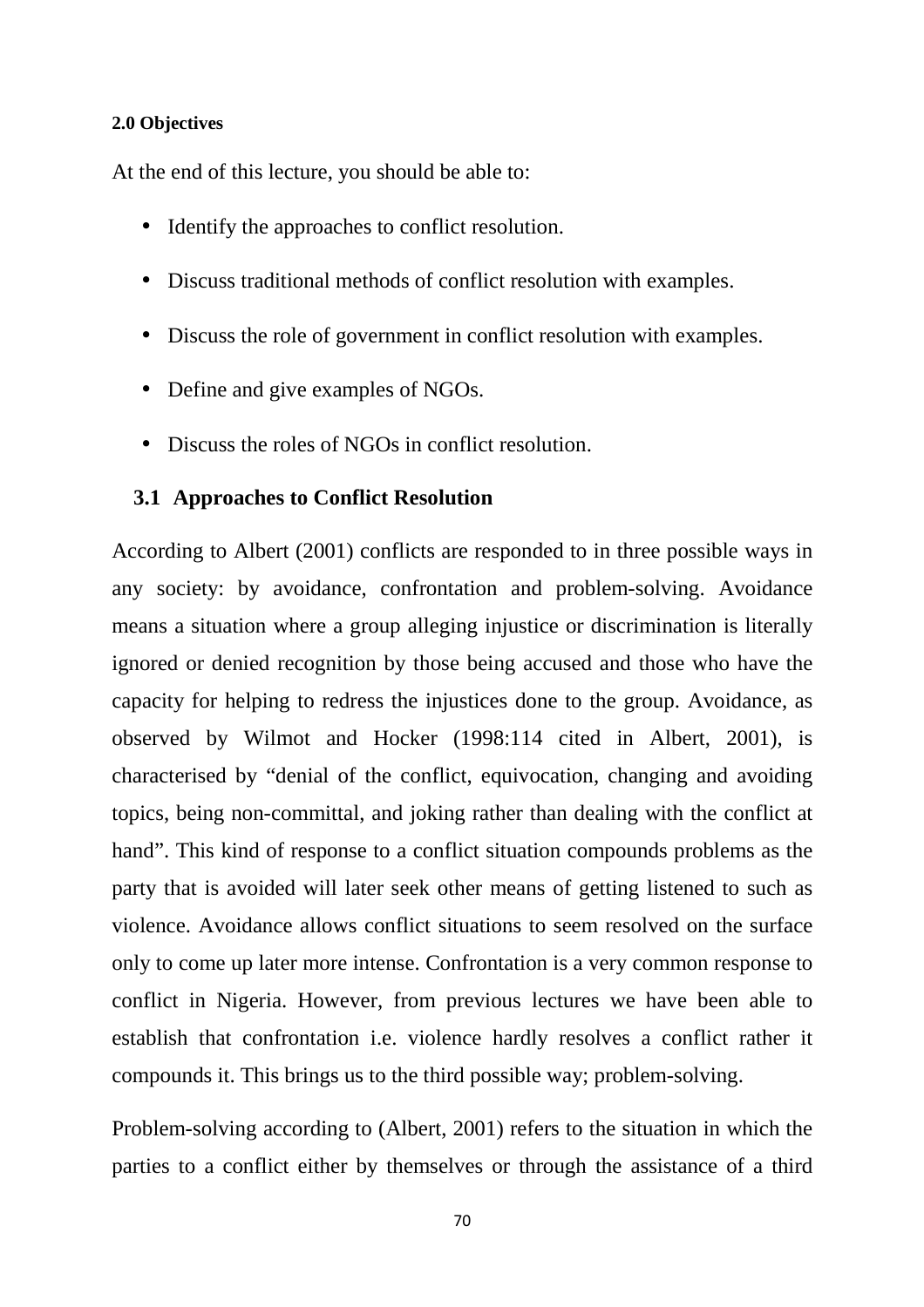### 2.0 Objectives

At the end of this lecture, you should be able to:

- Identify the approaches to conflict resolution.
- Discuss traditional methods of conflict resolution with examples.
- Discuss the role of government in conflict resolution with examples.
- Define and give examples of NGOs.
- Discuss the roles of NGOs in conflict resolution.

### 3.1 Approaches to Conflict Resolution

According to Albert (2001) conflicts are responded to in three possible ways in any society: by avoidance, confrontation and problem-solving. Avoidance means a situation where a group alleging injustice or discrimination is literally ignored or denied recognition by those being accused and those who have the capacity for helping to redress the injustices done to the group. Avoidance, as observed by Wilmot and Hocker (1998:114 cited in Albert, 2001), is characterised by "denial of the conflict, equivocation, changing and avoiding topics, being non-committal, and joking rather than dealing with the conflict at hand". This kind of response to a conflict situation compounds problems as the party that is avoided will later seek other means of getting listened to such as violence. Avoidance allows conflict situations to seem resolved on the surface only to come up later more intense. Confrontation is a very common response to conflict in Nigeria. However, from previous lectures we have been able to establish that confrontation i.e. violence hardly resolves a conflict rather it compounds it. This brings us to the third possible way; problem-solving.

Problem-solving according to (Albert, 2001) refers to the situation in which the parties to a conflict either by themselves or through the assistance of a third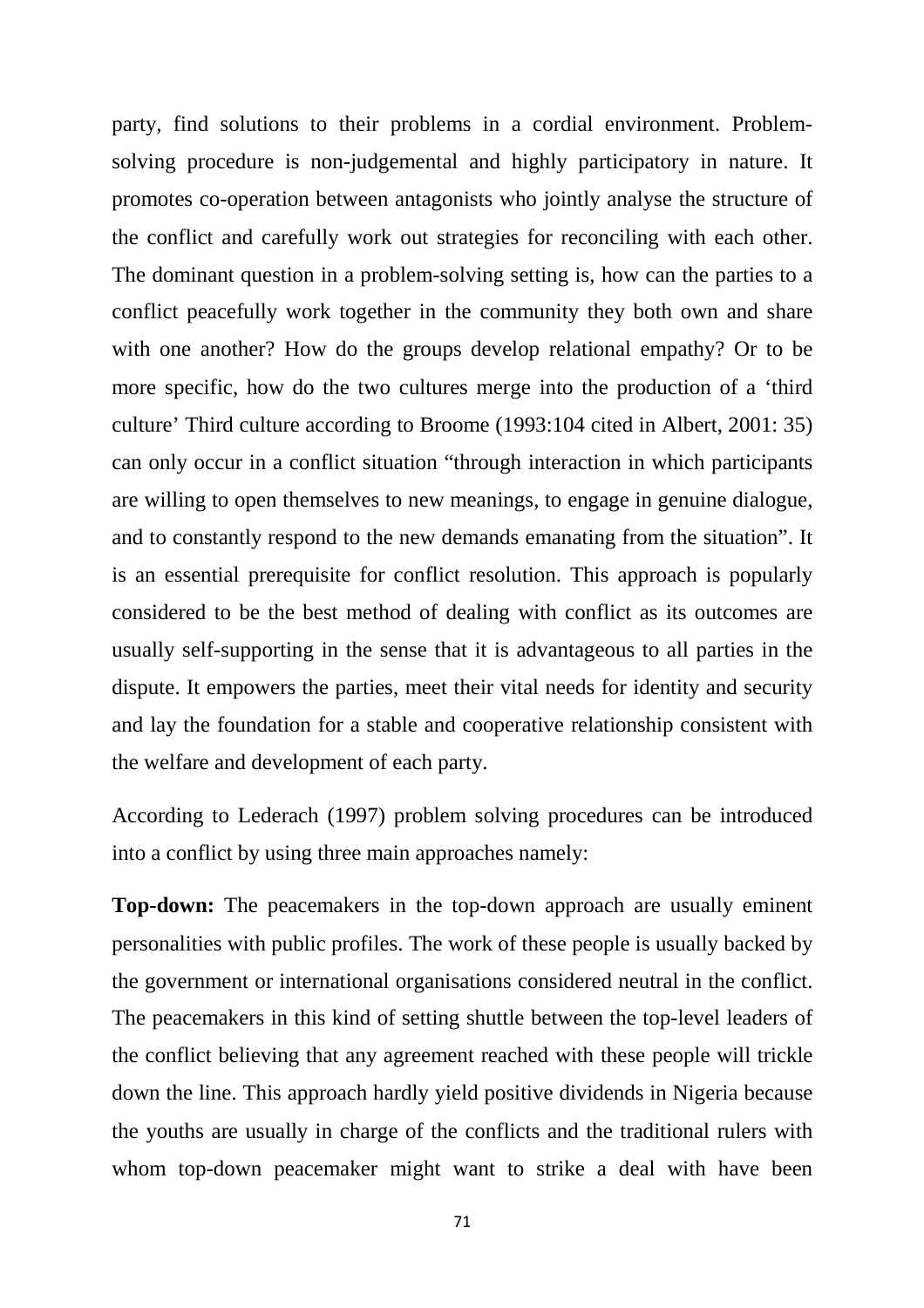party, find solutions to their problems in a cordial environment. Problem-solving procedure is non-judgemental and highly participatory in nature. It promotes co-operation between antagonists who jointly analyse the structure of the conflict and carefully work out strategies for reconciling with each other. The dominant question in a problem-solving setting is, how can the parties to a conflict peacefully work together in the community they both own and share with one another? How do the groups develop relational empathy? Or to be more specific, how do the two cultures merge into the production of a 'third culture' Third culture according to Broome (1993:104 cited in Albert, 2001: 35) can only occur in a conflict situation "through interaction in which participants are willing to open themselves to new meanings, to engage in genuine dialogue, and to constantly respond to the new demands emanating from the situation". It is an essential prerequisite for conflict resolution. This approach is popularly considered to be the best method of dealing with conflict as its outcomes are usually self-supporting in the sense that it is advantageous to all parties in the dispute. It empowers the parties, meet their vital needs for identity and security and lay the foundation for a stable and cooperative relationship consistent with the welfare and development of each party.

According to Lederach (1997) problem solving procedures can be introduced into a conflict by using three main approaches namely:

**Top-down:** The peacemakers in the top-down approach are usually eminent personalities with public profiles. The work of these people is usually backed by the government or international organisations considered neutral in the conflict. The peacemakers in this kind of setting shuttle between the top-level leaders of the conflict believing that any agreement reached with these people will trickle down the line. This approach hardly yield positive dividends in Nigeria because the youths are usually in charge of the conflicts and the traditional rulers with whom top-down peacemaker might want to strike a deal with have been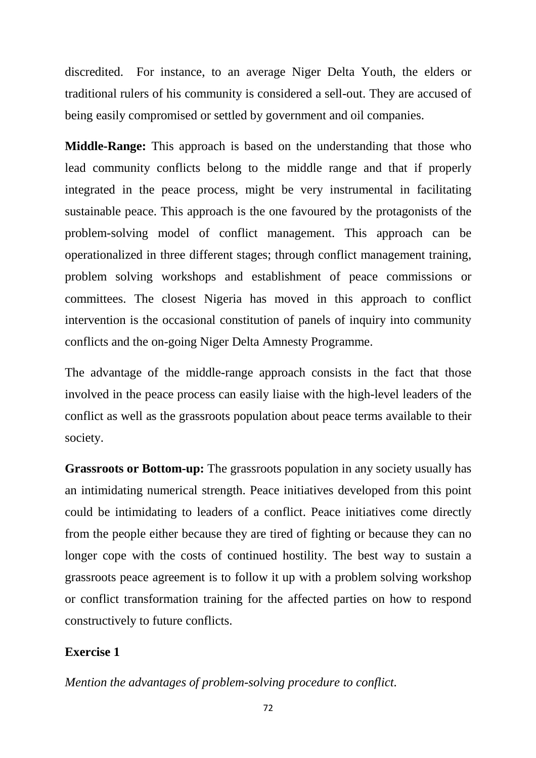discredited. For instance, to an average Niger Delta Youth, the elders or traditional rulers of his community is considered a sell-out. They are accused of being easily compromised or settled by government and oil companies.

**Middle-Range:** This approach is based on the understanding that those who lead community conflicts belong to the middle range and that if properly integrated in the peace process, might be very instrumental in facilitating sustainable peace. This approach is the one favoured by the protagonists of the problem-solving model of conflict management. This approach can be operationalized in three different stages; through conflict management training, problem solving workshops and establishment of peace commissions or committees. The closest Nigeria has moved in this approach to conflict intervention is the occasional constitution of panels of inquiry into community conflicts and the on-going Niger Delta Amnesty Programme.

The advantage of the middle-range approach consists in the fact that those involved in the peace process can easily liaise with the high-level leaders of the conflict as well as the grassroots population about peace terms available to their society.

**Grassroots or Bottom-up:** The grassroots population in any society usually has an intimidating numerical strength. Peace initiatives developed from this point could be intimidating to leaders of a conflict. Peace initiatives come directly from the people either because they are tired of fighting or because they can no longer cope with the costs of continued hostility. The best way to sustain a grassroots peace agreement is to follow it up with a problem solving workshop or conflict transformation training for the affected parties on how to respond constructively to future conflicts.

**Exercise 1**

*Mention the advantages of problem-solving procedure to conflict.*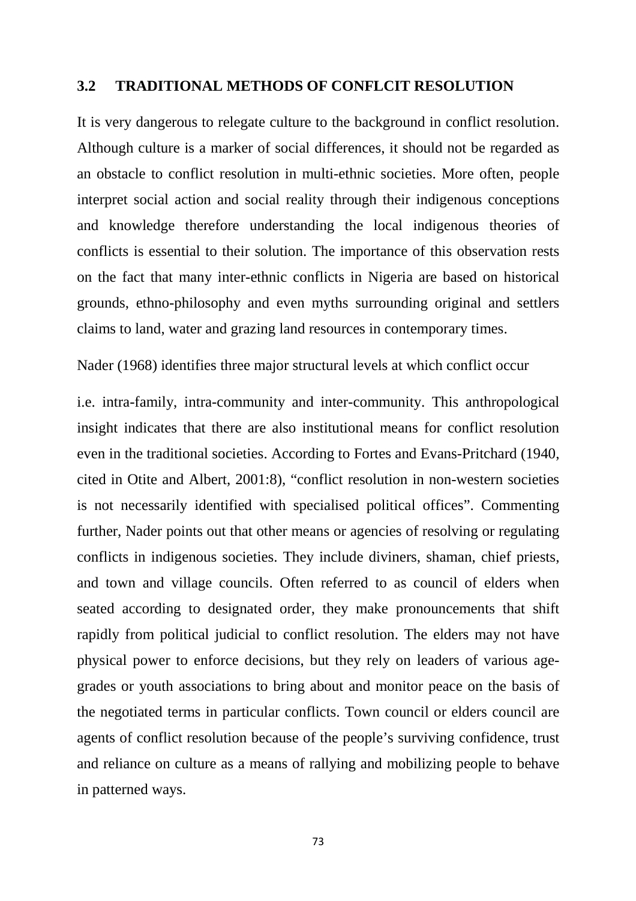## 3.2 TRADITIONAL METHODS OF CONFLCIT RESOLUTION

It is very dangerous to relegate culture to the background in conflict resolution. Although culture is a marker of social differences, it should not be regarded as an obstacle to conflict resolution in multi-ethnic societies. More often, people interpret social action and social reality through their indigenous conceptions and knowledge therefore understanding the local indigenous theories of conflicts is essential to their solution. The importance of this observation rests on the fact that many inter-ethnic conflicts in Nigeria are based on historical grounds, ethno-philosophy and even myths surrounding original and settlers claims to land, water and grazing land resources in contemporary times.

Nader (1968) identifies three major structural levels at which conflict occur

i.e. intra-family, intra-community and inter-community. This anthropological insight indicates that there are also institutional means for conflict resolution even in the traditional societies. According to Fortes and Evans-Pritchard (1940, cited in Otite and Albert, 2001:8), "conflict resolution in non-western societies is not necessarily identified with specialised political offices". Commenting further, Nader points out that other means or agencies of resolving or regulating conflicts in indigenous societies. They include diviners, shaman, chief priests, and town and village councils. Often referred to as council of elders when seated according to designated order, they make pronouncements that shift rapidly from political judicial to conflict resolution. The elders may not have physical power to enforce decisions, but they rely on leaders of various age-grades or youth associations to bring about and monitor peace on the basis of the negotiated terms in particular conflicts. Town council or elders council are agents of conflict resolution because of the people's surviving confidence, trust and reliance on culture as a means of rallying and mobilizing people to behave in patterned ways.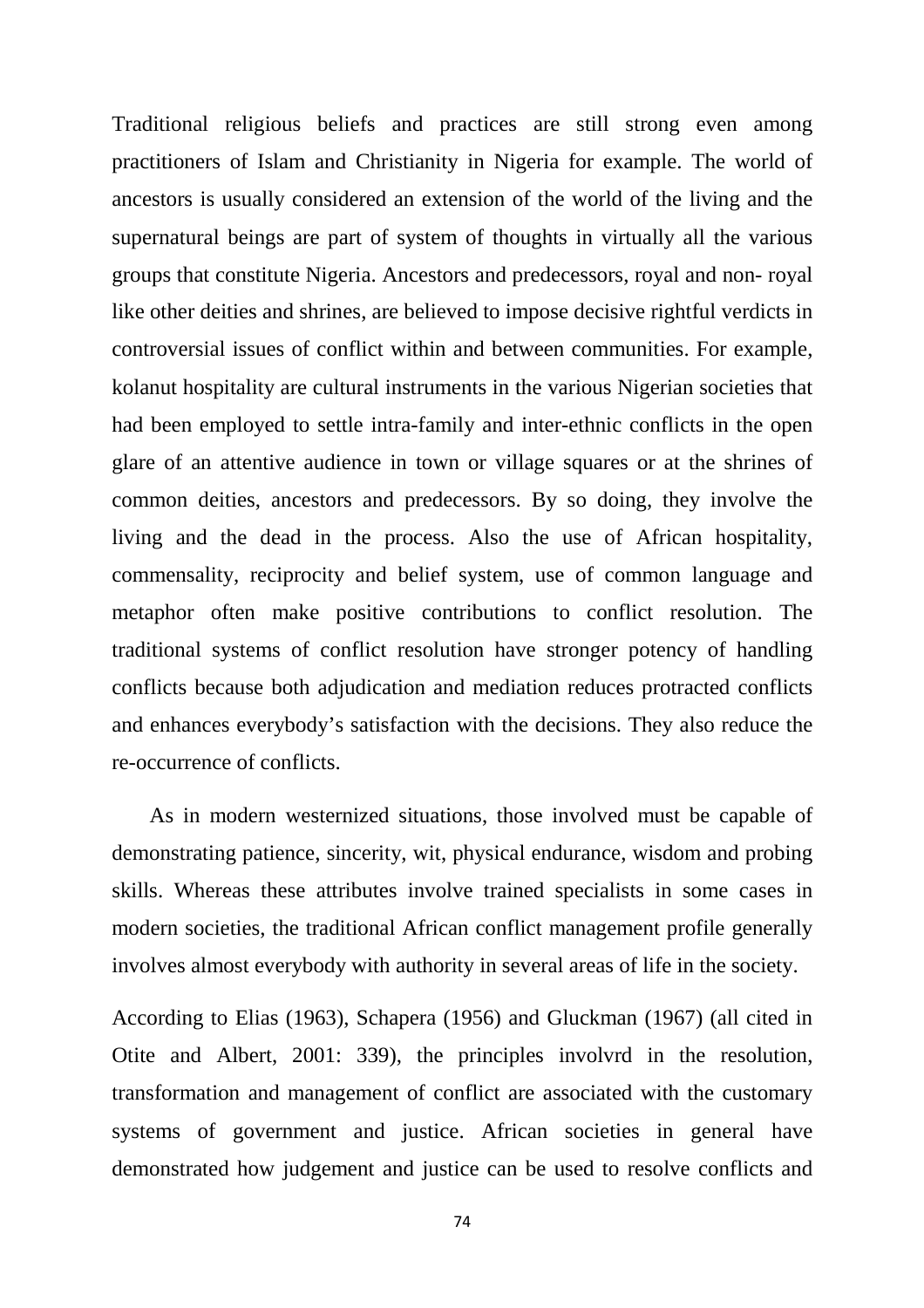Traditional religious beliefs and practices are still strong even among practitioners of Islam and Christianity in Nigeria for example. The world of ancestors is usually considered an extension of the world of the living and the supernatural beings are part of system of thoughts in virtually all the various groups that constitute Nigeria. Ancestors and predecessors, royal and non- royal like other deities and shrines, are believed to impose decisive rightful verdicts in controversial issues of conflict within and between communities. For example, kolanut hospitality are cultural instruments in the various Nigerian societies that had been employed to settle intra-family and inter-ethnic conflicts in the open glare of an attentive audience in town or village squares or at the shrines of common deities, ancestors and predecessors. By so doing, they involve the living and the dead in the process. Also the use of African hospitality, commensality, reciprocity and belief system, use of common language and metaphor often make positive contributions to conflict resolution. The traditional systems of conflict resolution have stronger potency of handling conflicts because both adjudication and mediation reduces protracted conflicts and enhances everybody's satisfaction with the decisions. They also reduce the re-occurrence of conflicts.

As in modern westernized situations, those involved must be capable of demonstrating patience, sincerity, wit, physical endurance, wisdom and probing skills. Whereas these attributes involve trained specialists in some cases in modern societies, the traditional African conflict management profile generally involves almost everybody with authority in several areas of life in the society.

According to Elias (1963), Schapera (1956) and Gluckman (1967) (all cited in Otite and Albert, 2001: 339), the principles involvrd in the resolution, transformation and management of conflict are associated with the customary systems of government and justice. African societies in general have demonstrated how judgement and justice can be used to resolve conflicts and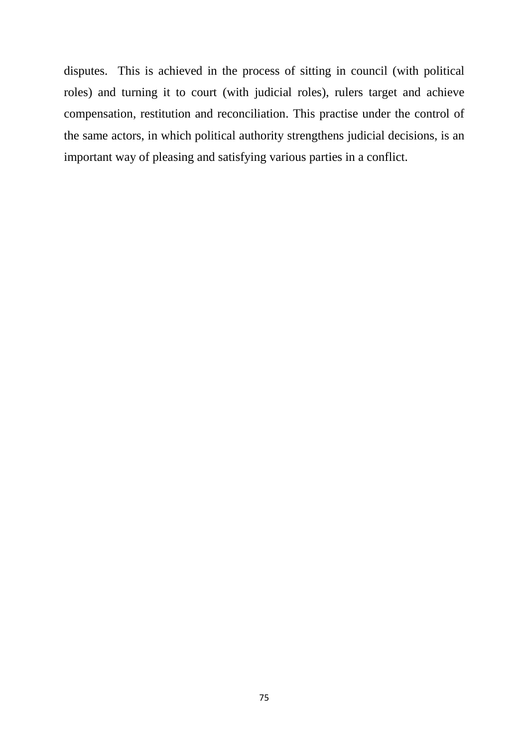disputes. This is achieved in the process of sitting in council (with political roles) and turning it to court (with judicial roles), rulers target and achieve compensation, restitution and reconciliation. This practise under the control of the same actors, in which political authority strengthens judicial decisions, is an important way of pleasing and satisfying various parties in a conflict.